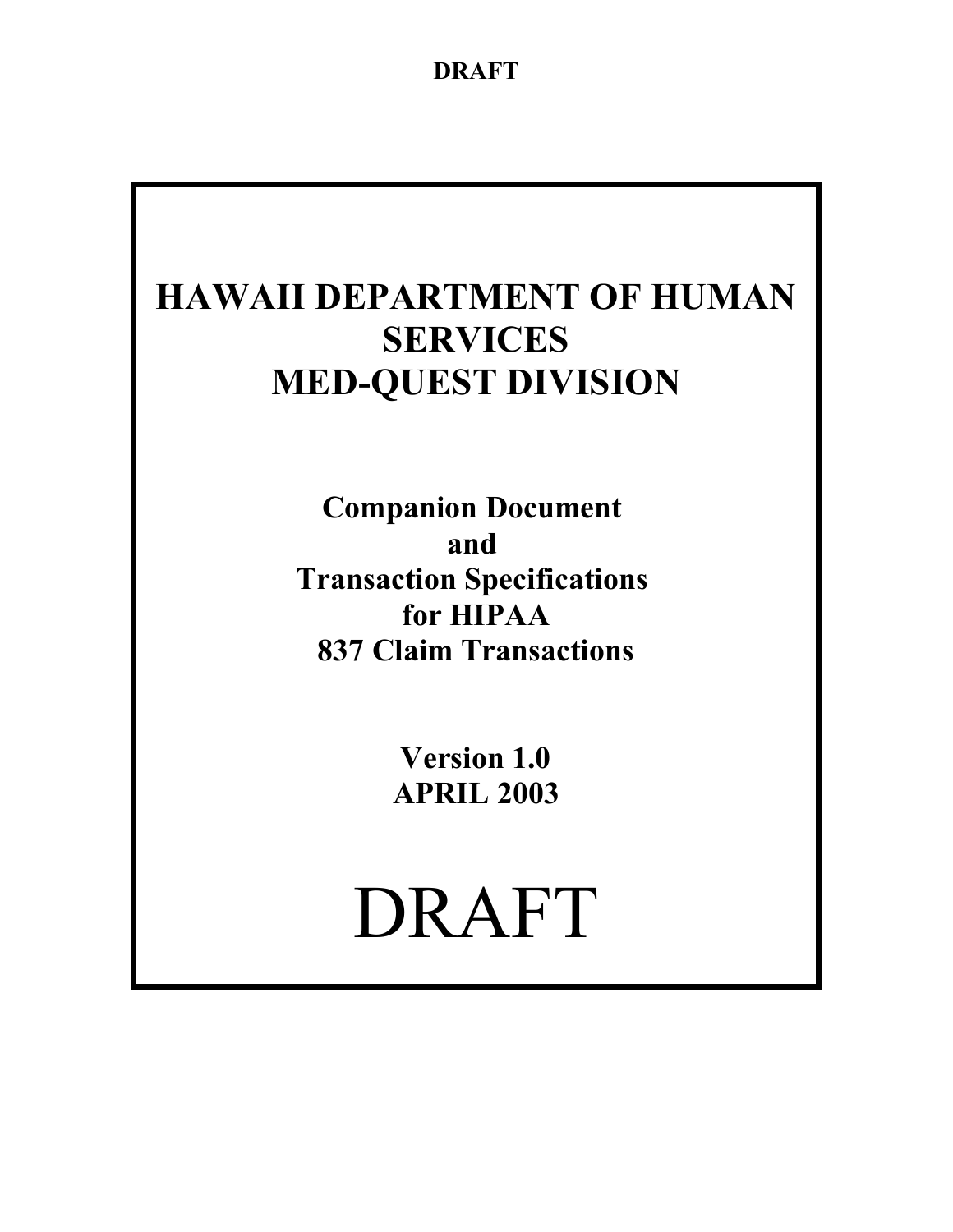DRAFT

# HAWAII DEPARTMENT OF HUMAN SERVICES MED-QUEST DIVISION

## Companion Document and Transaction Specifications for HIPAA 837 Claim Transactions

**Version 1.0**
**APRIL 2003**

DRAFT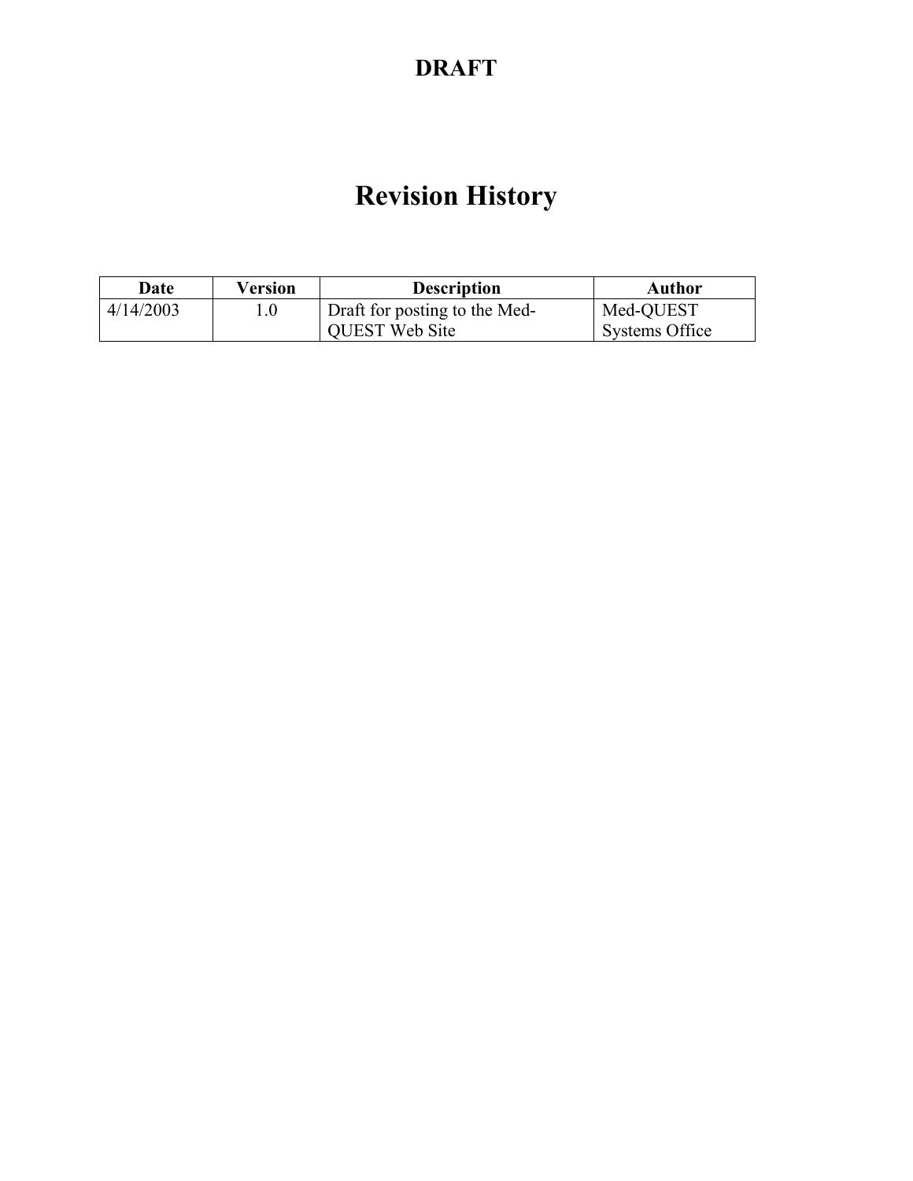**DRAFT**

# Revision History

| Date | Version | Description | Author |
|---|---|---|---|
| 4/14/2003 | 1.0 | Draft for posting to the Med-QUEST Web Site | Med-QUEST Systems Office |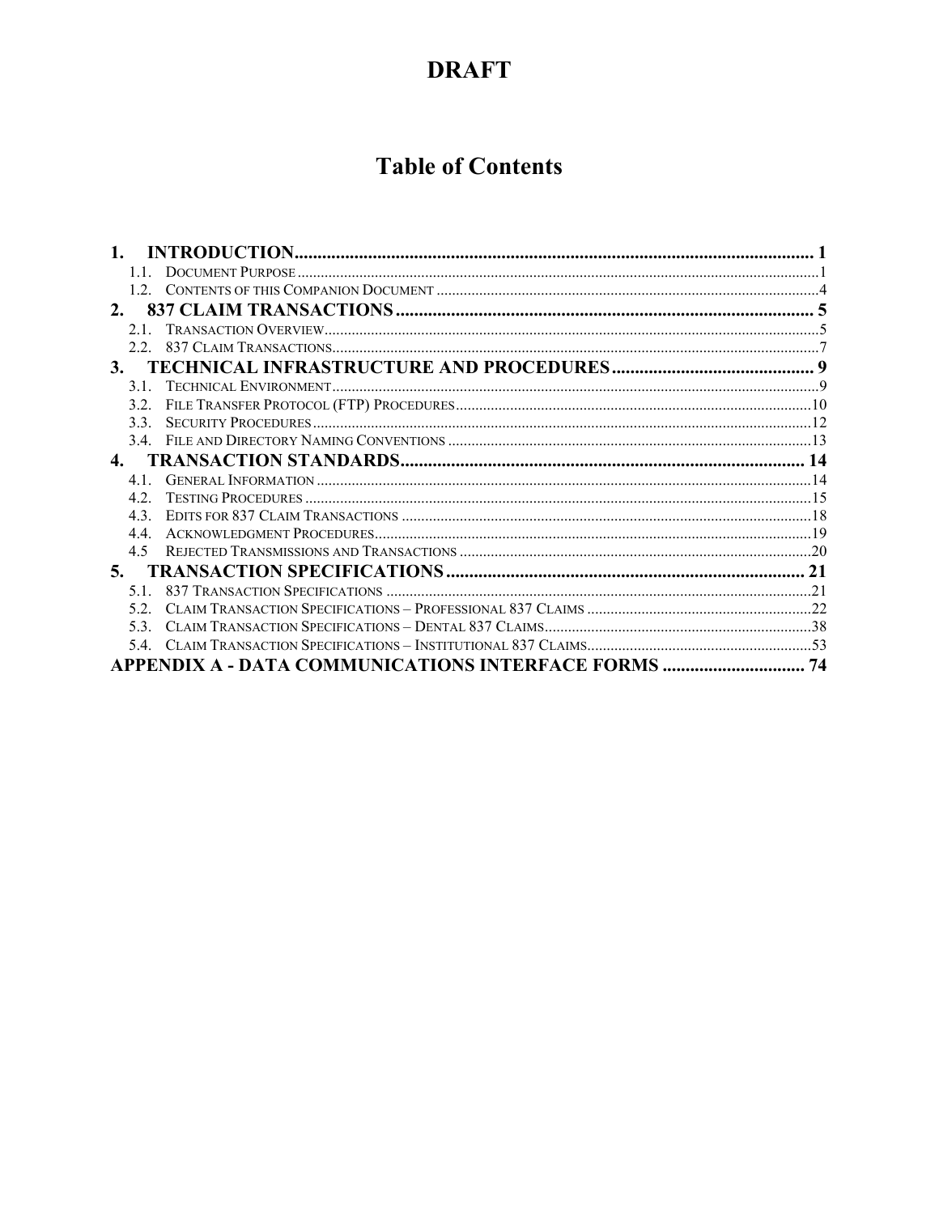# DRAFT

# Table of Contents

**1. INTRODUCTION ........................................................................................................ 1**

1.1. Document Purpose ........................................................................................................ 1

1.2. Contents of this Companion Document ........................................................................................................ 4

**2. 837 CLAIM TRANSACTIONS ........................................................................................................ 5**

2.1. Transaction Overview ........................................................................................................ 5

2.2. 837 Claim Transactions ........................................................................................................ 7

**3. TECHNICAL INFRASTRUCTURE AND PROCEDURES ........................................................................................................ 9**

3.1. Technical Environment ........................................................................................................ 9

3.2. File Transfer Protocol (FTP) Procedures ........................................................................................................ 10

3.3. Security Procedures ........................................................................................................ 12

3.4. File and Directory Naming Conventions ........................................................................................................ 13

**4. TRANSACTION STANDARDS ........................................................................................................ 14**

4.1. General Information ........................................................................................................ 14

4.2. Testing Procedures ........................................................................................................ 15

4.3. Edits for 837 Claim Transactions ........................................................................................................ 18

4.4. Acknowledgment Procedures ........................................................................................................ 19

4.5 Rejected Transmissions and Transactions ........................................................................................................ 20

**5. TRANSACTION SPECIFICATIONS ........................................................................................................ 21**

5.1. 837 Transaction Specifications ........................................................................................................ 21

5.2. Claim Transaction Specifications – Professional 837 Claims ........................................................................................................ 22

5.3. Claim Transaction Specifications – Dental 837 Claims ........................................................................................................ 38

5.4. Claim Transaction Specifications – Institutional 837 Claims ........................................................................................................ 53

**APPENDIX A - DATA COMMUNICATIONS INTERFACE FORMS ........................................................................................................ 74**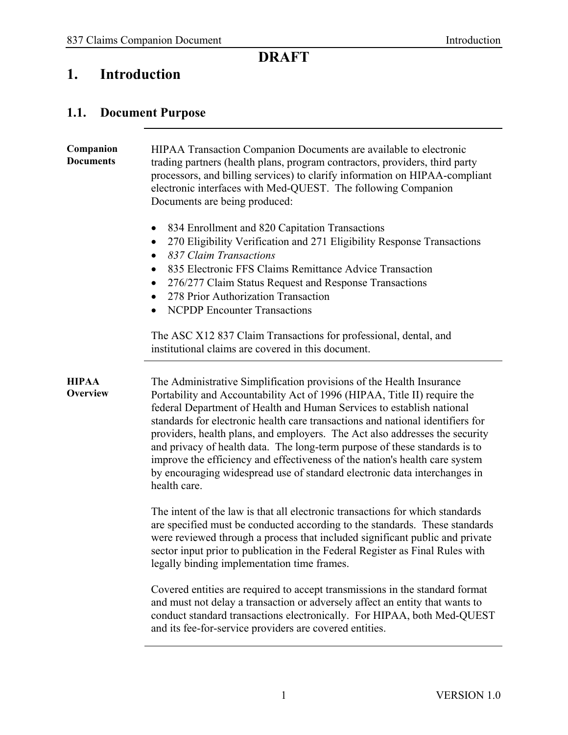**DRAFT**

# 1. Introduction

## 1.1. Document Purpose

**Companion Documents**

HIPAA Transaction Companion Documents are available to electronic trading partners (health plans, program contractors, providers, third party processors, and billing services) to clarify information on HIPAA-compliant electronic interfaces with Med-QUEST. The following Companion Documents are being produced:

- 834 Enrollment and 820 Capitation Transactions
- 270 Eligibility Verification and 271 Eligibility Response Transactions
- *837 Claim Transactions*
- 835 Electronic FFS Claims Remittance Advice Transaction
- 276/277 Claim Status Request and Response Transactions
- 278 Prior Authorization Transaction
- NCPDP Encounter Transactions

The ASC X12 837 Claim Transactions for professional, dental, and institutional claims are covered in this document.

**HIPAA Overview**

The Administrative Simplification provisions of the Health Insurance Portability and Accountability Act of 1996 (HIPAA, Title II) require the federal Department of Health and Human Services to establish national standards for electronic health care transactions and national identifiers for providers, health plans, and employers. The Act also addresses the security and privacy of health data. The long-term purpose of these standards is to improve the efficiency and effectiveness of the nation's health care system by encouraging widespread use of standard electronic data interchanges in health care.

The intent of the law is that all electronic transactions for which standards are specified must be conducted according to the standards. These standards were reviewed through a process that included significant public and private sector input prior to publication in the Federal Register as Final Rules with legally binding implementation time frames.

Covered entities are required to accept transmissions in the standard format and must not delay a transaction or adversely affect an entity that wants to conduct standard transactions electronically. For HIPAA, both Med-QUEST and its fee-for-service providers are covered entities.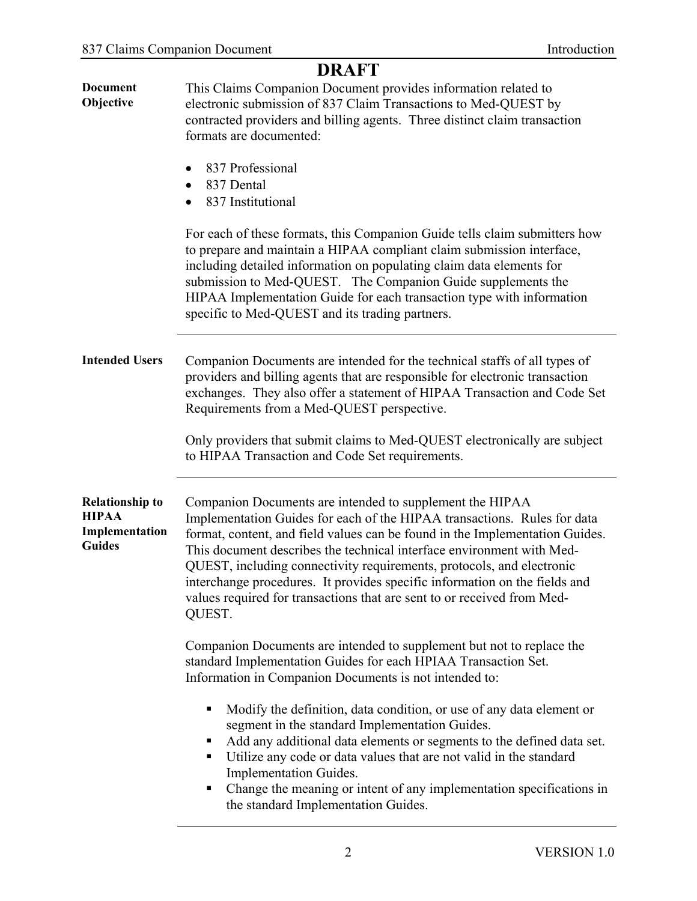**DRAFT**

**Document Objective**

This Claims Companion Document provides information related to electronic submission of 837 Claim Transactions to Med-QUEST by contracted providers and billing agents. Three distinct claim transaction formats are documented:

- 837 Professional
- 837 Dental
- 837 Institutional

For each of these formats, this Companion Guide tells claim submitters how to prepare and maintain a HIPAA compliant claim submission interface, including detailed information on populating claim data elements for submission to Med-QUEST. The Companion Guide supplements the HIPAA Implementation Guide for each transaction type with information specific to Med-QUEST and its trading partners.

---

**Intended Users**

Companion Documents are intended for the technical staffs of all types of providers and billing agents that are responsible for electronic transaction exchanges. They also offer a statement of HIPAA Transaction and Code Set Requirements from a Med-QUEST perspective.

Only providers that submit claims to Med-QUEST electronically are subject to HIPAA Transaction and Code Set requirements.

---

**Relationship to HIPAA Implementation Guides**

Companion Documents are intended to supplement the HIPAA Implementation Guides for each of the HIPAA transactions. Rules for data format, content, and field values can be found in the Implementation Guides. This document describes the technical interface environment with Med-QUEST, including connectivity requirements, protocols, and electronic interchange procedures. It provides specific information on the fields and values required for transactions that are sent to or received from Med-QUEST.

Companion Documents are intended to supplement but not to replace the standard Implementation Guides for each HPIAA Transaction Set. Information in Companion Documents is not intended to:

- Modify the definition, data condition, or use of any data element or segment in the standard Implementation Guides.
- Add any additional data elements or segments to the defined data set.
- Utilize any code or data values that are not valid in the standard Implementation Guides.
- Change the meaning or intent of any implementation specifications in the standard Implementation Guides.

---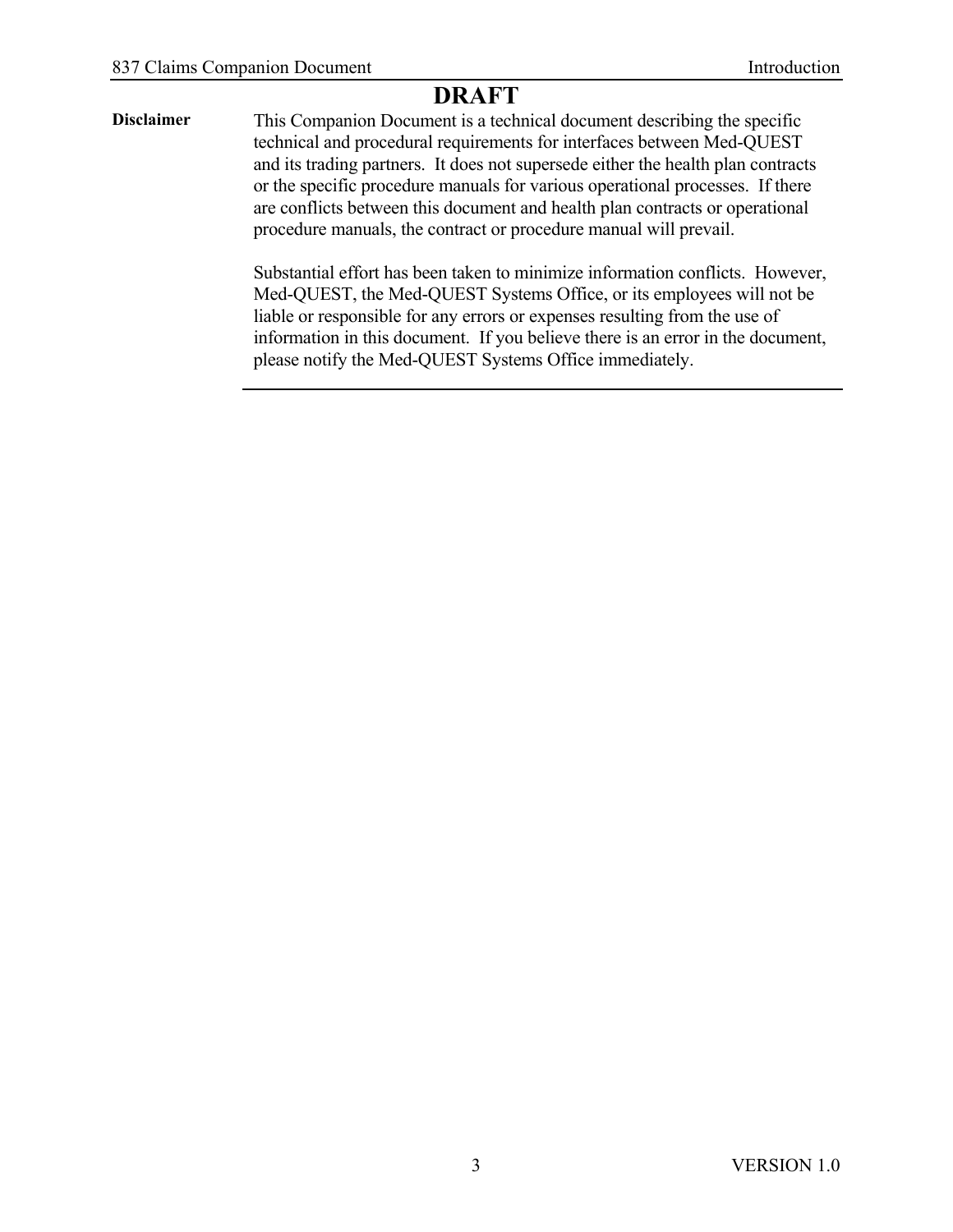# DRAFT

**Disclaimer**

This Companion Document is a technical document describing the specific technical and procedural requirements for interfaces between Med-QUEST and its trading partners. It does not supersede either the health plan contracts or the specific procedure manuals for various operational processes. If there are conflicts between this document and health plan contracts or operational procedure manuals, the contract or procedure manual will prevail.

Substantial effort has been taken to minimize information conflicts. However, Med-QUEST, the Med-QUEST Systems Office, or its employees will not be liable or responsible for any errors or expenses resulting from the use of information in this document. If you believe there is an error in the document, please notify the Med-QUEST Systems Office immediately.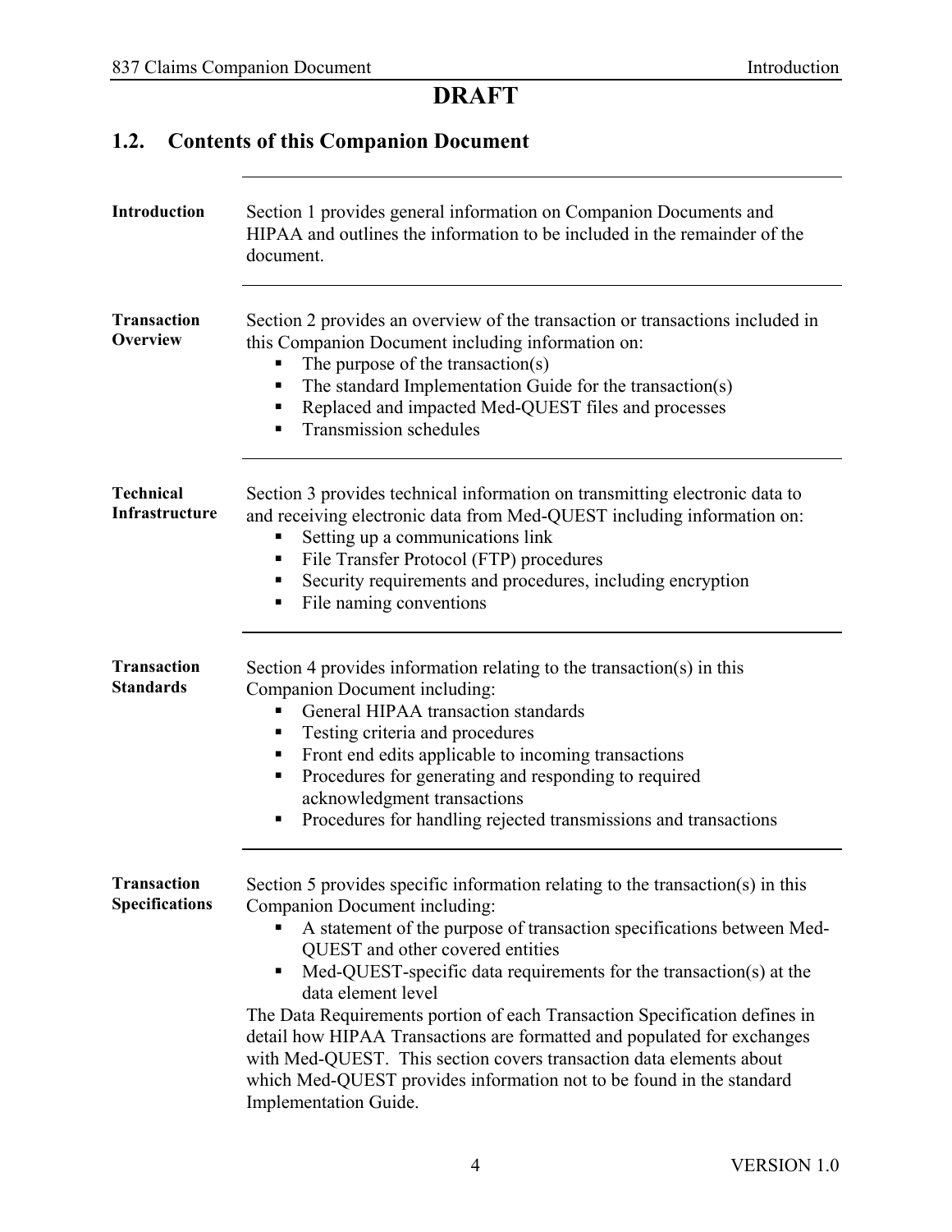**DRAFT**

## 1.2. Contents of this Companion Document

**Introduction**

Section 1 provides general information on Companion Documents and HIPAA and outlines the information to be included in the remainder of the document.

**Transaction Overview**

Section 2 provides an overview of the transaction or transactions included in this Companion Document including information on:

- The purpose of the transaction(s)
- The standard Implementation Guide for the transaction(s)
- Replaced and impacted Med-QUEST files and processes
- Transmission schedules

**Technical Infrastructure**

Section 3 provides technical information on transmitting electronic data to and receiving electronic data from Med-QUEST including information on:

- Setting up a communications link
- File Transfer Protocol (FTP) procedures
- Security requirements and procedures, including encryption
- File naming conventions

**Transaction Standards**

Section 4 provides information relating to the transaction(s) in this Companion Document including:

- General HIPAA transaction standards
- Testing criteria and procedures
- Front end edits applicable to incoming transactions
- Procedures for generating and responding to required acknowledgment transactions
- Procedures for handling rejected transmissions and transactions

**Transaction Specifications**

Section 5 provides specific information relating to the transaction(s) in this Companion Document including:

- A statement of the purpose of transaction specifications between Med-QUEST and other covered entities
- Med-QUEST-specific data requirements for the transaction(s) at the data element level

The Data Requirements portion of each Transaction Specification defines in detail how HIPAA Transactions are formatted and populated for exchanges with Med-QUEST. This section covers transaction data elements about which Med-QUEST provides information not to be found in the standard Implementation Guide.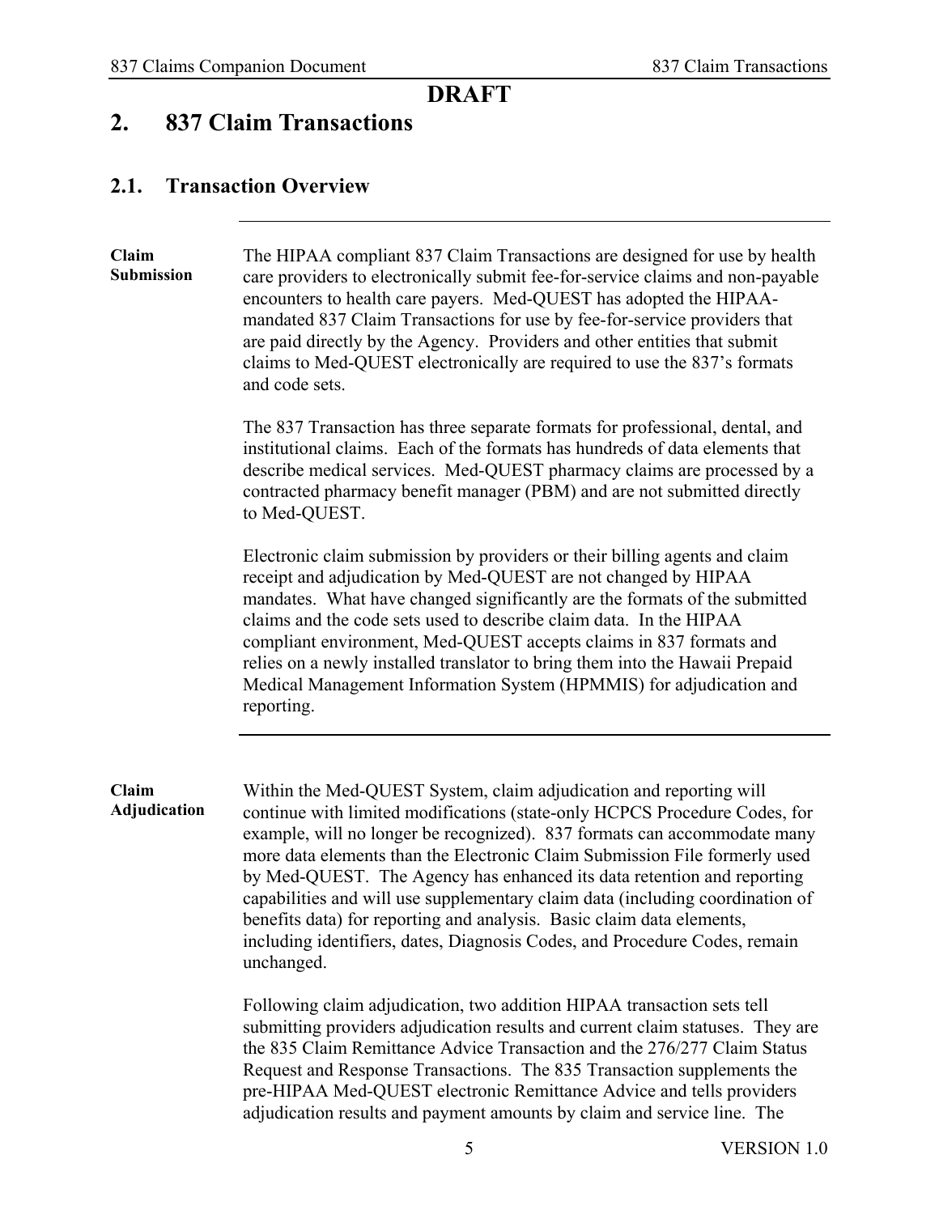**DRAFT**

# 2. 837 Claim Transactions

## 2.1. Transaction Overview

**Claim Submission**

The HIPAA compliant 837 Claim Transactions are designed for use by health care providers to electronically submit fee-for-service claims and non-payable encounters to health care payers. Med-QUEST has adopted the HIPAA-mandated 837 Claim Transactions for use by fee-for-service providers that are paid directly by the Agency. Providers and other entities that submit claims to Med-QUEST electronically are required to use the 837's formats and code sets.

The 837 Transaction has three separate formats for professional, dental, and institutional claims. Each of the formats has hundreds of data elements that describe medical services. Med-QUEST pharmacy claims are processed by a contracted pharmacy benefit manager (PBM) and are not submitted directly to Med-QUEST.

Electronic claim submission by providers or their billing agents and claim receipt and adjudication by Med-QUEST are not changed by HIPAA mandates. What have changed significantly are the formats of the submitted claims and the code sets used to describe claim data. In the HIPAA compliant environment, Med-QUEST accepts claims in 837 formats and relies on a newly installed translator to bring them into the Hawaii Prepaid Medical Management Information System (HPMMIS) for adjudication and reporting.

**Claim Adjudication**

Within the Med-QUEST System, claim adjudication and reporting will continue with limited modifications (state-only HCPCS Procedure Codes, for example, will no longer be recognized). 837 formats can accommodate many more data elements than the Electronic Claim Submission File formerly used by Med-QUEST. The Agency has enhanced its data retention and reporting capabilities and will use supplementary claim data (including coordination of benefits data) for reporting and analysis. Basic claim data elements, including identifiers, dates, Diagnosis Codes, and Procedure Codes, remain unchanged.

Following claim adjudication, two addition HIPAA transaction sets tell submitting providers adjudication results and current claim statuses. They are the 835 Claim Remittance Advice Transaction and the 276/277 Claim Status Request and Response Transactions. The 835 Transaction supplements the pre-HIPAA Med-QUEST electronic Remittance Advice and tells providers adjudication results and payment amounts by claim and service line. The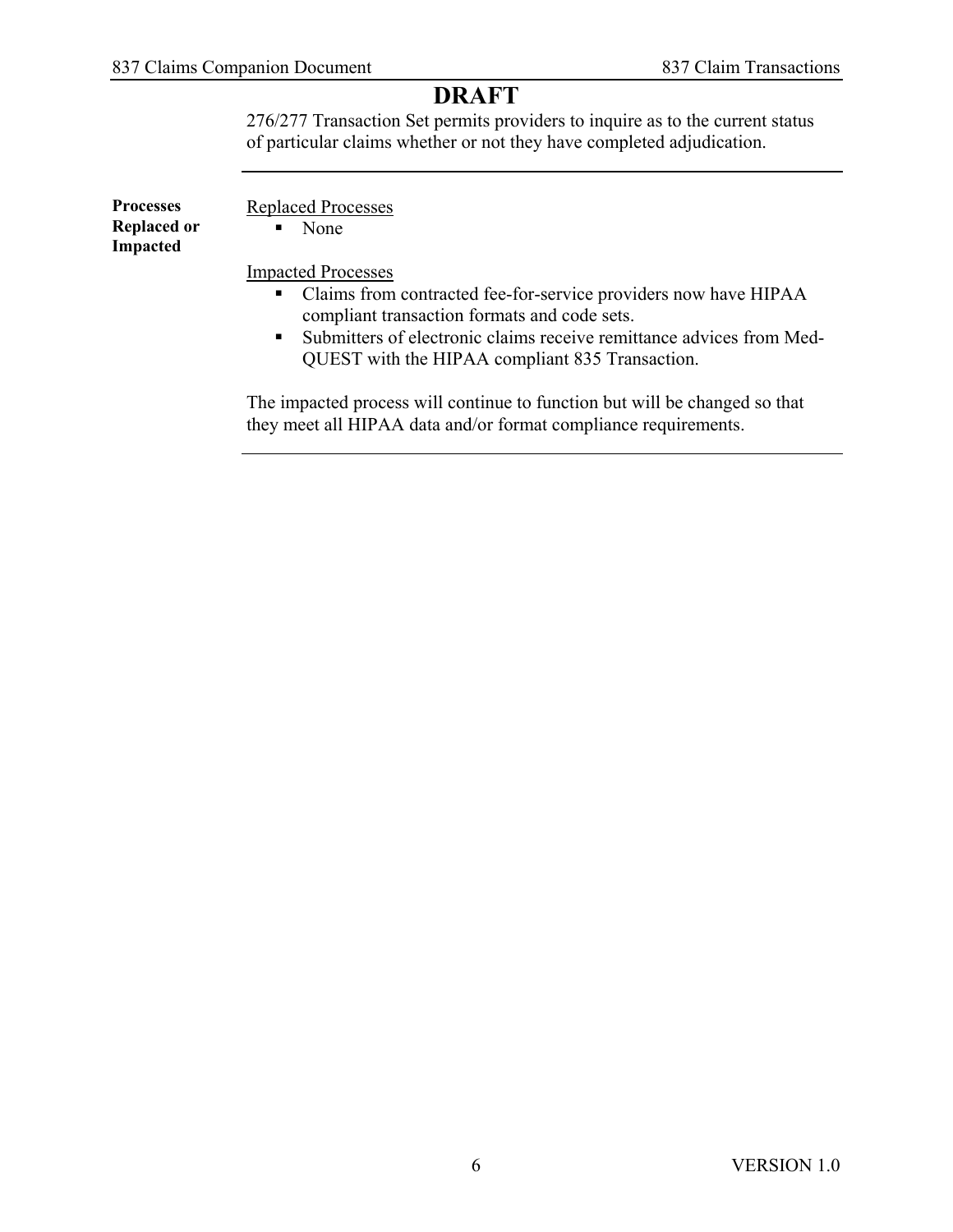**DRAFT**

276/277 Transaction Set permits providers to inquire as to the current status of particular claims whether or not they have completed adjudication.

---

**Processes Replaced or Impacted**

Replaced Processes

- None

Impacted Processes

- Claims from contracted fee-for-service providers now have HIPAA compliant transaction formats and code sets.
- Submitters of electronic claims receive remittance advices from Med-QUEST with the HIPAA compliant 835 Transaction.

The impacted process will continue to function but will be changed so that they meet all HIPAA data and/or format compliance requirements.

---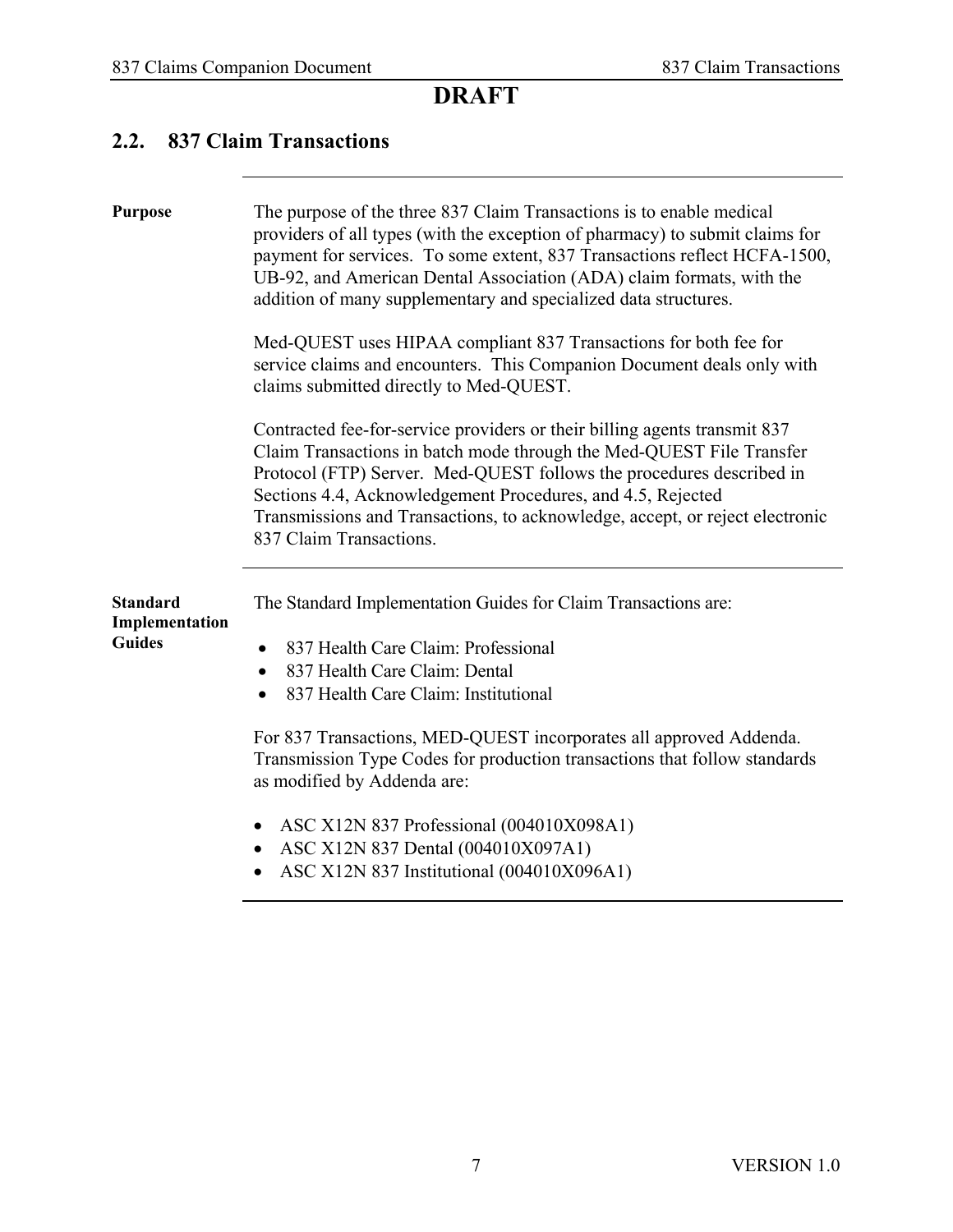**DRAFT**

## 2.2. 837 Claim Transactions

**Purpose**

The purpose of the three 837 Claim Transactions is to enable medical providers of all types (with the exception of pharmacy) to submit claims for payment for services. To some extent, 837 Transactions reflect HCFA-1500, UB-92, and American Dental Association (ADA) claim formats, with the addition of many supplementary and specialized data structures.

Med-QUEST uses HIPAA compliant 837 Transactions for both fee for service claims and encounters. This Companion Document deals only with claims submitted directly to Med-QUEST.

Contracted fee-for-service providers or their billing agents transmit 837 Claim Transactions in batch mode through the Med-QUEST File Transfer Protocol (FTP) Server. Med-QUEST follows the procedures described in Sections 4.4, Acknowledgement Procedures, and 4.5, Rejected Transmissions and Transactions, to acknowledge, accept, or reject electronic 837 Claim Transactions.

**Standard Implementation Guides**

The Standard Implementation Guides for Claim Transactions are:

- 837 Health Care Claim: Professional
- 837 Health Care Claim: Dental
- 837 Health Care Claim: Institutional

For 837 Transactions, MED-QUEST incorporates all approved Addenda. Transmission Type Codes for production transactions that follow standards as modified by Addenda are:

- ASC X12N 837 Professional (004010X098A1)
- ASC X12N 837 Dental (004010X097A1)
- ASC X12N 837 Institutional (004010X096A1)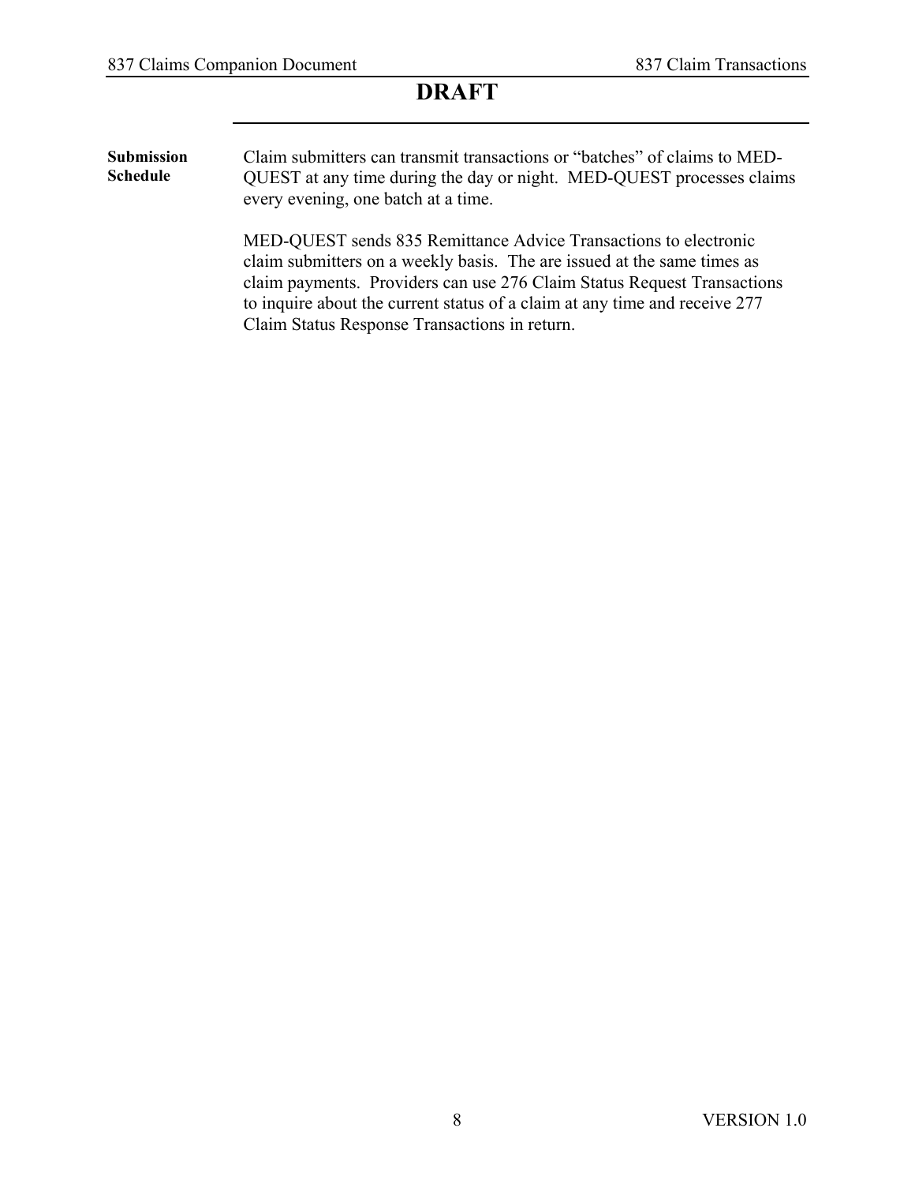**DRAFT**

**Submission Schedule**

Claim submitters can transmit transactions or "batches" of claims to MED-QUEST at any time during the day or night. MED-QUEST processes claims every evening, one batch at a time.

MED-QUEST sends 835 Remittance Advice Transactions to electronic claim submitters on a weekly basis. The are issued at the same times as claim payments. Providers can use 276 Claim Status Request Transactions to inquire about the current status of a claim at any time and receive 277 Claim Status Response Transactions in return.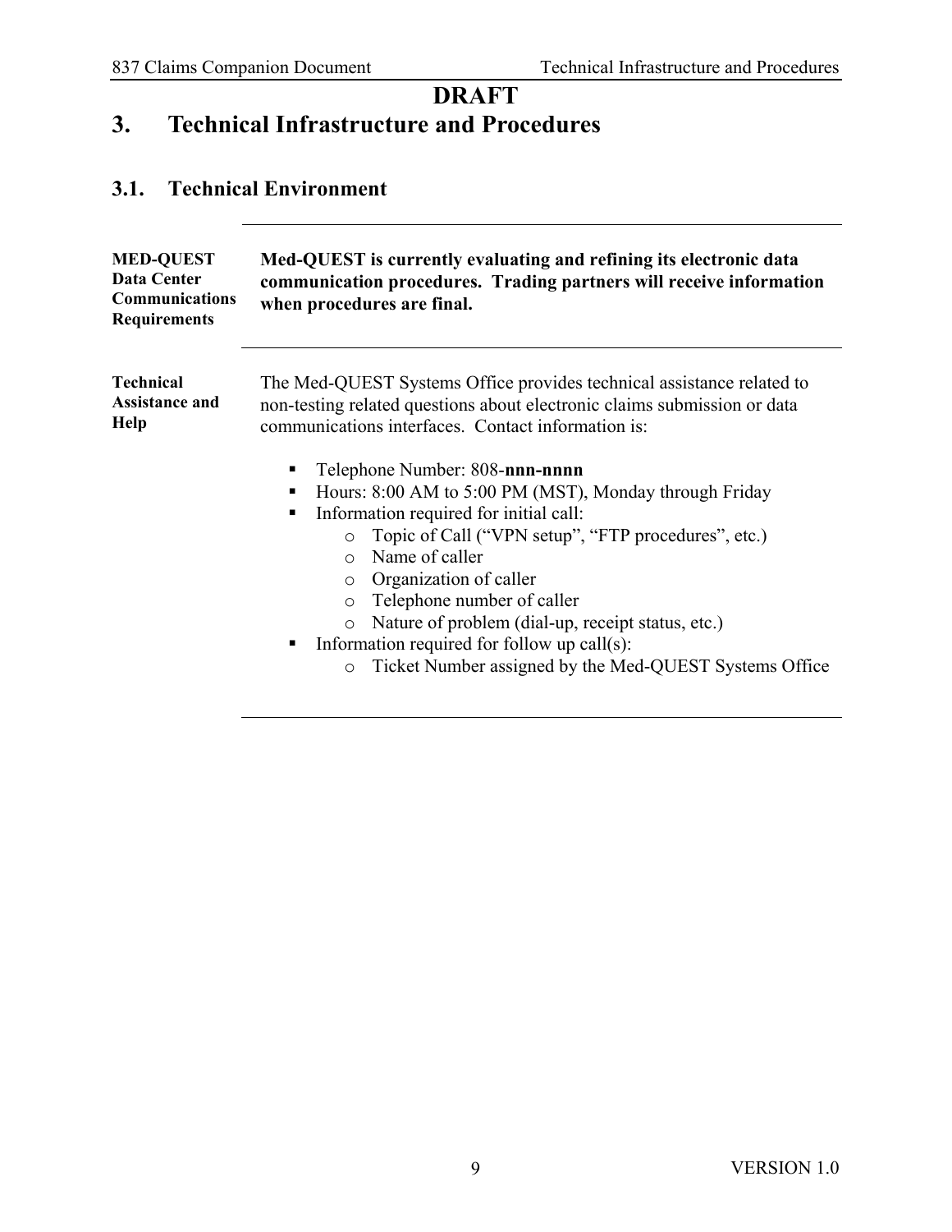**DRAFT**

# 3. Technical Infrastructure and Procedures

## 3.1. Technical Environment

**MED-QUEST Data Center Communications Requirements**

**Med-QUEST is currently evaluating and refining its electronic data communication procedures. Trading partners will receive information when procedures are final.**

**Technical Assistance and Help**

The Med-QUEST Systems Office provides technical assistance related to non-testing related questions about electronic claims submission or data communications interfaces. Contact information is:

- Telephone Number: 808-**nnn-nnnn**
- Hours: 8:00 AM to 5:00 PM (MST), Monday through Friday
- Information required for initial call:
  - Topic of Call ("VPN setup", "FTP procedures", etc.)
  - Name of caller
  - Organization of caller
  - Telephone number of caller
  - Nature of problem (dial-up, receipt status, etc.)
- Information required for follow up call(s):
  - Ticket Number assigned by the Med-QUEST Systems Office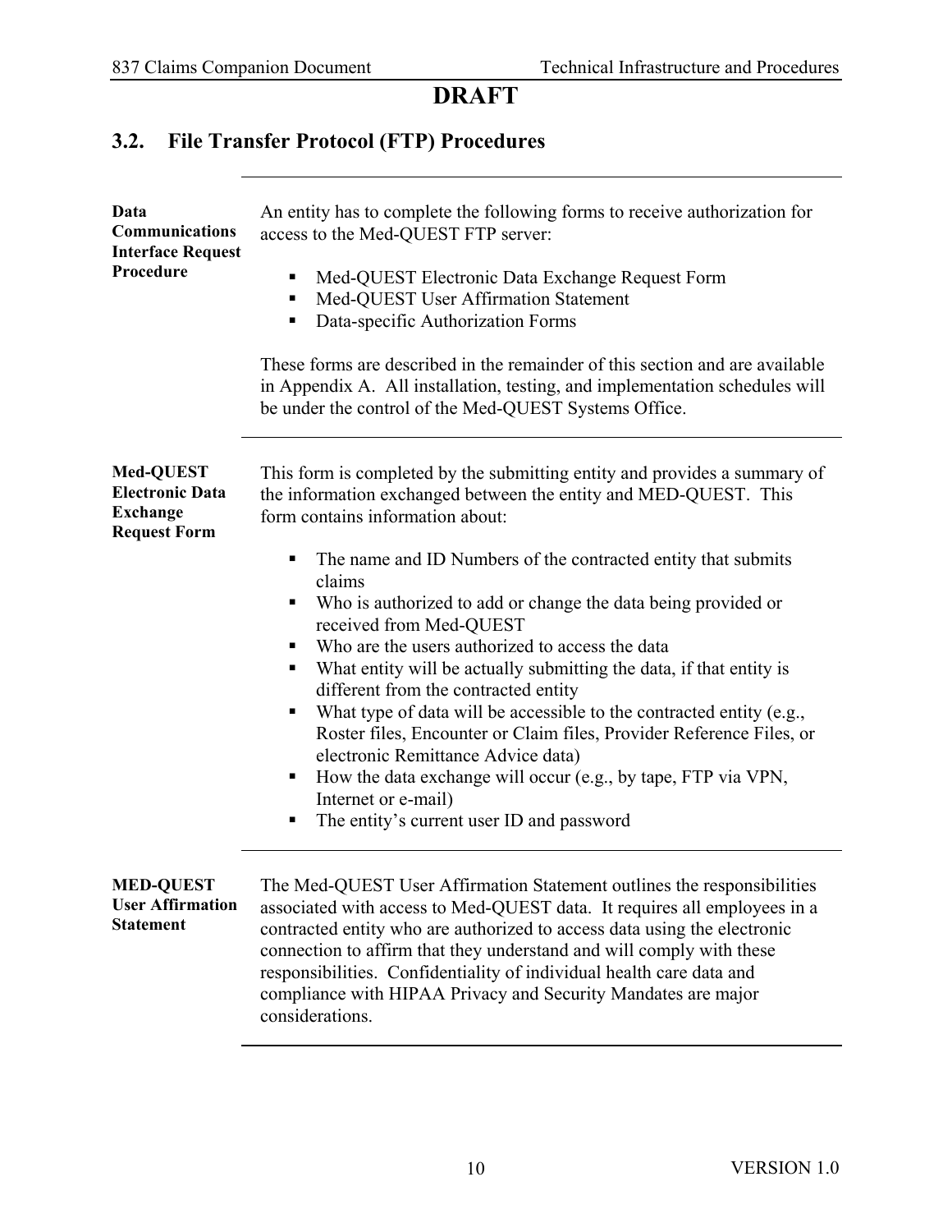**DRAFT**

## 3.2. File Transfer Protocol (FTP) Procedures

**Data Communications Interface Request Procedure**

An entity has to complete the following forms to receive authorization for access to the Med-QUEST FTP server:

- Med-QUEST Electronic Data Exchange Request Form
- Med-QUEST User Affirmation Statement
- Data-specific Authorization Forms

These forms are described in the remainder of this section and are available in Appendix A. All installation, testing, and implementation schedules will be under the control of the Med-QUEST Systems Office.

**Med-QUEST Electronic Data Exchange Request Form**

This form is completed by the submitting entity and provides a summary of the information exchanged between the entity and MED-QUEST. This form contains information about:

- The name and ID Numbers of the contracted entity that submits claims
- Who is authorized to add or change the data being provided or received from Med-QUEST
- Who are the users authorized to access the data
- What entity will be actually submitting the data, if that entity is different from the contracted entity
- What type of data will be accessible to the contracted entity (e.g., Roster files, Encounter or Claim files, Provider Reference Files, or electronic Remittance Advice data)
- How the data exchange will occur (e.g., by tape, FTP via VPN, Internet or e-mail)
- The entity's current user ID and password

**MED-QUEST User Affirmation Statement**

The Med-QUEST User Affirmation Statement outlines the responsibilities associated with access to Med-QUEST data. It requires all employees in a contracted entity who are authorized to access data using the electronic connection to affirm that they understand and will comply with these responsibilities. Confidentiality of individual health care data and compliance with HIPAA Privacy and Security Mandates are major considerations.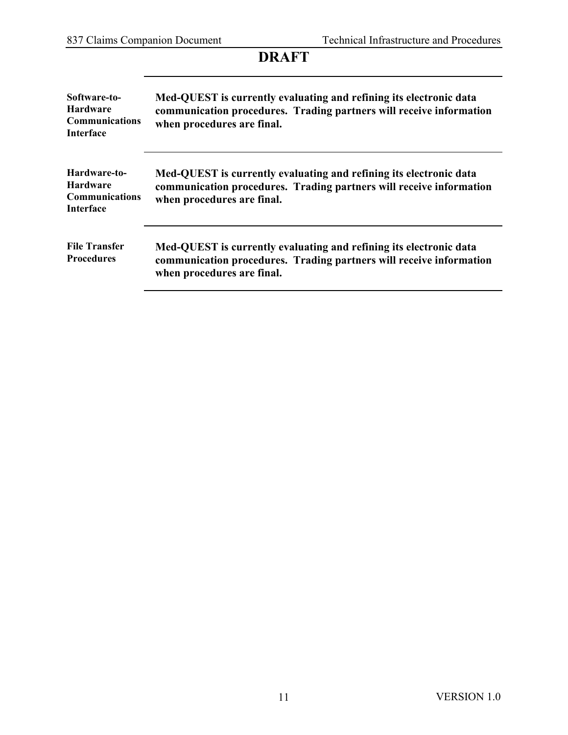**DRAFT**

| | |
|---|---|
| **Software-to-Hardware Communications Interface** | **Med-QUEST is currently evaluating and refining its electronic data communication procedures. Trading partners will receive information when procedures are final.** |
| **Hardware-to-Hardware Communications Interface** | **Med-QUEST is currently evaluating and refining its electronic data communication procedures. Trading partners will receive information when procedures are final.** |
| **File Transfer Procedures** | **Med-QUEST is currently evaluating and refining its electronic data communication procedures. Trading partners will receive information when procedures are final.** |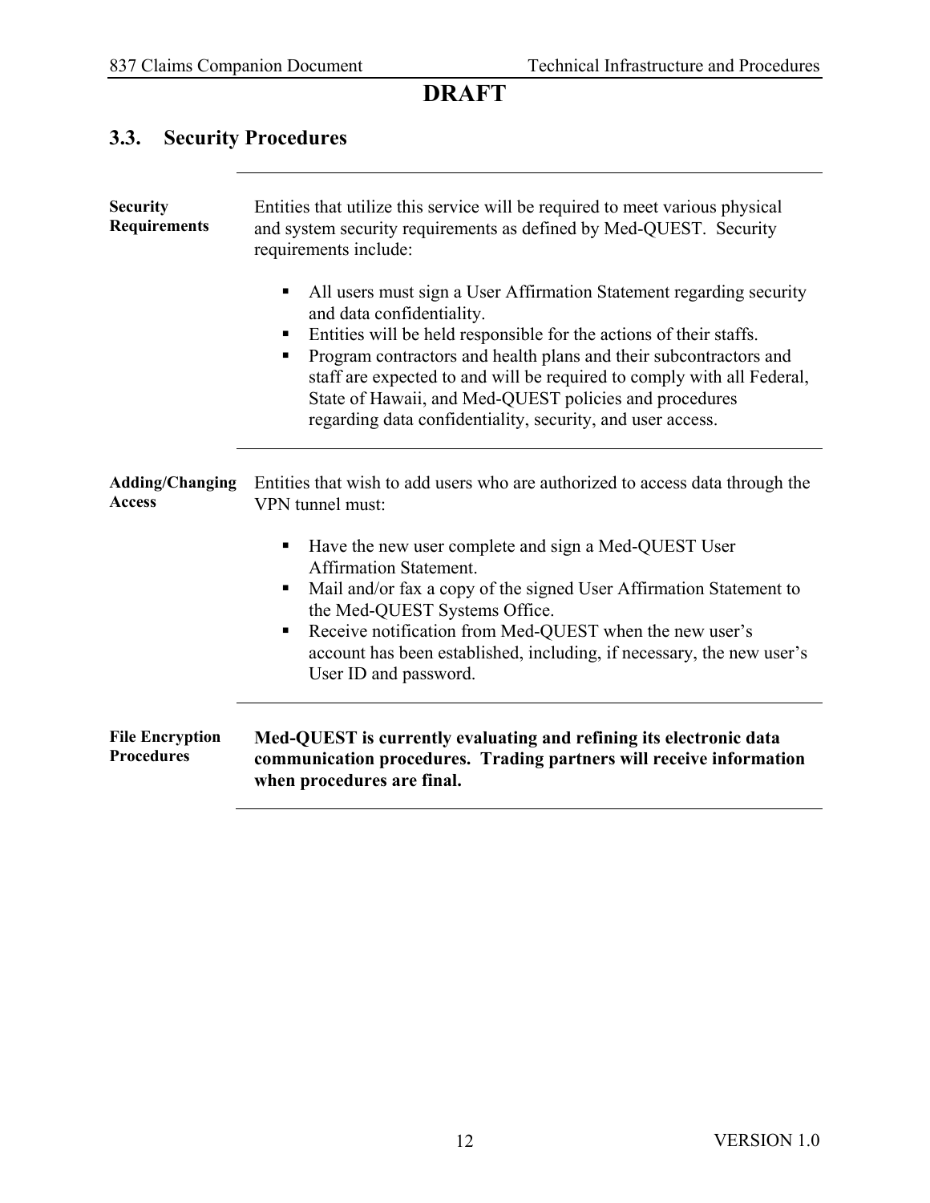**DRAFT**

## 3.3. Security Procedures

**Security Requirements**

Entities that utilize this service will be required to meet various physical and system security requirements as defined by Med-QUEST. Security requirements include:

- All users must sign a User Affirmation Statement regarding security and data confidentiality.
- Entities will be held responsible for the actions of their staffs.
- Program contractors and health plans and their subcontractors and staff are expected to and will be required to comply with all Federal, State of Hawaii, and Med-QUEST policies and procedures regarding data confidentiality, security, and user access.

**Adding/Changing Access**

Entities that wish to add users who are authorized to access data through the VPN tunnel must:

- Have the new user complete and sign a Med-QUEST User Affirmation Statement.
- Mail and/or fax a copy of the signed User Affirmation Statement to the Med-QUEST Systems Office.
- Receive notification from Med-QUEST when the new user's account has been established, including, if necessary, the new user's User ID and password.

**File Encryption Procedures**

**Med-QUEST is currently evaluating and refining its electronic data communication procedures. Trading partners will receive information when procedures are final.**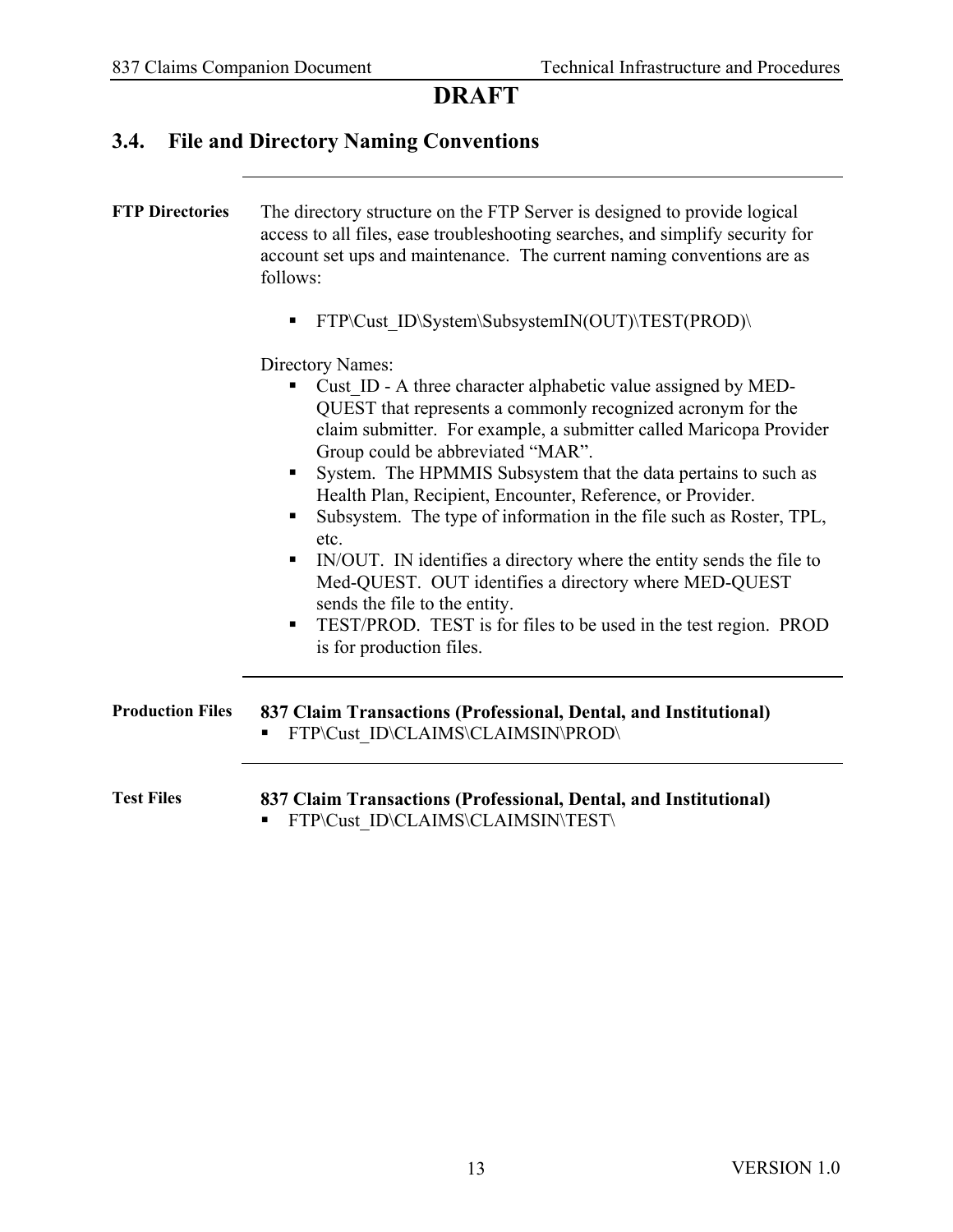**DRAFT**

## 3.4. File and Directory Naming Conventions

**FTP Directories**

The directory structure on the FTP Server is designed to provide logical access to all files, ease troubleshooting searches, and simplify security for account set ups and maintenance. The current naming conventions are as follows:

- FTP\Cust_ID\System\SubsystemIN(OUT)\TEST(PROD)\

Directory Names:

- Cust_ID - A three character alphabetic value assigned by MED-QUEST that represents a commonly recognized acronym for the claim submitter. For example, a submitter called Maricopa Provider Group could be abbreviated "MAR".
- System. The HPMMIS Subsystem that the data pertains to such as Health Plan, Recipient, Encounter, Reference, or Provider.
- Subsystem. The type of information in the file such as Roster, TPL, etc.
- IN/OUT. IN identifies a directory where the entity sends the file to Med-QUEST. OUT identifies a directory where MED-QUEST sends the file to the entity.
- TEST/PROD. TEST is for files to be used in the test region. PROD is for production files.

**Production Files**

**837 Claim Transactions (Professional, Dental, and Institutional)**

- FTP\Cust_ID\CLAIMS\CLAIMSIN\PROD\

**Test Files**

**837 Claim Transactions (Professional, Dental, and Institutional)**

- FTP\Cust_ID\CLAIMS\CLAIMSIN\TEST\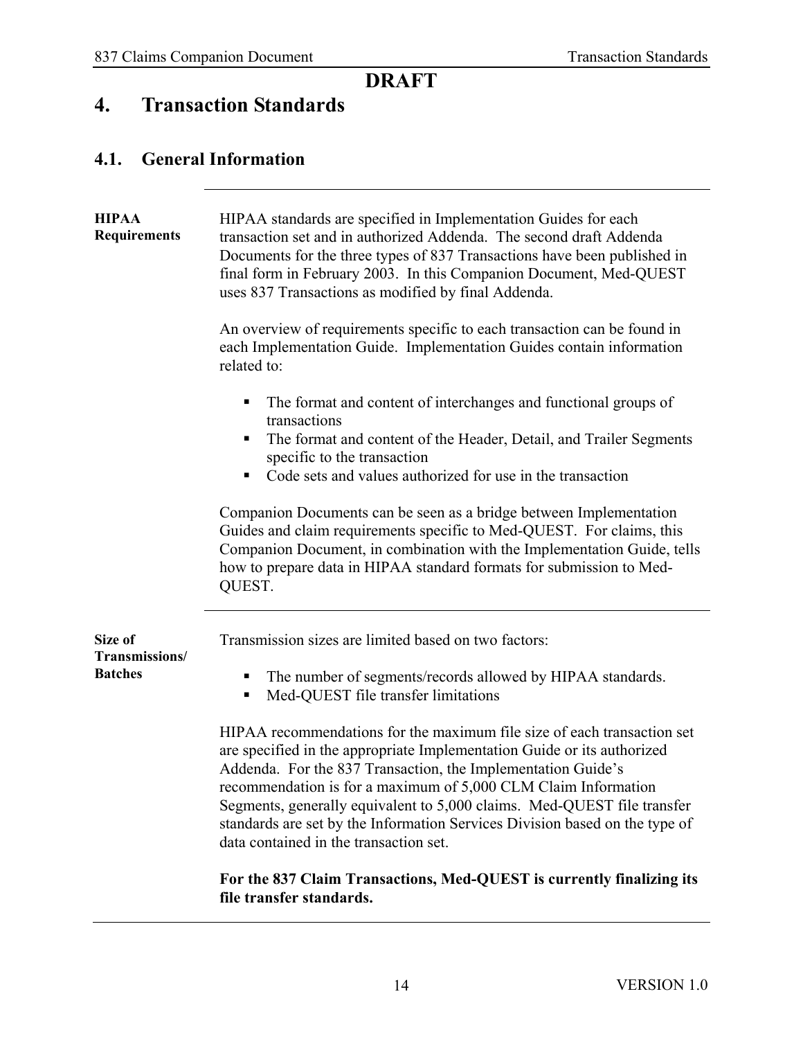**DRAFT**

# 4. Transaction Standards

## 4.1. General Information

**HIPAA Requirements**

HIPAA standards are specified in Implementation Guides for each transaction set and in authorized Addenda. The second draft Addenda Documents for the three types of 837 Transactions have been published in final form in February 2003. In this Companion Document, Med-QUEST uses 837 Transactions as modified by final Addenda.

An overview of requirements specific to each transaction can be found in each Implementation Guide. Implementation Guides contain information related to:

- The format and content of interchanges and functional groups of transactions
- The format and content of the Header, Detail, and Trailer Segments specific to the transaction
- Code sets and values authorized for use in the transaction

Companion Documents can be seen as a bridge between Implementation Guides and claim requirements specific to Med-QUEST. For claims, this Companion Document, in combination with the Implementation Guide, tells how to prepare data in HIPAA standard formats for submission to Med-QUEST.

**Size of Transmissions/ Batches**

Transmission sizes are limited based on two factors:

- The number of segments/records allowed by HIPAA standards.
- Med-QUEST file transfer limitations

HIPAA recommendations for the maximum file size of each transaction set are specified in the appropriate Implementation Guide or its authorized Addenda. For the 837 Transaction, the Implementation Guide's recommendation is for a maximum of 5,000 CLM Claim Information Segments, generally equivalent to 5,000 claims. Med-QUEST file transfer standards are set by the Information Services Division based on the type of data contained in the transaction set.

**For the 837 Claim Transactions, Med-QUEST is currently finalizing its file transfer standards.**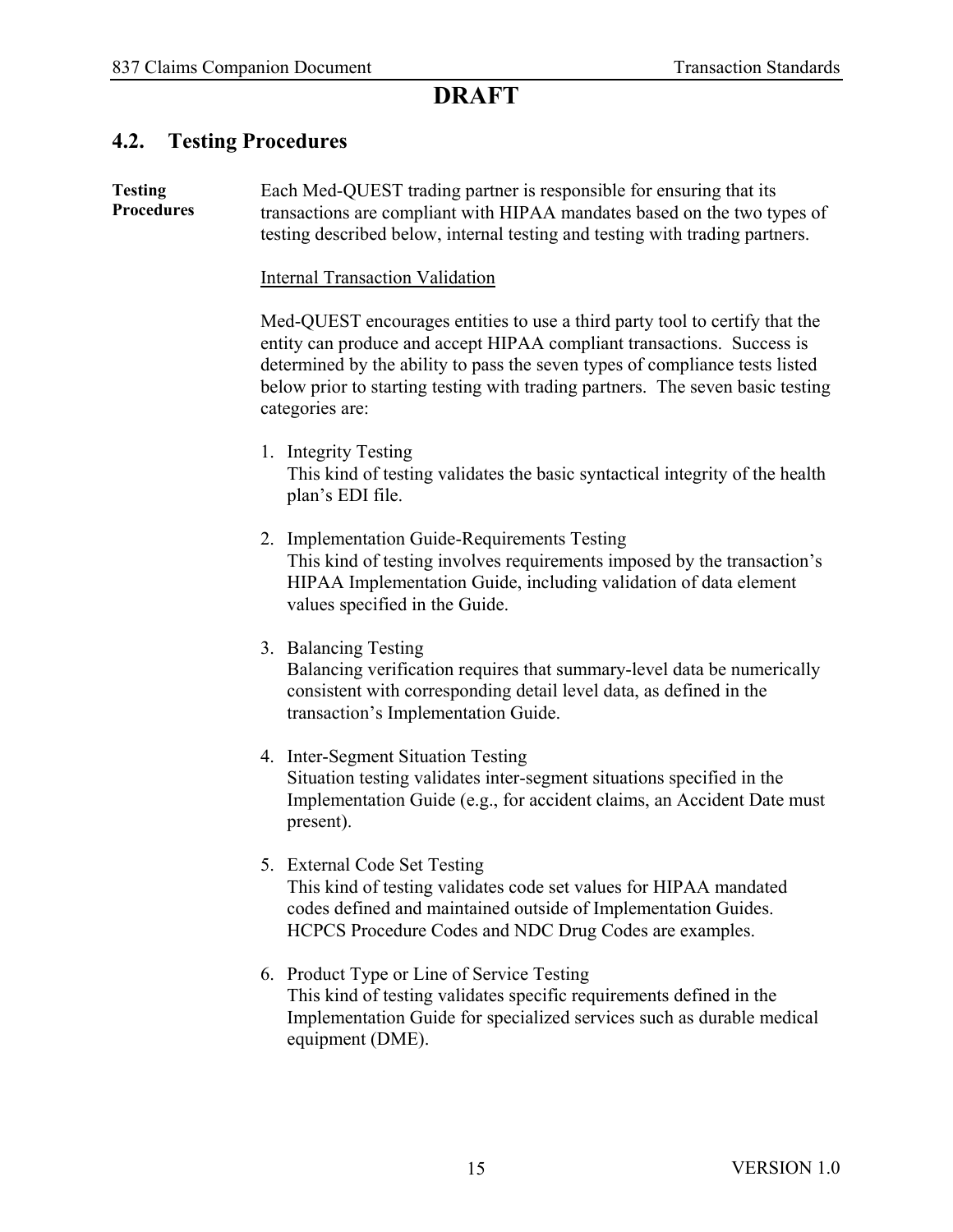**DRAFT**

## 4.2. Testing Procedures

**Testing Procedures**

Each Med-QUEST trading partner is responsible for ensuring that its transactions are compliant with HIPAA mandates based on the two types of testing described below, internal testing and testing with trading partners.

<u>Internal Transaction Validation</u>

Med-QUEST encourages entities to use a third party tool to certify that the entity can produce and accept HIPAA compliant transactions. Success is determined by the ability to pass the seven types of compliance tests listed below prior to starting testing with trading partners. The seven basic testing categories are:

1. Integrity Testing
   This kind of testing validates the basic syntactical integrity of the health plan's EDI file.

2. Implementation Guide-Requirements Testing
   This kind of testing involves requirements imposed by the transaction's HIPAA Implementation Guide, including validation of data element values specified in the Guide.

3. Balancing Testing
   Balancing verification requires that summary-level data be numerically consistent with corresponding detail level data, as defined in the transaction's Implementation Guide.

4. Inter-Segment Situation Testing
   Situation testing validates inter-segment situations specified in the Implementation Guide (e.g., for accident claims, an Accident Date must present).

5. External Code Set Testing
   This kind of testing validates code set values for HIPAA mandated codes defined and maintained outside of Implementation Guides. HCPCS Procedure Codes and NDC Drug Codes are examples.

6. Product Type or Line of Service Testing
   This kind of testing validates specific requirements defined in the Implementation Guide for specialized services such as durable medical equipment (DME).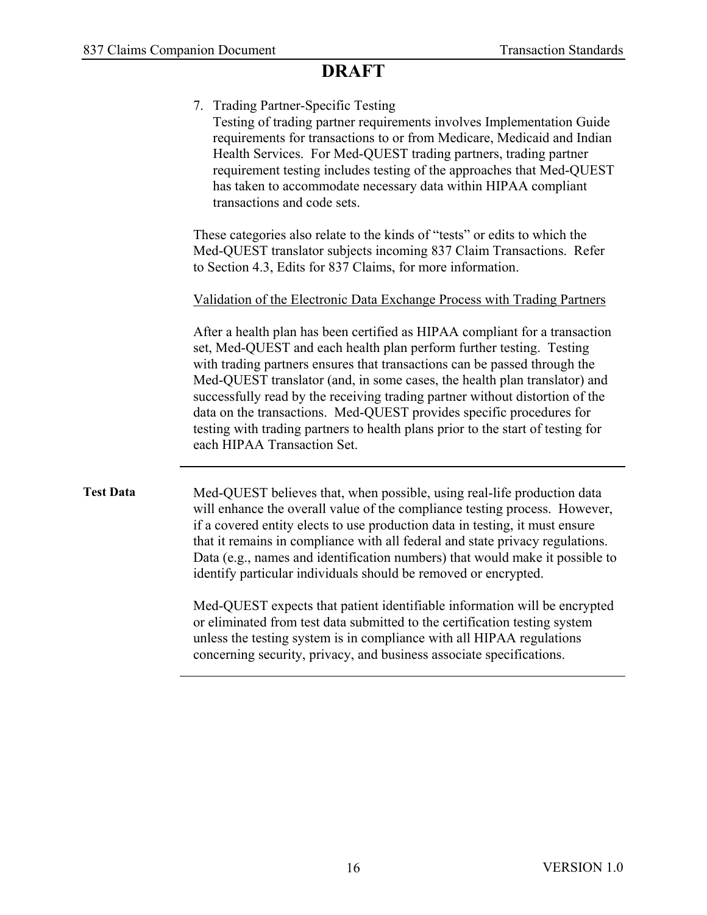**DRAFT**

7. Trading Partner-Specific Testing
   Testing of trading partner requirements involves Implementation Guide requirements for transactions to or from Medicare, Medicaid and Indian Health Services. For Med-QUEST trading partners, trading partner requirement testing includes testing of the approaches that Med-QUEST has taken to accommodate necessary data within HIPAA compliant transactions and code sets.

These categories also relate to the kinds of "tests" or edits to which the Med-QUEST translator subjects incoming 837 Claim Transactions. Refer to Section 4.3, Edits for 837 Claims, for more information.

Validation of the Electronic Data Exchange Process with Trading Partners

After a health plan has been certified as HIPAA compliant for a transaction set, Med-QUEST and each health plan perform further testing. Testing with trading partners ensures that transactions can be passed through the Med-QUEST translator (and, in some cases, the health plan translator) and successfully read by the receiving trading partner without distortion of the data on the transactions. Med-QUEST provides specific procedures for testing with trading partners to health plans prior to the start of testing for each HIPAA Transaction Set.

---

**Test Data**

Med-QUEST believes that, when possible, using real-life production data will enhance the overall value of the compliance testing process. However, if a covered entity elects to use production data in testing, it must ensure that it remains in compliance with all federal and state privacy regulations. Data (e.g., names and identification numbers) that would make it possible to identify particular individuals should be removed or encrypted.

Med-QUEST expects that patient identifiable information will be encrypted or eliminated from test data submitted to the certification testing system unless the testing system is in compliance with all HIPAA regulations concerning security, privacy, and business associate specifications.

---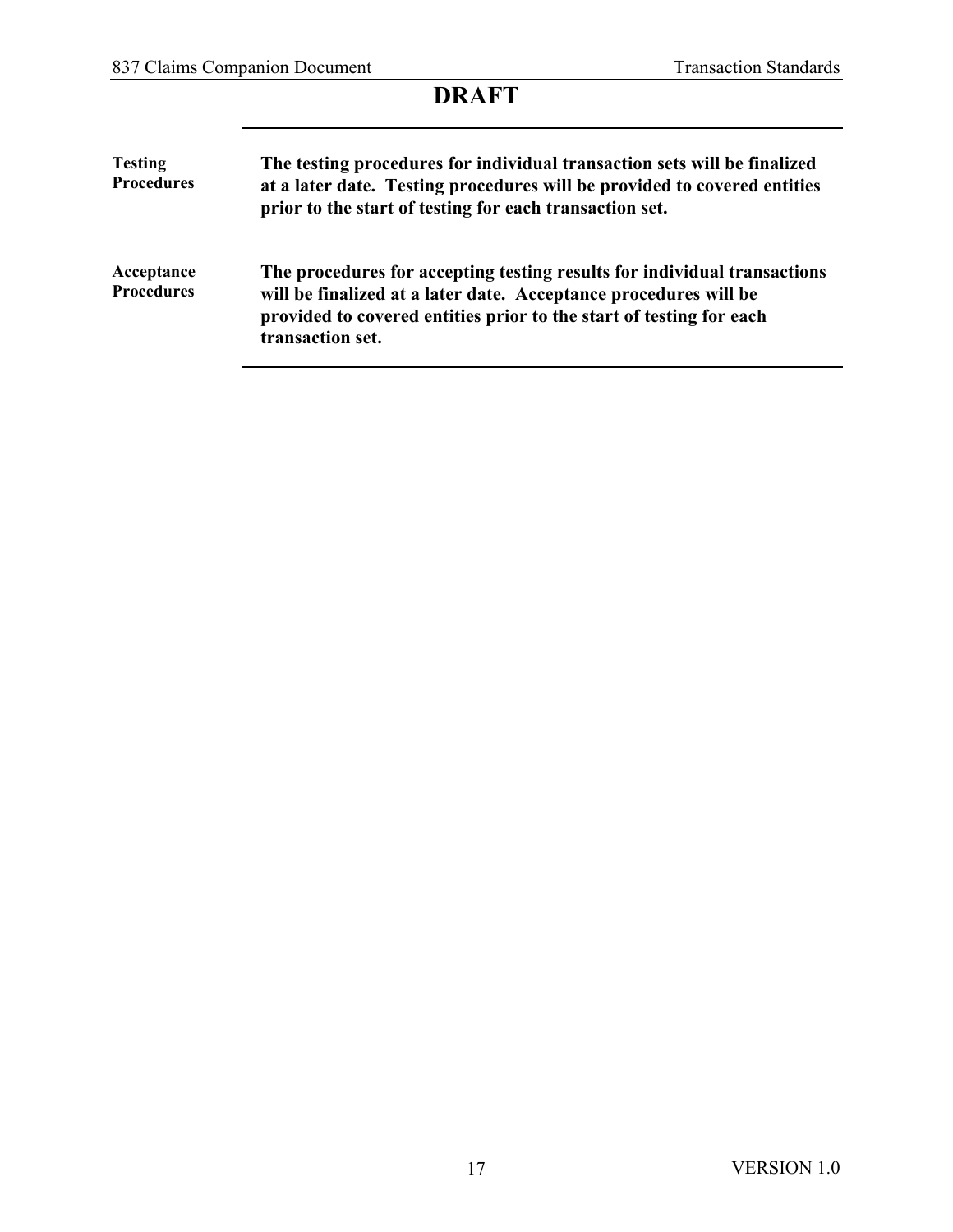**DRAFT**

---

**Testing Procedures**

**The testing procedures for individual transaction sets will be finalized at a later date. Testing procedures will be provided to covered entities prior to the start of testing for each transaction set.**

---

**Acceptance Procedures**

**The procedures for accepting testing results for individual transactions will be finalized at a later date. Acceptance procedures will be provided to covered entities prior to the start of testing for each transaction set.**

---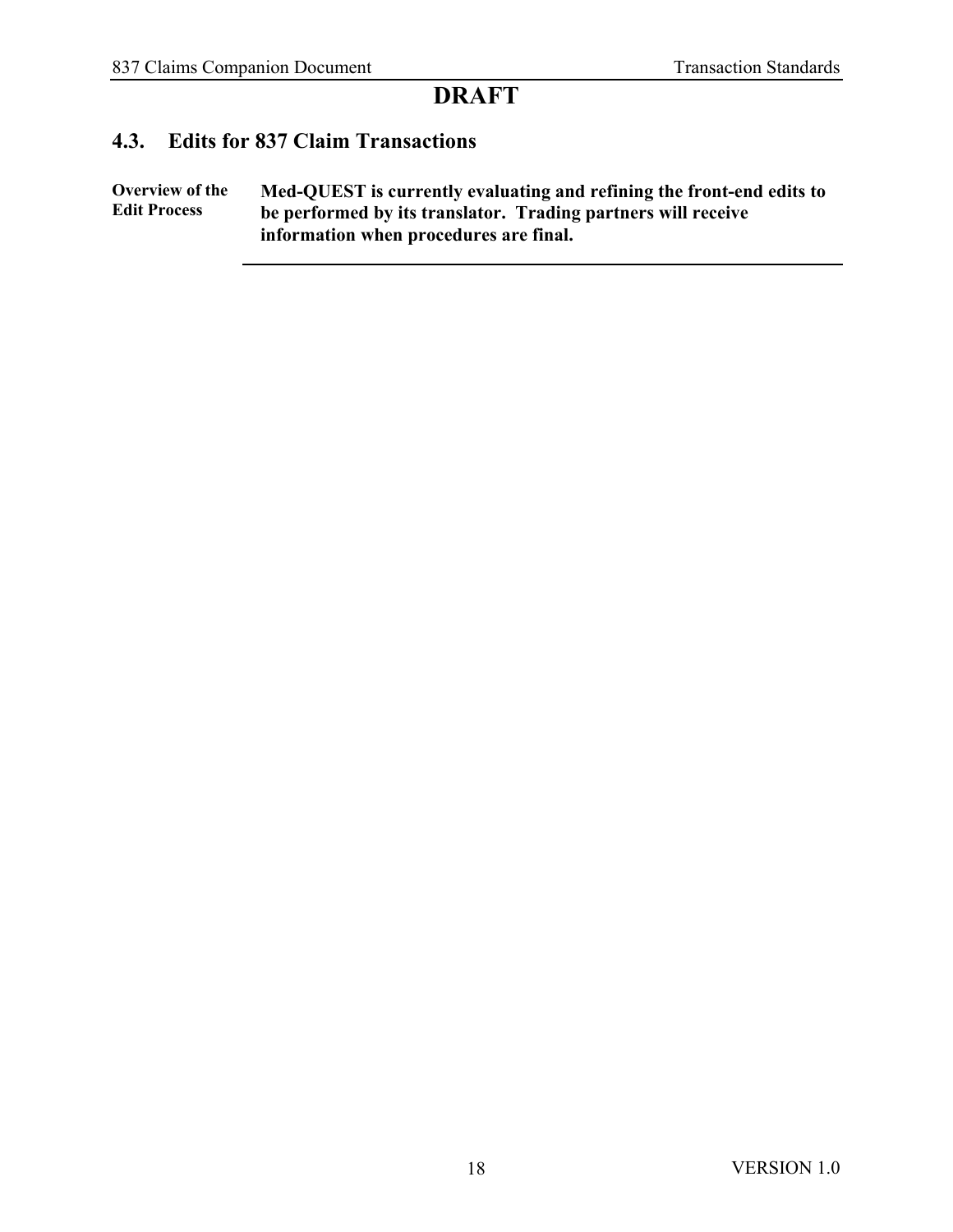**DRAFT**

## 4.3. Edits for 837 Claim Transactions

**Overview of the Edit Process**

**Med-QUEST is currently evaluating and refining the front-end edits to be performed by its translator. Trading partners will receive information when procedures are final.**

---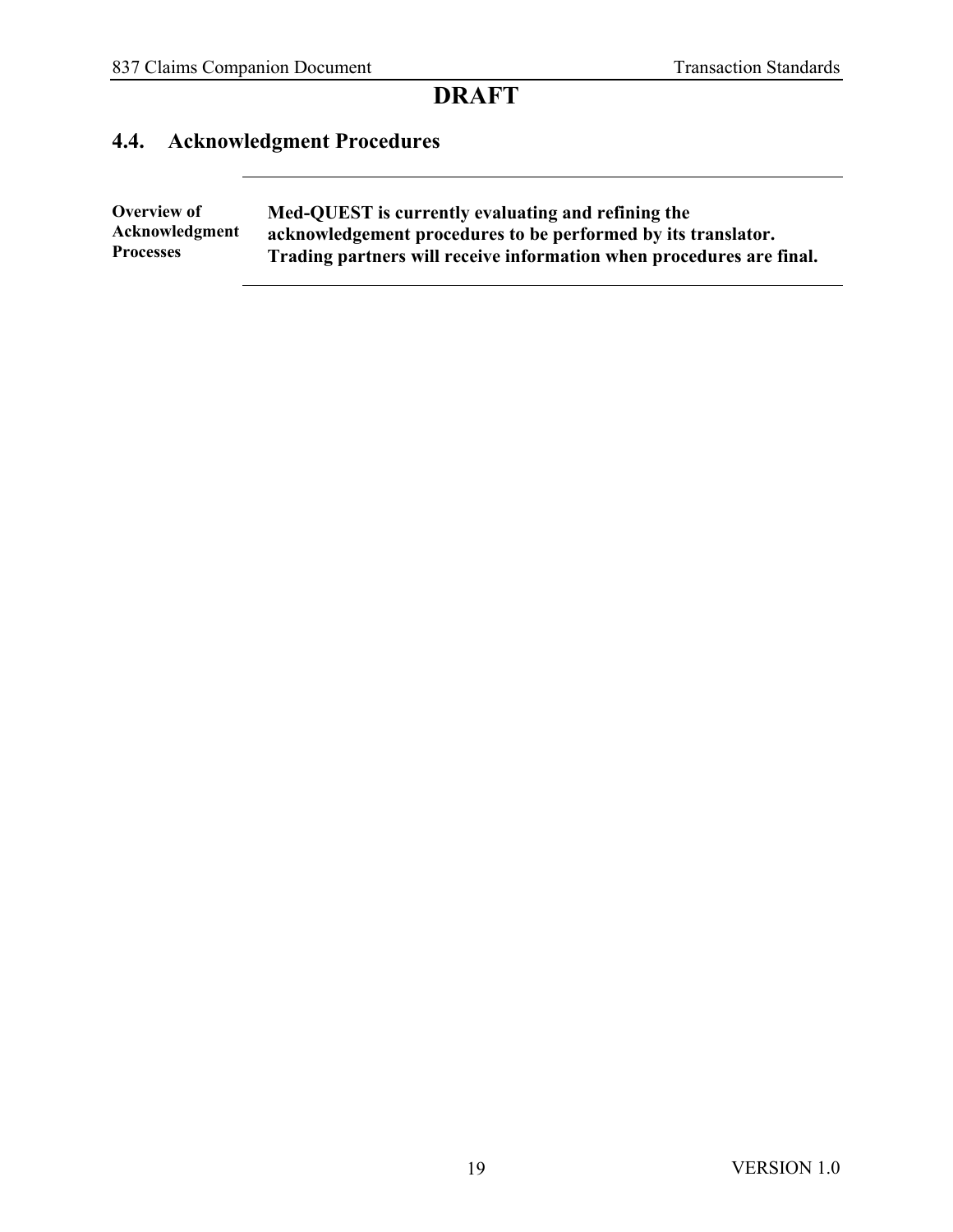**DRAFT**

## 4.4. Acknowledgment Procedures

| | |
|---|---|
| **Overview of Acknowledgment Processes** | **Med-QUEST is currently evaluating and refining the acknowledgement procedures to be performed by its translator. Trading partners will receive information when procedures are final.** |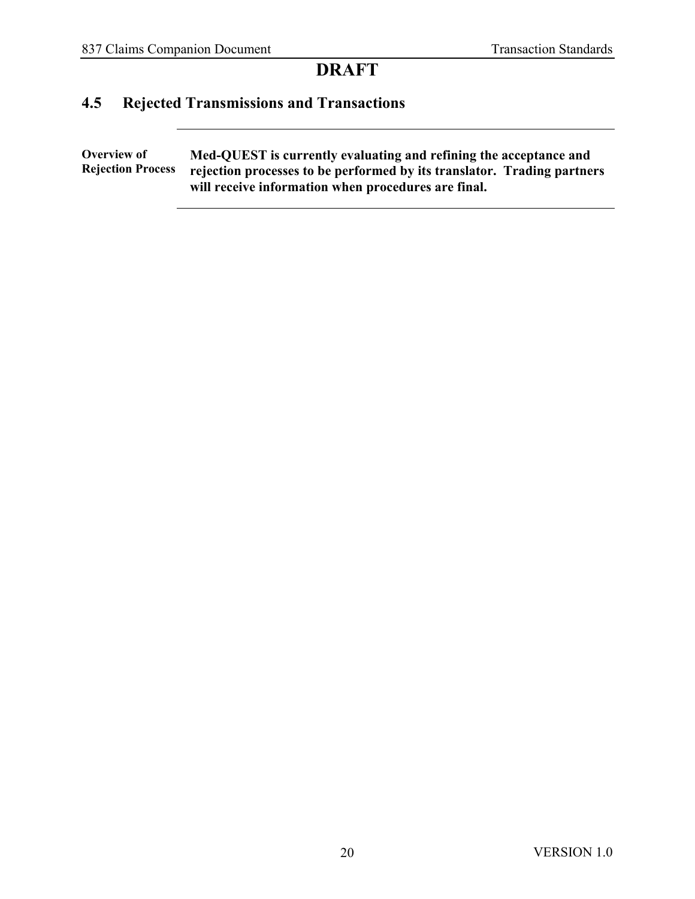**DRAFT**

## 4.5 Rejected Transmissions and Transactions

| | |
|---|---|
| **Overview of Rejection Process** | **Med-QUEST is currently evaluating and refining the acceptance and rejection processes to be performed by its translator. Trading partners will receive information when procedures are final.** |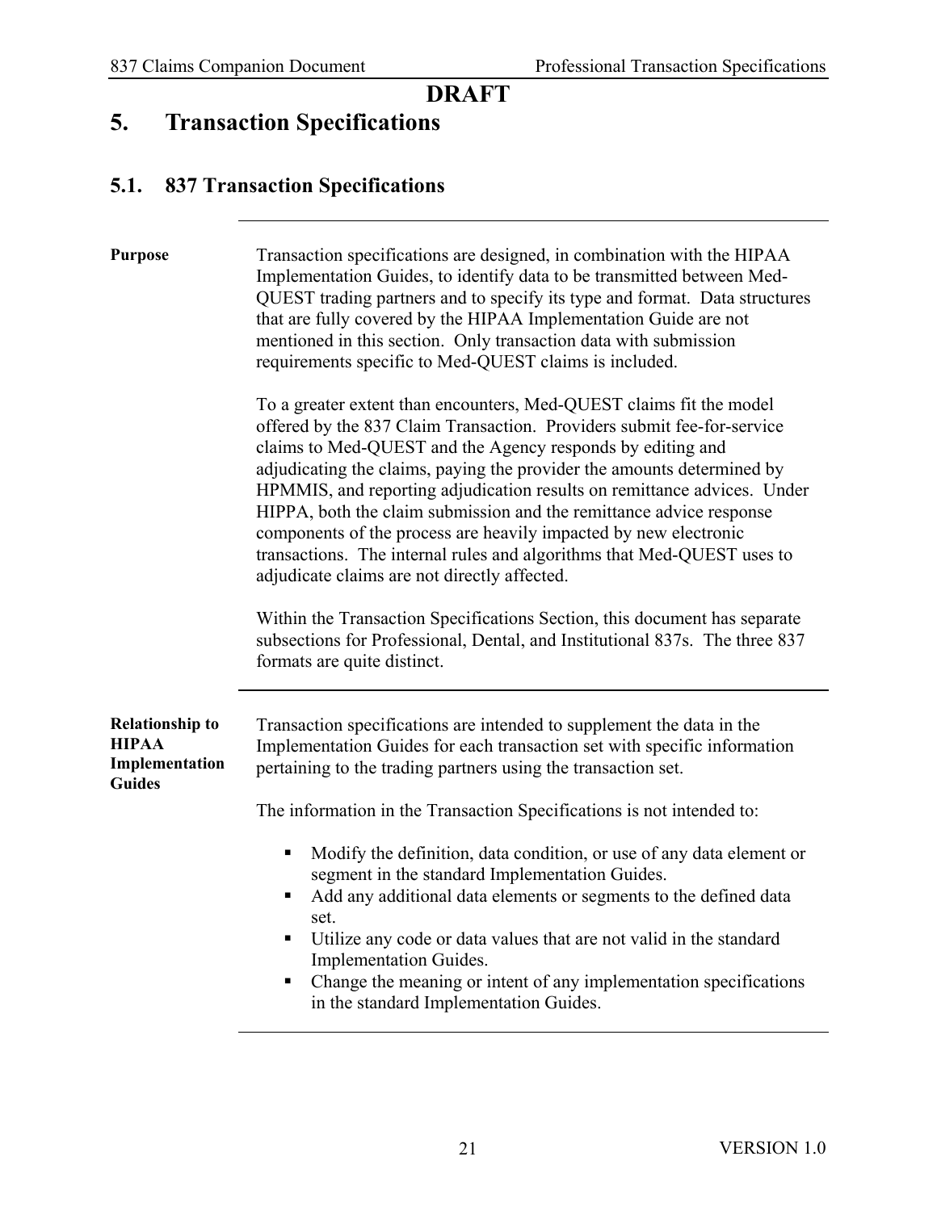**DRAFT**

# 5. Transaction Specifications

## 5.1. 837 Transaction Specifications

**Purpose**

Transaction specifications are designed, in combination with the HIPAA Implementation Guides, to identify data to be transmitted between Med-QUEST trading partners and to specify its type and format. Data structures that are fully covered by the HIPAA Implementation Guide are not mentioned in this section. Only transaction data with submission requirements specific to Med-QUEST claims is included.

To a greater extent than encounters, Med-QUEST claims fit the model offered by the 837 Claim Transaction. Providers submit fee-for-service claims to Med-QUEST and the Agency responds by editing and adjudicating the claims, paying the provider the amounts determined by HPMMIS, and reporting adjudication results on remittance advices. Under HIPPA, both the claim submission and the remittance advice response components of the process are heavily impacted by new electronic transactions. The internal rules and algorithms that Med-QUEST uses to adjudicate claims are not directly affected.

Within the Transaction Specifications Section, this document has separate subsections for Professional, Dental, and Institutional 837s. The three 837 formats are quite distinct.

**Relationship to HIPAA Implementation Guides**

Transaction specifications are intended to supplement the data in the Implementation Guides for each transaction set with specific information pertaining to the trading partners using the transaction set.

The information in the Transaction Specifications is not intended to:

- Modify the definition, data condition, or use of any data element or segment in the standard Implementation Guides.
- Add any additional data elements or segments to the defined data set.
- Utilize any code or data values that are not valid in the standard Implementation Guides.
- Change the meaning or intent of any implementation specifications in the standard Implementation Guides.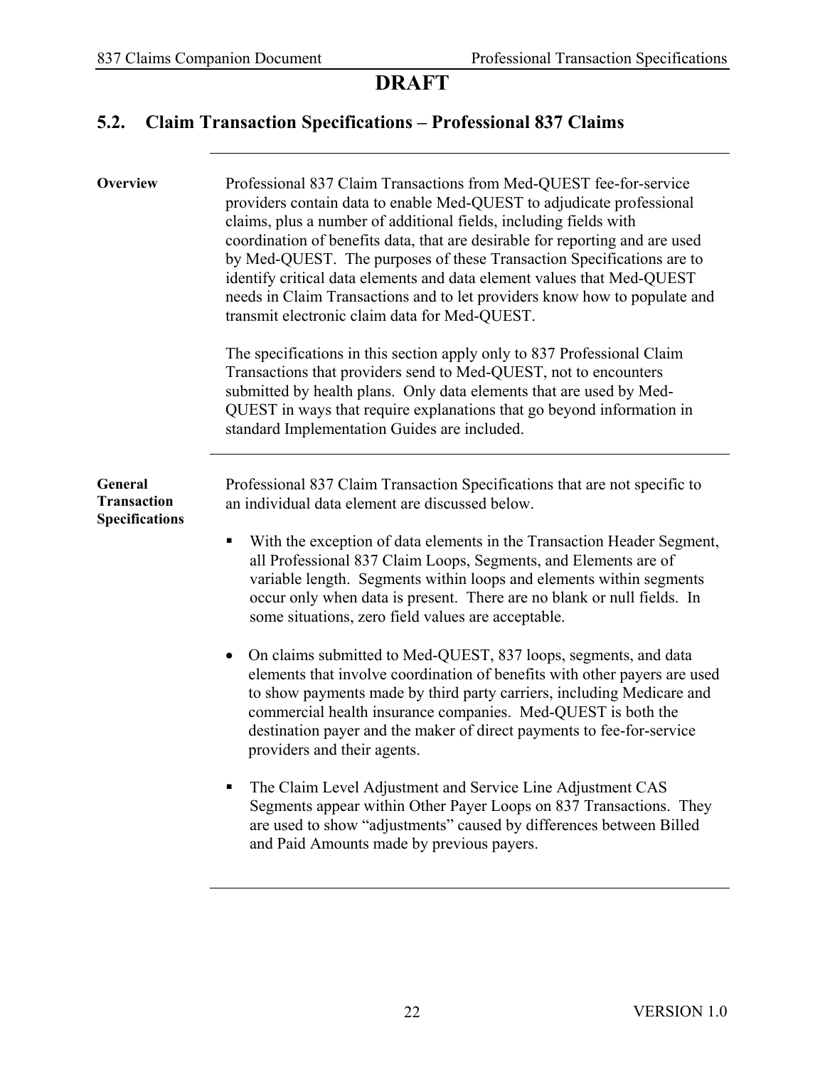**DRAFT**

## 5.2. Claim Transaction Specifications – Professional 837 Claims

**Overview**

Professional 837 Claim Transactions from Med-QUEST fee-for-service providers contain data to enable Med-QUEST to adjudicate professional claims, plus a number of additional fields, including fields with coordination of benefits data, that are desirable for reporting and are used by Med-QUEST. The purposes of these Transaction Specifications are to identify critical data elements and data element values that Med-QUEST needs in Claim Transactions and to let providers know how to populate and transmit electronic claim data for Med-QUEST.

The specifications in this section apply only to 837 Professional Claim Transactions that providers send to Med-QUEST, not to encounters submitted by health plans. Only data elements that are used by Med-QUEST in ways that require explanations that go beyond information in standard Implementation Guides are included.

**General Transaction Specifications**

Professional 837 Claim Transaction Specifications that are not specific to an individual data element are discussed below.

- With the exception of data elements in the Transaction Header Segment, all Professional 837 Claim Loops, Segments, and Elements are of variable length. Segments within loops and elements within segments occur only when data is present. There are no blank or null fields. In some situations, zero field values are acceptable.
- On claims submitted to Med-QUEST, 837 loops, segments, and data elements that involve coordination of benefits with other payers are used to show payments made by third party carriers, including Medicare and commercial health insurance companies. Med-QUEST is both the destination payer and the maker of direct payments to fee-for-service providers and their agents.
- The Claim Level Adjustment and Service Line Adjustment CAS Segments appear within Other Payer Loops on 837 Transactions. They are used to show "adjustments" caused by differences between Billed and Paid Amounts made by previous payers.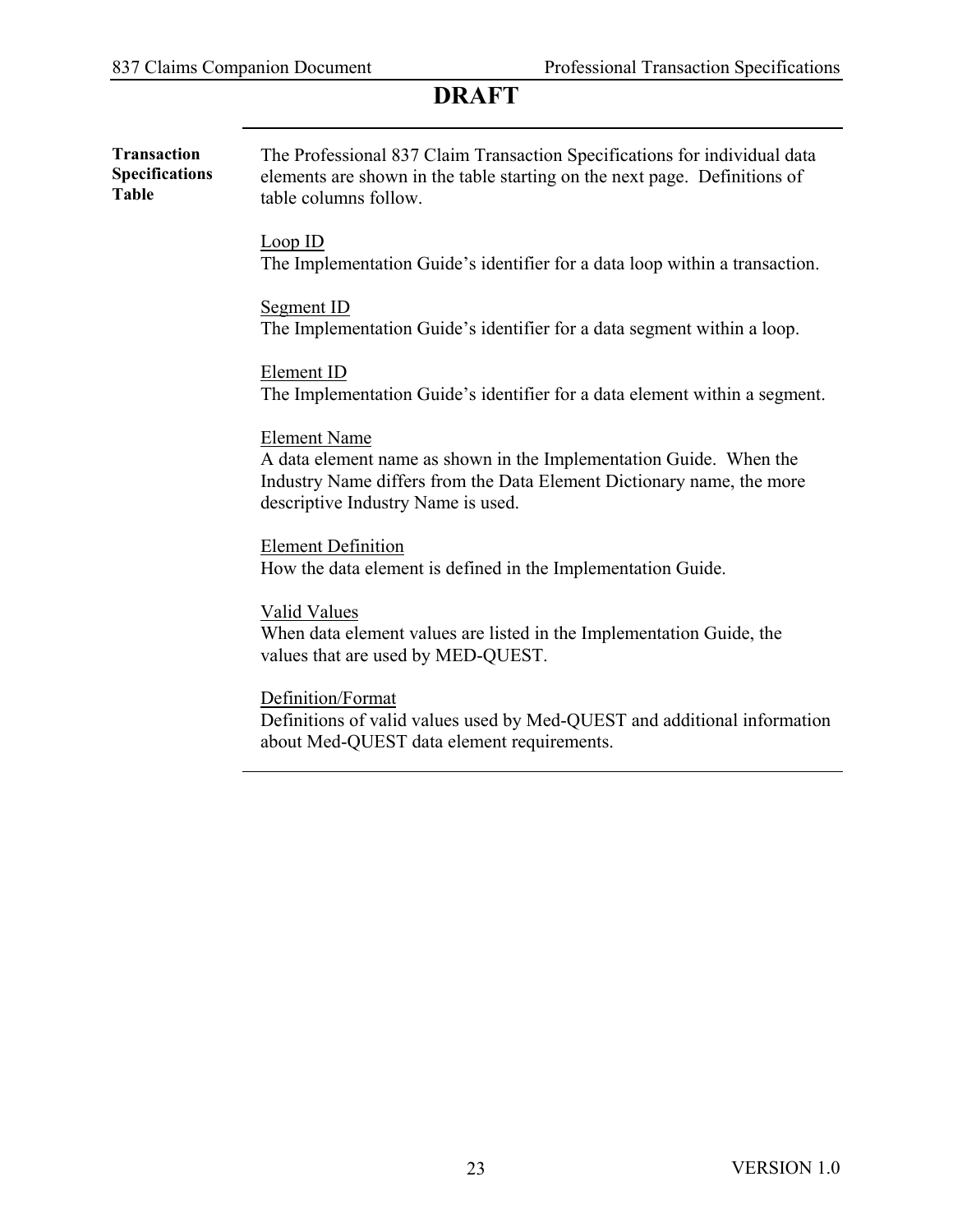# DRAFT

**Transaction Specifications Table**

The Professional 837 Claim Transaction Specifications for individual data elements are shown in the table starting on the next page. Definitions of table columns follow.

Loop ID
The Implementation Guide's identifier for a data loop within a transaction.

Segment ID
The Implementation Guide's identifier for a data segment within a loop.

Element ID
The Implementation Guide's identifier for a data element within a segment.

Element Name
A data element name as shown in the Implementation Guide. When the Industry Name differs from the Data Element Dictionary name, the more descriptive Industry Name is used.

Element Definition
How the data element is defined in the Implementation Guide.

Valid Values
When data element values are listed in the Implementation Guide, the values that are used by MED-QUEST.

Definition/Format
Definitions of valid values used by Med-QUEST and additional information about Med-QUEST data element requirements.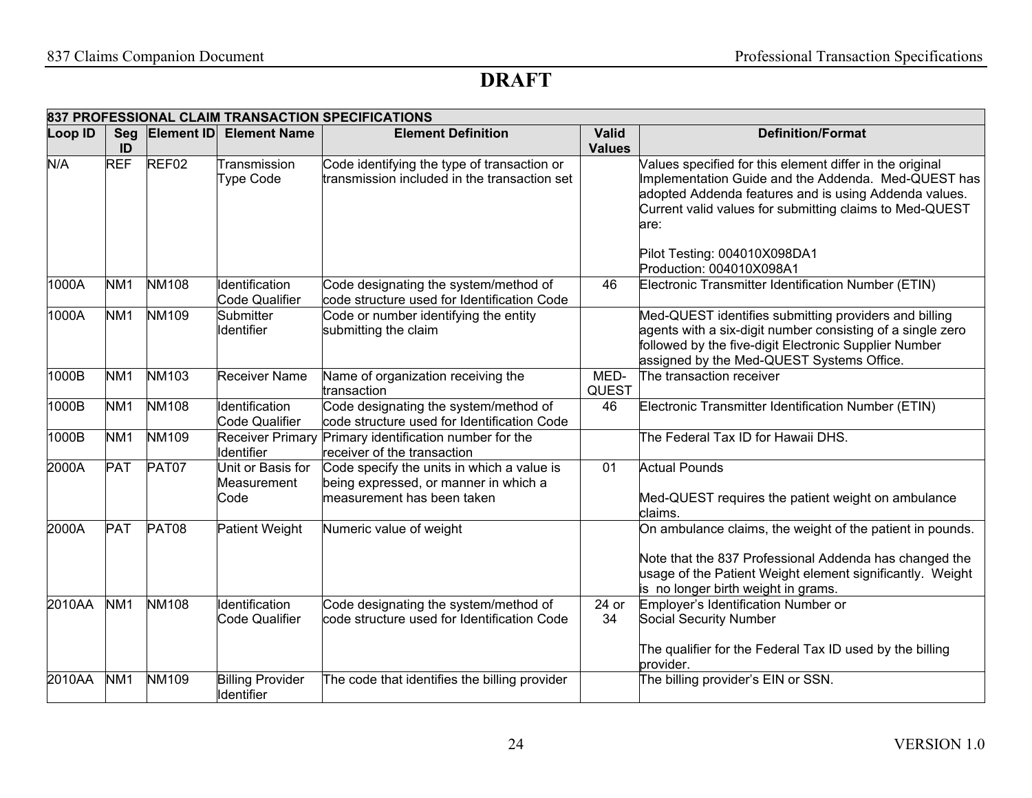# DRAFT

| 837 PROFESSIONAL CLAIM TRANSACTION SPECIFICATIONS | | | | | | |
|---|---|---|---|---|---|---|
| **Loop ID** | **Seg ID** | **Element ID** | **Element Name** | **Element Definition** | **Valid Values** | **Definition/Format** |
| N/A | REF | REF02 | Transmission Type Code | Code identifying the type of transaction or transmission included in the transaction set | | Values specified for this element differ in the original Implementation Guide and the Addenda. Med-QUEST has adopted Addenda features and is using Addenda values. Current valid values for submitting claims to Med-QUEST are:<br><br>Pilot Testing: 004010X098DA1<br>Production: 004010X098A1 |
| 1000A | NM1 | NM108 | Identification Code Qualifier | Code designating the system/method of code structure used for Identification Code | 46 | Electronic Transmitter Identification Number (ETIN) |
| 1000A | NM1 | NM109 | Submitter Identifier | Code or number identifying the entity submitting the claim | | Med-QUEST identifies submitting providers and billing agents with a six-digit number consisting of a single zero followed by the five-digit Electronic Supplier Number assigned by the Med-QUEST Systems Office. |
| 1000B | NM1 | NM103 | Receiver Name | Name of organization receiving the transaction | MED-QUEST | The transaction receiver |
| 1000B | NM1 | NM108 | Identification Code Qualifier | Code designating the system/method of code structure used for Identification Code | 46 | Electronic Transmitter Identification Number (ETIN) |
| 1000B | NM1 | NM109 | Receiver Primary Identifier | Primary identification number for the receiver of the transaction | | The Federal Tax ID for Hawaii DHS. |
| 2000A | PAT | PAT07 | Unit or Basis for Measurement Code | Code specify the units in which a value is being expressed, or manner in which a measurement has been taken | 01 | Actual Pounds<br><br>Med-QUEST requires the patient weight on ambulance claims. |
| 2000A | PAT | PAT08 | Patient Weight | Numeric value of weight | | On ambulance claims, the weight of the patient in pounds.<br><br>Note that the 837 Professional Addenda has changed the usage of the Patient Weight element significantly. Weight is no longer birth weight in grams. |
| 2010AA | NM1 | NM108 | Identification Code Qualifier | Code designating the system/method of code structure used for Identification Code | 24 or 34 | Employer's Identification Number or<br>Social Security Number<br><br>The qualifier for the Federal Tax ID used by the billing provider. |
| 2010AA | NM1 | NM109 | Billing Provider Identifier | The code that identifies the billing provider | | The billing provider's EIN or SSN. |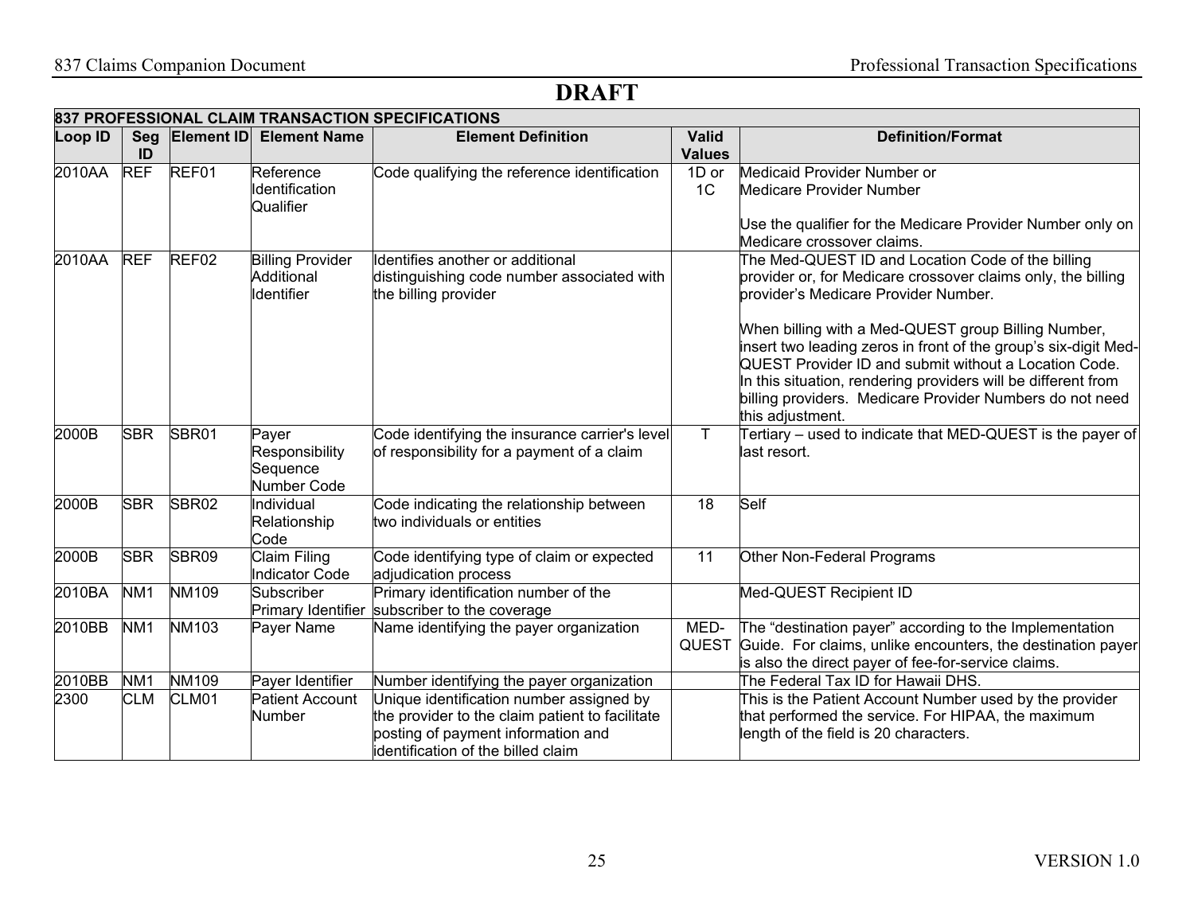# DRAFT

| 837 PROFESSIONAL CLAIM TRANSACTION SPECIFICATIONS | | | | | | |
|---|---|---|---|---|---|---|
| **Loop ID** | **Seg ID** | **Element ID** | **Element Name** | **Element Definition** | **Valid Values** | **Definition/Format** |
| 2010AA | REF | REF01 | Reference Identification Qualifier | Code qualifying the reference identification | 1D or 1C | Medicaid Provider Number or Medicare Provider Number<br><br>Use the qualifier for the Medicare Provider Number only on Medicare crossover claims. |
| 2010AA | REF | REF02 | Billing Provider Additional Identifier | Identifies another or additional distinguishing code number associated with the billing provider | | The Med-QUEST ID and Location Code of the billing provider or, for Medicare crossover claims only, the billing provider's Medicare Provider Number.<br><br>When billing with a Med-QUEST group Billing Number, insert two leading zeros in front of the group's six-digit Med-QUEST Provider ID and submit without a Location Code. In this situation, rendering providers will be different from billing providers. Medicare Provider Numbers do not need this adjustment. |
| 2000B | SBR | SBR01 | Payer Responsibility Sequence Number Code | Code identifying the insurance carrier's level of responsibility for a payment of a claim | T | Tertiary – used to indicate that MED-QUEST is the payer of last resort. |
| 2000B | SBR | SBR02 | Individual Relationship Code | Code indicating the relationship between two individuals or entities | 18 | Self |
| 2000B | SBR | SBR09 | Claim Filing Indicator Code | Code identifying type of claim or expected adjudication process | 11 | Other Non-Federal Programs |
| 2010BA | NM1 | NM109 | Subscriber Primary Identifier | Primary identification number of the subscriber to the coverage | | Med-QUEST Recipient ID |
| 2010BB | NM1 | NM103 | Payer Name | Name identifying the payer organization | MED-QUEST | The "destination payer" according to the Implementation Guide. For claims, unlike encounters, the destination payer is also the direct payer of fee-for-service claims. |
| 2010BB | NM1 | NM109 | Payer Identifier | Number identifying the payer organization | | The Federal Tax ID for Hawaii DHS. |
| 2300 | CLM | CLM01 | Patient Account Number | Unique identification number assigned by the provider to the claim patient to facilitate posting of payment information and identification of the billed claim | | This is the Patient Account Number used by the provider that performed the service. For HIPAA, the maximum length of the field is 20 characters. |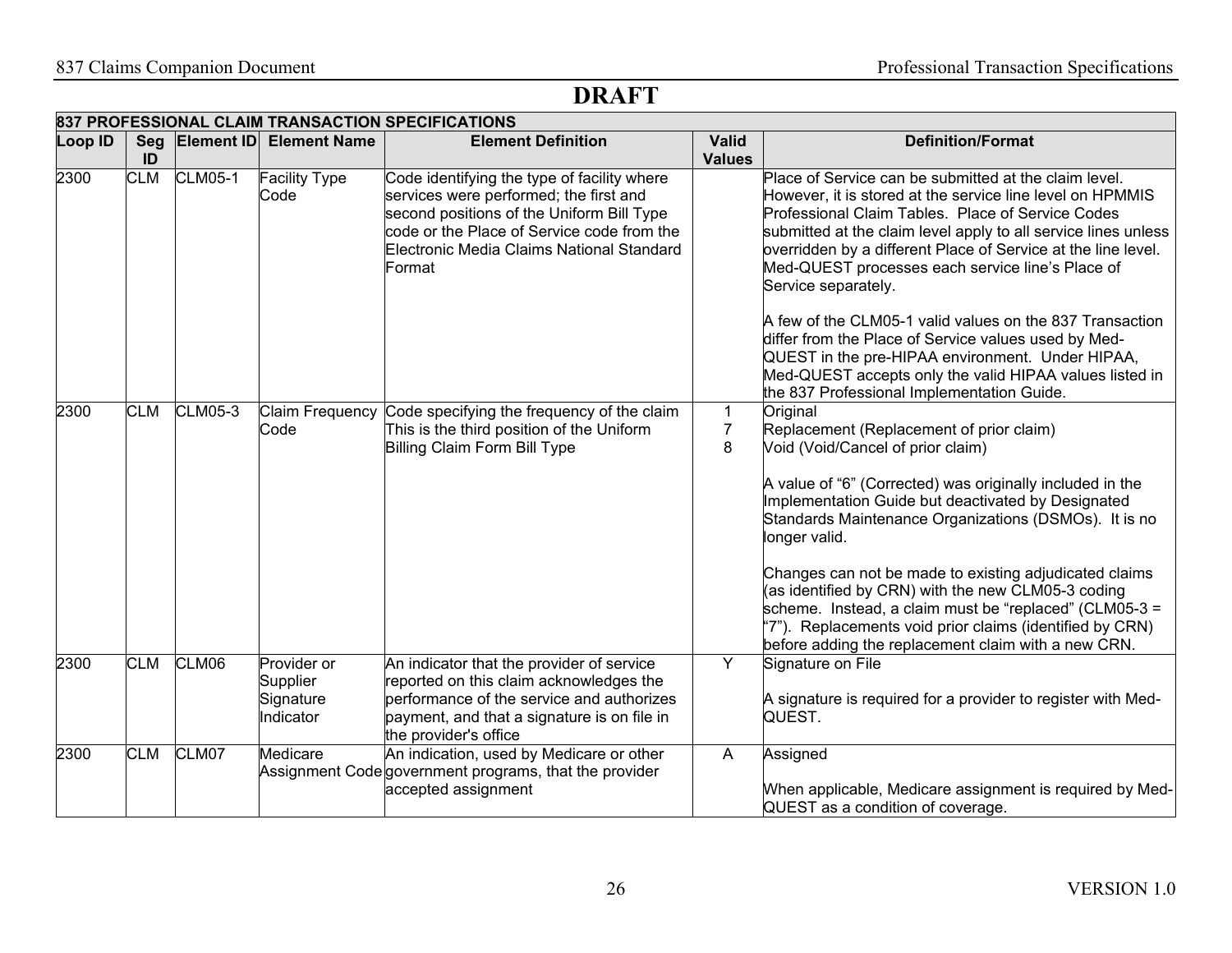# DRAFT

| 837 PROFESSIONAL CLAIM TRANSACTION SPECIFICATIONS | | | | | | |
|---|---|---|---|---|---|---|
| **Loop ID** | **Seg ID** | **Element ID** | **Element Name** | **Element Definition** | **Valid Values** | **Definition/Format** |
| 2300 | CLM | CLM05-1 | Facility Type Code | Code identifying the type of facility where services were performed; the first and second positions of the Uniform Bill Type code or the Place of Service code from the Electronic Media Claims National Standard Format | | Place of Service can be submitted at the claim level. However, it is stored at the service line level on HPMMIS Professional Claim Tables. Place of Service Codes submitted at the claim level apply to all service lines unless overridden by a different Place of Service at the line level. Med-QUEST processes each service line's Place of Service separately.<br><br>A few of the CLM05-1 valid values on the 837 Transaction differ from the Place of Service values used by Med-QUEST in the pre-HIPAA environment. Under HIPAA, Med-QUEST accepts only the valid HIPAA values listed in the 837 Professional Implementation Guide. |
| 2300 | CLM | CLM05-3 | Claim Frequency Code | Code specifying the frequency of the claim This is the third position of the Uniform Billing Claim Form Bill Type | 1<br>7<br>8 | Original<br>Replacement (Replacement of prior claim)<br>Void (Void/Cancel of prior claim)<br><br>A value of "6" (Corrected) was originally included in the Implementation Guide but deactivated by Designated Standards Maintenance Organizations (DSMOs). It is no longer valid.<br><br>Changes can not be made to existing adjudicated claims (as identified by CRN) with the new CLM05-3 coding scheme. Instead, a claim must be "replaced" (CLM05-3 = "7"). Replacements void prior claims (identified by CRN) before adding the replacement claim with a new CRN. |
| 2300 | CLM | CLM06 | Provider or Supplier Signature Indicator | An indicator that the provider of service reported on this claim acknowledges the performance of the service and authorizes payment, and that a signature is on file in the provider's office | Y | Signature on File<br><br>A signature is required for a provider to register with Med-QUEST. |
| 2300 | CLM | CLM07 | Medicare Assignment Code | An indication, used by Medicare or other government programs, that the provider accepted assignment | A | Assigned<br><br>When applicable, Medicare assignment is required by Med-QUEST as a condition of coverage. |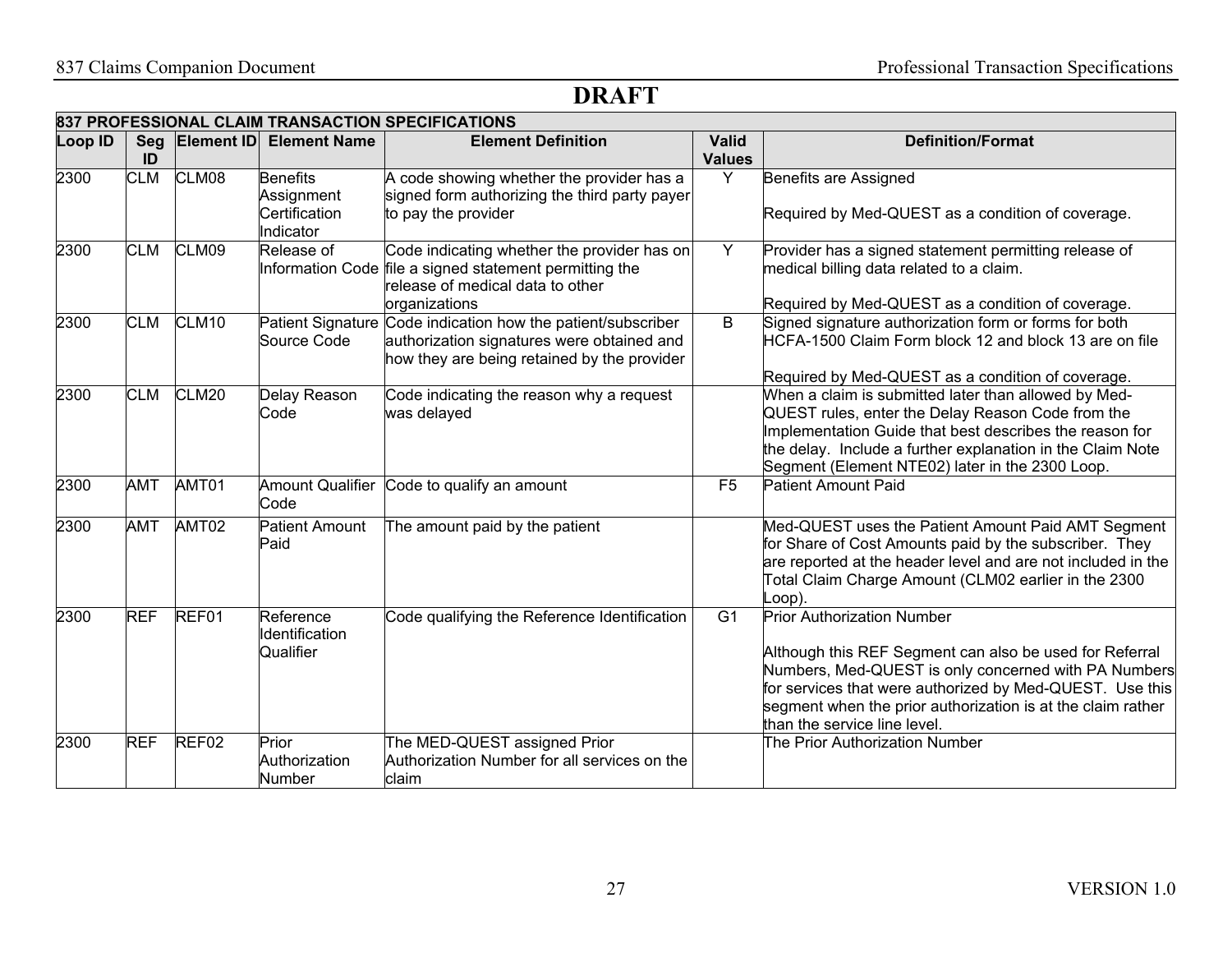# DRAFT

| 837 PROFESSIONAL CLAIM TRANSACTION SPECIFICATIONS | | | | | | |
|---|---|---|---|---|---|---|
| **Loop ID** | **Seg ID** | **Element ID** | **Element Name** | **Element Definition** | **Valid Values** | **Definition/Format** |
| 2300 | CLM | CLM08 | Benefits Assignment Certification Indicator | A code showing whether the provider has a signed form authorizing the third party payer to pay the provider | Y | Benefits are Assigned<br><br>Required by Med-QUEST as a condition of coverage. |
| 2300 | CLM | CLM09 | Release of Information Code | Code indicating whether the provider has on file a signed statement permitting the release of medical data to other organizations | Y | Provider has a signed statement permitting release of medical billing data related to a claim.<br><br>Required by Med-QUEST as a condition of coverage. |
| 2300 | CLM | CLM10 | Patient Signature Source Code | Code indication how the patient/subscriber authorization signatures were obtained and how they are being retained by the provider | B | Signed signature authorization form or forms for both HCFA-1500 Claim Form block 12 and block 13 are on file<br><br>Required by Med-QUEST as a condition of coverage. |
| 2300 | CLM | CLM20 | Delay Reason Code | Code indicating the reason why a request was delayed | | When a claim is submitted later than allowed by Med-QUEST rules, enter the Delay Reason Code from the Implementation Guide that best describes the reason for the delay. Include a further explanation in the Claim Note Segment (Element NTE02) later in the 2300 Loop. |
| 2300 | AMT | AMT01 | Amount Qualifier Code | Code to qualify an amount | F5 | Patient Amount Paid |
| 2300 | AMT | AMT02 | Patient Amount Paid | The amount paid by the patient | | Med-QUEST uses the Patient Amount Paid AMT Segment for Share of Cost Amounts paid by the subscriber. They are reported at the header level and are not included in the Total Claim Charge Amount (CLM02 earlier in the 2300 Loop). |
| 2300 | REF | REF01 | Reference Identification Qualifier | Code qualifying the Reference Identification | G1 | Prior Authorization Number<br><br>Although this REF Segment can also be used for Referral Numbers, Med-QUEST is only concerned with PA Numbers for services that were authorized by Med-QUEST. Use this segment when the prior authorization is at the claim rather than the service line level. |
| 2300 | REF | REF02 | Prior Authorization Number | The MED-QUEST assigned Prior Authorization Number for all services on the claim | | The Prior Authorization Number |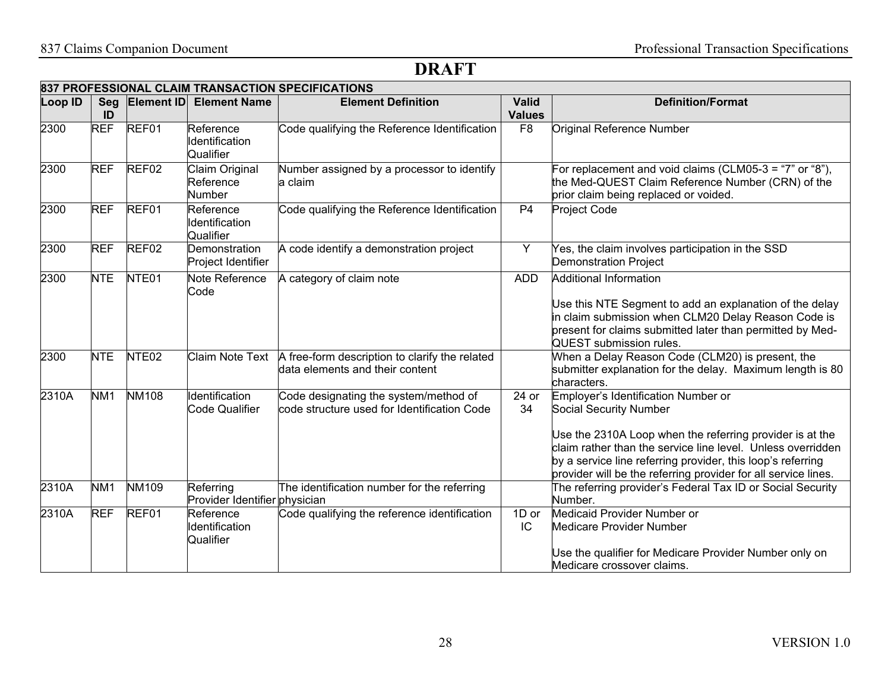# DRAFT

| 837 PROFESSIONAL CLAIM TRANSACTION SPECIFICATIONS | | | | | | |
|---|---|---|---|---|---|---|
| **Loop ID** | **Seg ID** | **Element ID** | **Element Name** | **Element Definition** | **Valid Values** | **Definition/Format** |
| 2300 | REF | REF01 | Reference Identification Qualifier | Code qualifying the Reference Identification | F8 | Original Reference Number |
| 2300 | REF | REF02 | Claim Original Reference Number | Number assigned by a processor to identify a claim | | For replacement and void claims (CLM05-3 = “7” or “8”), the Med-QUEST Claim Reference Number (CRN) of the prior claim being replaced or voided. |
| 2300 | REF | REF01 | Reference Identification Qualifier | Code qualifying the Reference Identification | P4 | Project Code |
| 2300 | REF | REF02 | Demonstration Project Identifier | A code identify a demonstration project | Y | Yes, the claim involves participation in the SSD Demonstration Project |
| 2300 | NTE | NTE01 | Note Reference Code | A category of claim note | ADD | Additional Information<br><br>Use this NTE Segment to add an explanation of the delay in claim submission when CLM20 Delay Reason Code is present for claims submitted later than permitted by Med-QUEST submission rules. |
| 2300 | NTE | NTE02 | Claim Note Text | A free-form description to clarify the related data elements and their content | | When a Delay Reason Code (CLM20) is present, the submitter explanation for the delay. Maximum length is 80 characters. |
| 2310A | NM1 | NM108 | Identification Code Qualifier | Code designating the system/method of code structure used for Identification Code | 24 or 34 | Employer’s Identification Number or Social Security Number<br><br>Use the 2310A Loop when the referring provider is at the claim rather than the service line level. Unless overridden by a service line referring provider, this loop’s referring provider will be the referring provider for all service lines. |
| 2310A | NM1 | NM109 | Referring Provider Identifier | The identification number for the referring physician | | The referring provider’s Federal Tax ID or Social Security Number. |
| 2310A | REF | REF01 | Reference Identification Qualifier | Code qualifying the reference identification | 1D or IC | Medicaid Provider Number or Medicare Provider Number<br><br>Use the qualifier for Medicare Provider Number only on Medicare crossover claims. |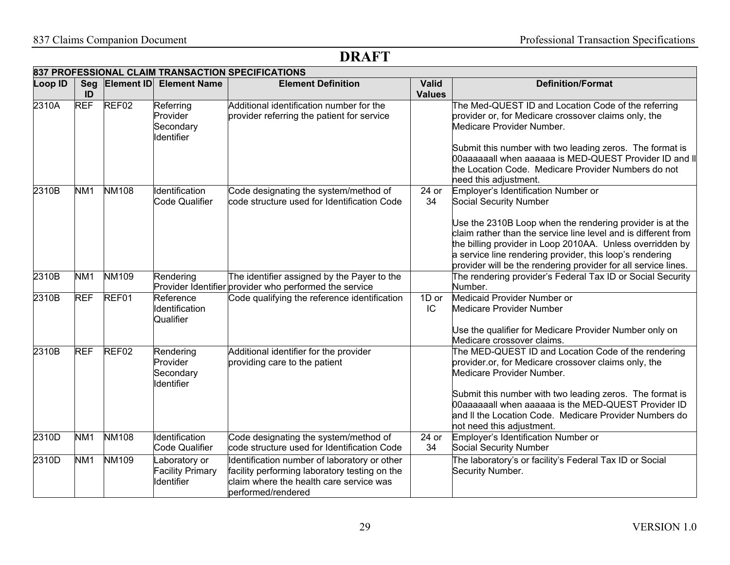# DRAFT

| 837 PROFESSIONAL CLAIM TRANSACTION SPECIFICATIONS | | | | | | |
|---|---|---|---|---|---|---|
| **Loop ID** | **Seg ID** | **Element ID** | **Element Name** | **Element Definition** | **Valid Values** | **Definition/Format** |
| 2310A | REF | REF02 | Referring Provider Secondary Identifier | Additional identification number for the provider referring the patient for service | | The Med-QUEST ID and Location Code of the referring provider or, for Medicare crossover claims only, the Medicare Provider Number.<br><br>Submit this number with two leading zeros. The format is 00aaaaaall when aaaaaa is MED-QUEST Provider ID and ll the Location Code. Medicare Provider Numbers do not need this adjustment. |
| 2310B | NM1 | NM108 | Identification Code Qualifier | Code designating the system/method of code structure used for Identification Code | 24 or 34 | Employer's Identification Number or Social Security Number<br><br>Use the 2310B Loop when the rendering provider is at the claim rather than the service line level and is different from the billing provider in Loop 2010AA. Unless overridden by a service line rendering provider, this loop's rendering provider will be the rendering provider for all service lines. |
| 2310B | NM1 | NM109 | Rendering Provider Identifier | The identifier assigned by the Payer to the provider who performed the service | | The rendering provider's Federal Tax ID or Social Security Number. |
| 2310B | REF | REF01 | Reference Identification Qualifier | Code qualifying the reference identification | 1D or IC | Medicaid Provider Number or Medicare Provider Number<br><br>Use the qualifier for Medicare Provider Number only on Medicare crossover claims. |
| 2310B | REF | REF02 | Rendering Provider Secondary Identifier | Additional identifier for the provider providing care to the patient | | The MED-QUEST ID and Location Code of the rendering provider.or, for Medicare crossover claims only, the Medicare Provider Number.<br><br>Submit this number with two leading zeros. The format is 00aaaaaall when aaaaaa is the MED-QUEST Provider ID and ll the Location Code. Medicare Provider Numbers do not need this adjustment. |
| 2310D | NM1 | NM108 | Identification Code Qualifier | Code designating the system/method of code structure used for Identification Code | 24 or 34 | Employer's Identification Number or Social Security Number |
| 2310D | NM1 | NM109 | Laboratory or Facility Primary Identifier | Identification number of laboratory or other facility performing laboratory testing on the claim where the health care service was performed/rendered | | The laboratory's or facility's Federal Tax ID or Social Security Number. |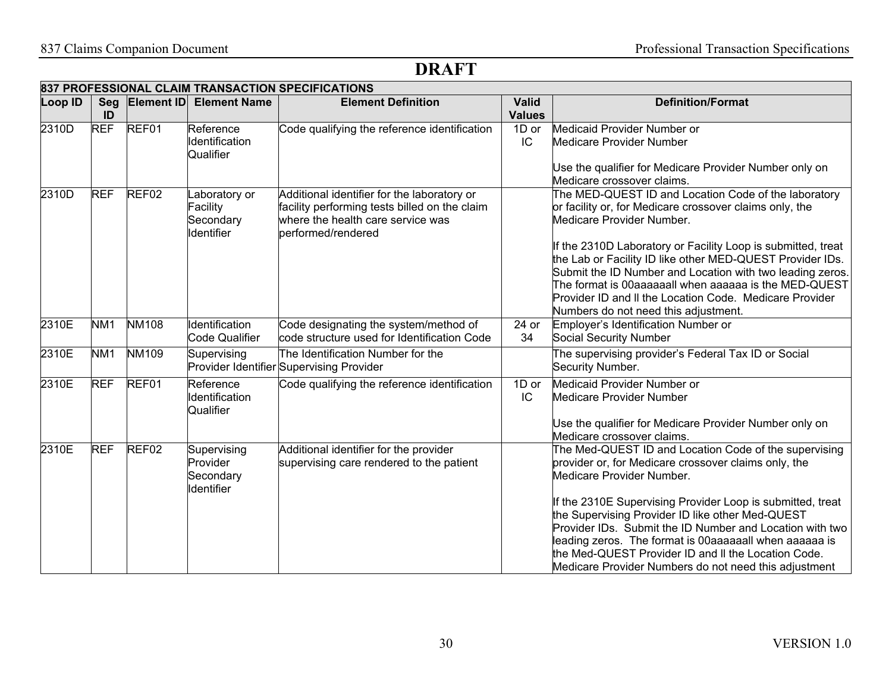**DRAFT**

| 837 PROFESSIONAL CLAIM TRANSACTION SPECIFICATIONS | | | | | | |
|---|---|---|---|---|---|---|
| **Loop ID** | **Seg ID** | **Element ID** | **Element Name** | **Element Definition** | **Valid Values** | **Definition/Format** |
| 2310D | REF | REF01 | Reference Identification Qualifier | Code qualifying the reference identification | 1D or IC | Medicaid Provider Number or Medicare Provider Number<br><br>Use the qualifier for Medicare Provider Number only on Medicare crossover claims. |
| 2310D | REF | REF02 | Laboratory or Facility Secondary Identifier | Additional identifier for the laboratory or facility performing tests billed on the claim where the health care service was performed/rendered | | The MED-QUEST ID and Location Code of the laboratory or facility or, for Medicare crossover claims only, the Medicare Provider Number.<br><br>If the 2310D Laboratory or Facility Loop is submitted, treat the Lab or Facility ID like other MED-QUEST Provider IDs. Submit the ID Number and Location with two leading zeros. The format is 00aaaaaall when aaaaaa is the MED-QUEST Provider ID and ll the Location Code. Medicare Provider Numbers do not need this adjustment. |
| 2310E | NM1 | NM108 | Identification Code Qualifier | Code designating the system/method of code structure used for Identification Code | 24 or 34 | Employer's Identification Number or Social Security Number |
| 2310E | NM1 | NM109 | Supervising Provider Identifier | The Identification Number for the Supervising Provider | | The supervising provider's Federal Tax ID or Social Security Number. |
| 2310E | REF | REF01 | Reference Identification Qualifier | Code qualifying the reference identification | 1D or IC | Medicaid Provider Number or Medicare Provider Number<br><br>Use the qualifier for Medicare Provider Number only on Medicare crossover claims. |
| 2310E | REF | REF02 | Supervising Provider Secondary Identifier | Additional identifier for the provider supervising care rendered to the patient | | The Med-QUEST ID and Location Code of the supervising provider or, for Medicare crossover claims only, the Medicare Provider Number.<br><br>If the 2310E Supervising Provider Loop is submitted, treat the Supervising Provider ID like other Med-QUEST Provider IDs. Submit the ID Number and Location with two leading zeros. The format is 00aaaaaall when aaaaaa is the Med-QUEST Provider ID and ll the Location Code. Medicare Provider Numbers do not need this adjustment |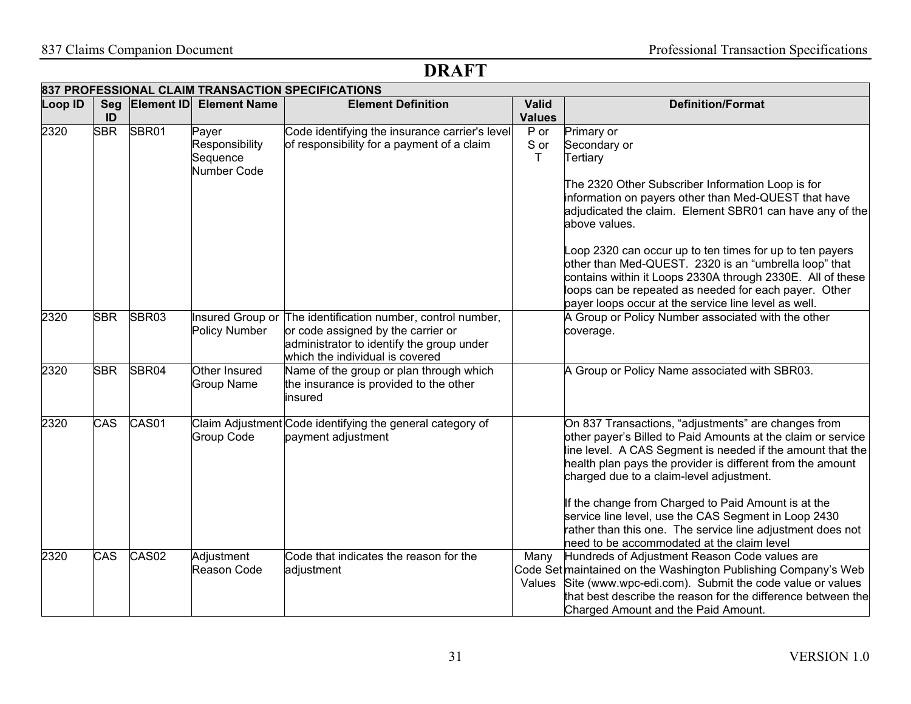# DRAFT

| 837 PROFESSIONAL CLAIM TRANSACTION SPECIFICATIONS | | | | | | |
|---|---|---|---|---|---|---|
| **Loop ID** | **Seg ID** | **Element ID** | **Element Name** | **Element Definition** | **Valid Values** | **Definition/Format** |
| 2320 | SBR | SBR01 | Payer Responsibility Sequence Number Code | Code identifying the insurance carrier's level of responsibility for a payment of a claim | P or S or T | Primary or Secondary or Tertiary<br><br>The 2320 Other Subscriber Information Loop is for information on payers other than Med-QUEST that have adjudicated the claim. Element SBR01 can have any of the above values.<br><br>Loop 2320 can occur up to ten times for up to ten payers other than Med-QUEST. 2320 is an “umbrella loop” that contains within it Loops 2330A through 2330E. All of these loops can be repeated as needed for each payer. Other payer loops occur at the service line level as well. |
| 2320 | SBR | SBR03 | Insured Group or Policy Number | The identification number, control number, or code assigned by the carrier or administrator to identify the group under which the individual is covered | | A Group or Policy Number associated with the other coverage. |
| 2320 | SBR | SBR04 | Other Insured Group Name | Name of the group or plan through which the insurance is provided to the other insured | | A Group or Policy Name associated with SBR03. |
| 2320 | CAS | CAS01 | Claim Adjustment Group Code | Code identifying the general category of payment adjustment | | On 837 Transactions, “adjustments” are changes from other payer's Billed to Paid Amounts at the claim or service line level. A CAS Segment is needed if the amount that the health plan pays the provider is different from the amount charged due to a claim-level adjustment.<br><br>If the change from Charged to Paid Amount is at the service line level, use the CAS Segment in Loop 2430 rather than this one. The service line adjustment does not need to be accommodated at the claim level |
| 2320 | CAS | CAS02 | Adjustment Reason Code | Code that indicates the reason for the adjustment | Many Code Set Values | Hundreds of Adjustment Reason Code values are maintained on the Washington Publishing Company's Web Site (www.wpc-edi.com). Submit the code value or values that best describe the reason for the difference between the Charged Amount and the Paid Amount. |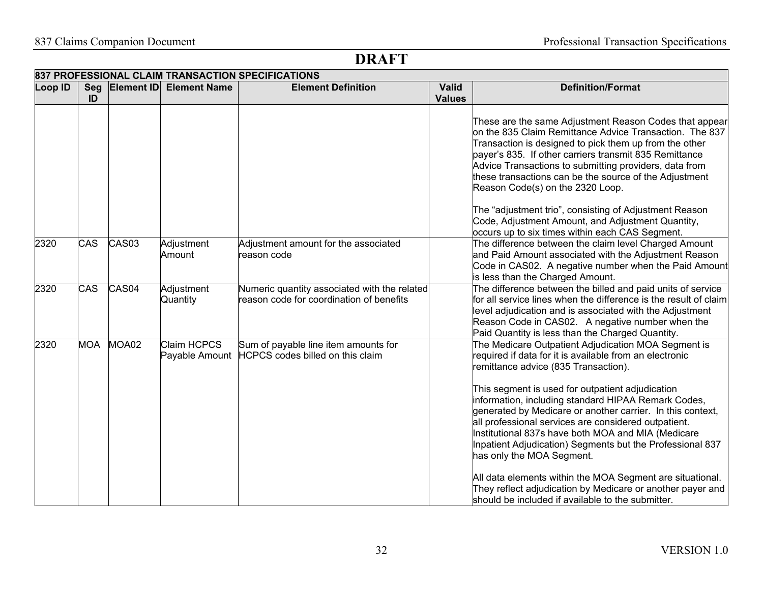# DRAFT

| 837 PROFESSIONAL CLAIM TRANSACTION SPECIFICATIONS | | | | | | |
|---|---|---|---|---|---|---|
| **Loop ID** | **Seg ID** | **Element ID** | **Element Name** | **Element Definition** | **Valid Values** | **Definition/Format** |
| | | | | | | These are the same Adjustment Reason Codes that appear on the 835 Claim Remittance Advice Transaction. The 837 Transaction is designed to pick them up from the other payer's 835. If other carriers transmit 835 Remittance Advice Transactions to submitting providers, data from these transactions can be the source of the Adjustment Reason Code(s) on the 2320 Loop.<br><br>The "adjustment trio", consisting of Adjustment Reason Code, Adjustment Amount, and Adjustment Quantity, occurs up to six times within each CAS Segment. |
| 2320 | CAS | CAS03 | Adjustment Amount | Adjustment amount for the associated reason code | | The difference between the claim level Charged Amount and Paid Amount associated with the Adjustment Reason Code in CAS02. A negative number when the Paid Amount is less than the Charged Amount. |
| 2320 | CAS | CAS04 | Adjustment Quantity | Numeric quantity associated with the related reason code for coordination of benefits | | The difference between the billed and paid units of service for all service lines when the difference is the result of claim level adjudication and is associated with the Adjustment Reason Code in CAS02. A negative number when the Paid Quantity is less than the Charged Quantity. |
| 2320 | MOA | MOA02 | Claim HCPCS Payable Amount | Sum of payable line item amounts for HCPCS codes billed on this claim | | The Medicare Outpatient Adjudication MOA Segment is required if data for it is available from an electronic remittance advice (835 Transaction).<br><br>This segment is used for outpatient adjudication information, including standard HIPAA Remark Codes, generated by Medicare or another carrier. In this context, all professional services are considered outpatient. Institutional 837s have both MOA and MIA (Medicare Inpatient Adjudication) Segments but the Professional 837 has only the MOA Segment.<br><br>All data elements within the MOA Segment are situational. They reflect adjudication by Medicare or another payer and should be included if available to the submitter. |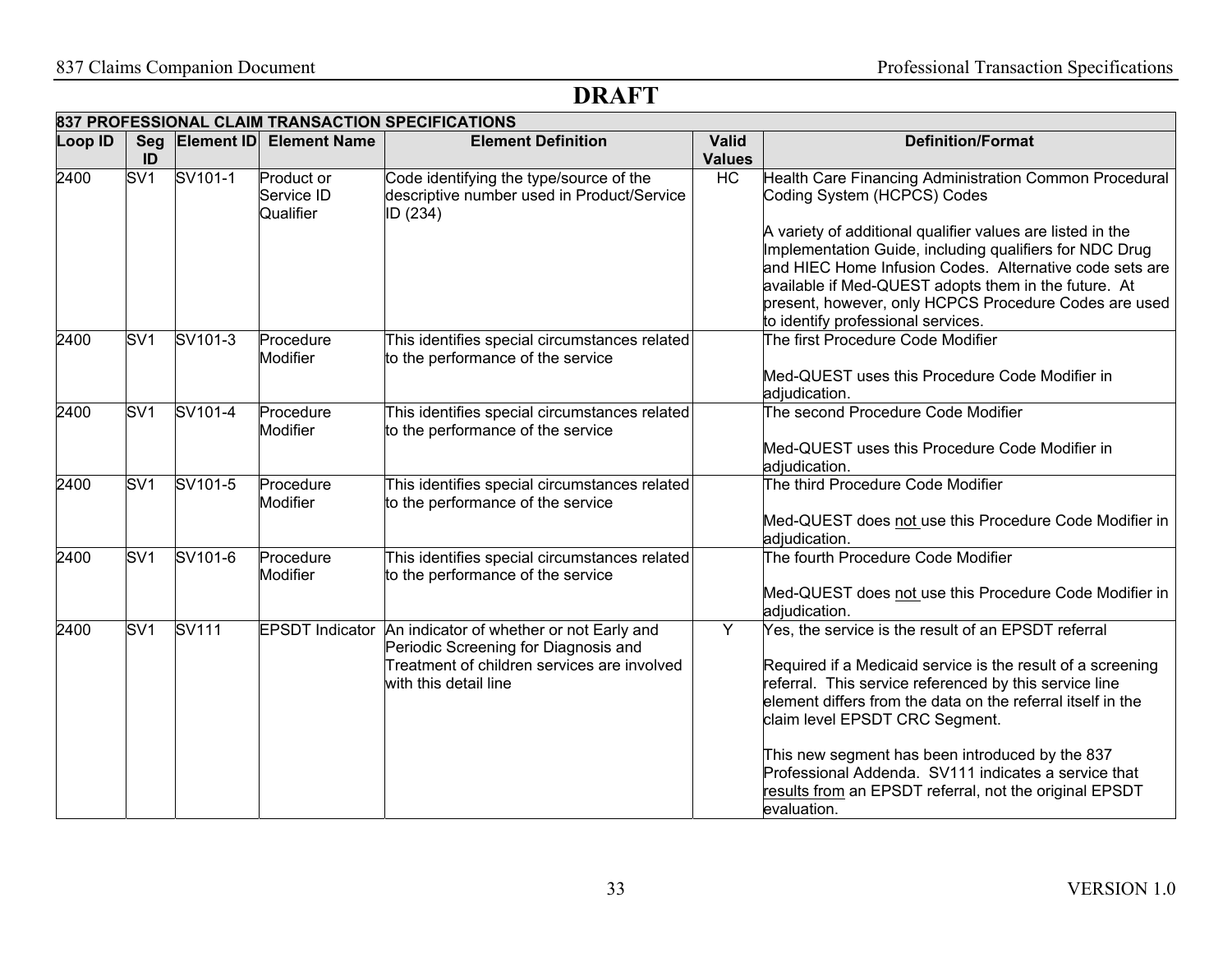# DRAFT

| 837 PROFESSIONAL CLAIM TRANSACTION SPECIFICATIONS | | | | | | |
|---|---|---|---|---|---|---|
| **Loop ID** | **Seg ID** | **Element ID** | **Element Name** | **Element Definition** | **Valid Values** | **Definition/Format** |
| 2400 | SV1 | SV101-1 | Product or Service ID Qualifier | Code identifying the type/source of the descriptive number used in Product/Service ID (234) | HC | Health Care Financing Administration Common Procedural Coding System (HCPCS) Codes<br><br>A variety of additional qualifier values are listed in the Implementation Guide, including qualifiers for NDC Drug and HIEC Home Infusion Codes. Alternative code sets are available if Med-QUEST adopts them in the future. At present, however, only HCPCS Procedure Codes are used to identify professional services. |
| 2400 | SV1 | SV101-3 | Procedure Modifier | This identifies special circumstances related to the performance of the service | | The first Procedure Code Modifier<br><br>Med-QUEST uses this Procedure Code Modifier in adjudication. |
| 2400 | SV1 | SV101-4 | Procedure Modifier | This identifies special circumstances related to the performance of the service | | The second Procedure Code Modifier<br><br>Med-QUEST uses this Procedure Code Modifier in adjudication. |
| 2400 | SV1 | SV101-5 | Procedure Modifier | This identifies special circumstances related to the performance of the service | | The third Procedure Code Modifier<br><br>Med-QUEST does <u>not</u> use this Procedure Code Modifier in adjudication. |
| 2400 | SV1 | SV101-6 | Procedure Modifier | This identifies special circumstances related to the performance of the service | | The fourth Procedure Code Modifier<br><br>Med-QUEST does <u>not</u> use this Procedure Code Modifier in adjudication. |
| 2400 | SV1 | SV111 | EPSDT Indicator | An indicator of whether or not Early and Periodic Screening for Diagnosis and Treatment of children services are involved with this detail line | Y | Yes, the service is the result of an EPSDT referral<br><br>Required if a Medicaid service is the result of a screening referral. This service referenced by this service line element differs from the data on the referral itself in the claim level EPSDT CRC Segment.<br><br>This new segment has been introduced by the 837 Professional Addenda. SV111 indicates a service that <u>results from</u> an EPSDT referral, not the original EPSDT evaluation. |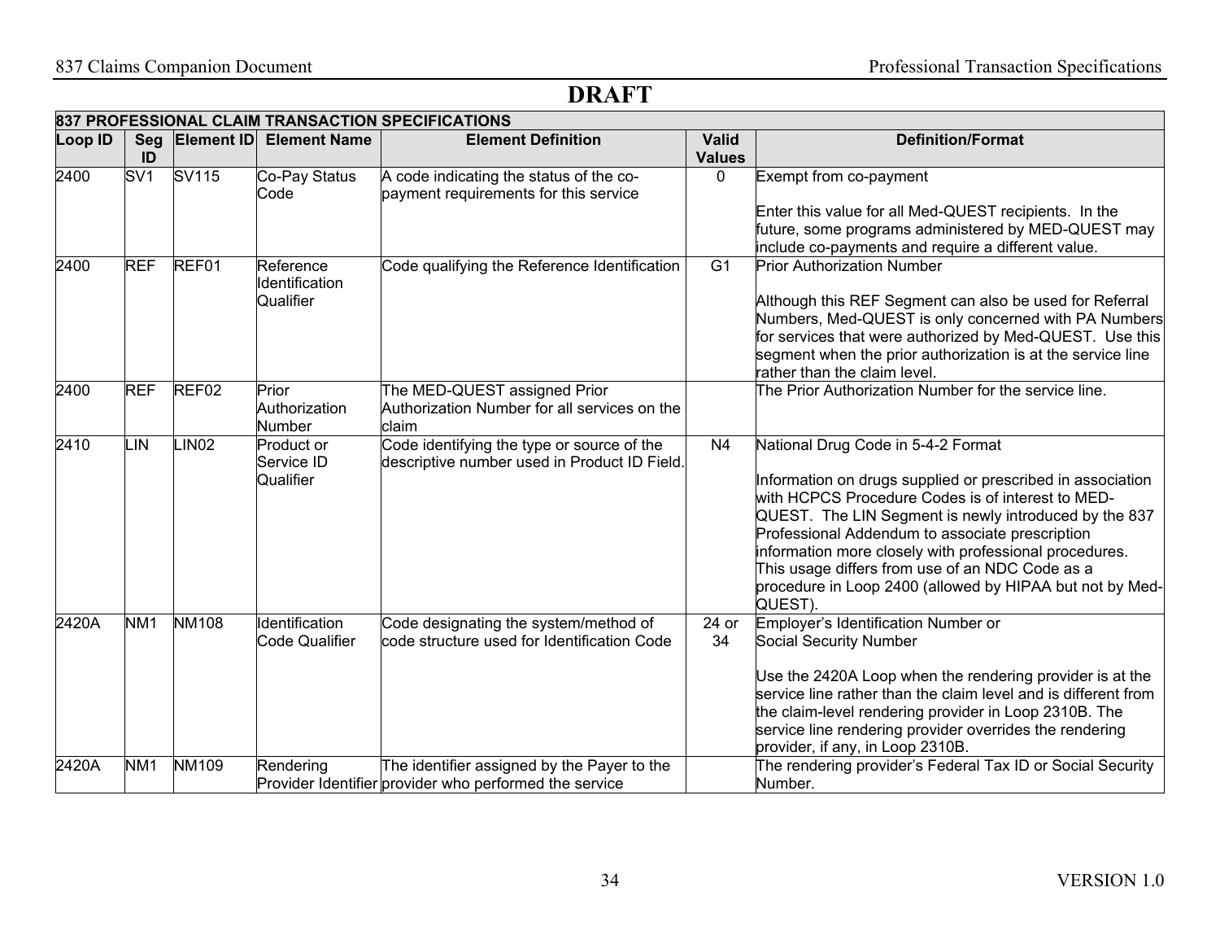# DRAFT

| 837 PROFESSIONAL CLAIM TRANSACTION SPECIFICATIONS | | | | | | |
|---|---|---|---|---|---|---|
| **Loop ID** | **Seg ID** | **Element ID** | **Element Name** | **Element Definition** | **Valid Values** | **Definition/Format** |
| 2400 | SV1 | SV115 | Co-Pay Status Code | A code indicating the status of the co-payment requirements for this service | 0 | Exempt from co-payment<br><br>Enter this value for all Med-QUEST recipients. In the future, some programs administered by MED-QUEST may include co-payments and require a different value. |
| 2400 | REF | REF01 | Reference Identification Qualifier | Code qualifying the Reference Identification | G1 | Prior Authorization Number<br><br>Although this REF Segment can also be used for Referral Numbers, Med-QUEST is only concerned with PA Numbers for services that were authorized by Med-QUEST. Use this segment when the prior authorization is at the service line rather than the claim level. |
| 2400 | REF | REF02 | Prior Authorization Number | The MED-QUEST assigned Prior Authorization Number for all services on the claim | | The Prior Authorization Number for the service line. |
| 2410 | LIN | LIN02 | Product or Service ID Qualifier | Code identifying the type or source of the descriptive number used in Product ID Field. | N4 | National Drug Code in 5-4-2 Format<br><br>Information on drugs supplied or prescribed in association with HCPCS Procedure Codes is of interest to MED-QUEST. The LIN Segment is newly introduced by the 837 Professional Addendum to associate prescription information more closely with professional procedures. This usage differs from use of an NDC Code as a procedure in Loop 2400 (allowed by HIPAA but not by Med-QUEST). |
| 2420A | NM1 | NM108 | Identification Code Qualifier | Code designating the system/method of code structure used for Identification Code | 24 or 34 | Employer's Identification Number or Social Security Number<br><br>Use the 2420A Loop when the rendering provider is at the service line rather than the claim level and is different from the claim-level rendering provider in Loop 2310B. The service line rendering provider overrides the rendering provider, if any, in Loop 2310B. |
| 2420A | NM1 | NM109 | Rendering Provider Identifier | The identifier assigned by the Payer to the provider who performed the service | | The rendering provider's Federal Tax ID or Social Security Number. |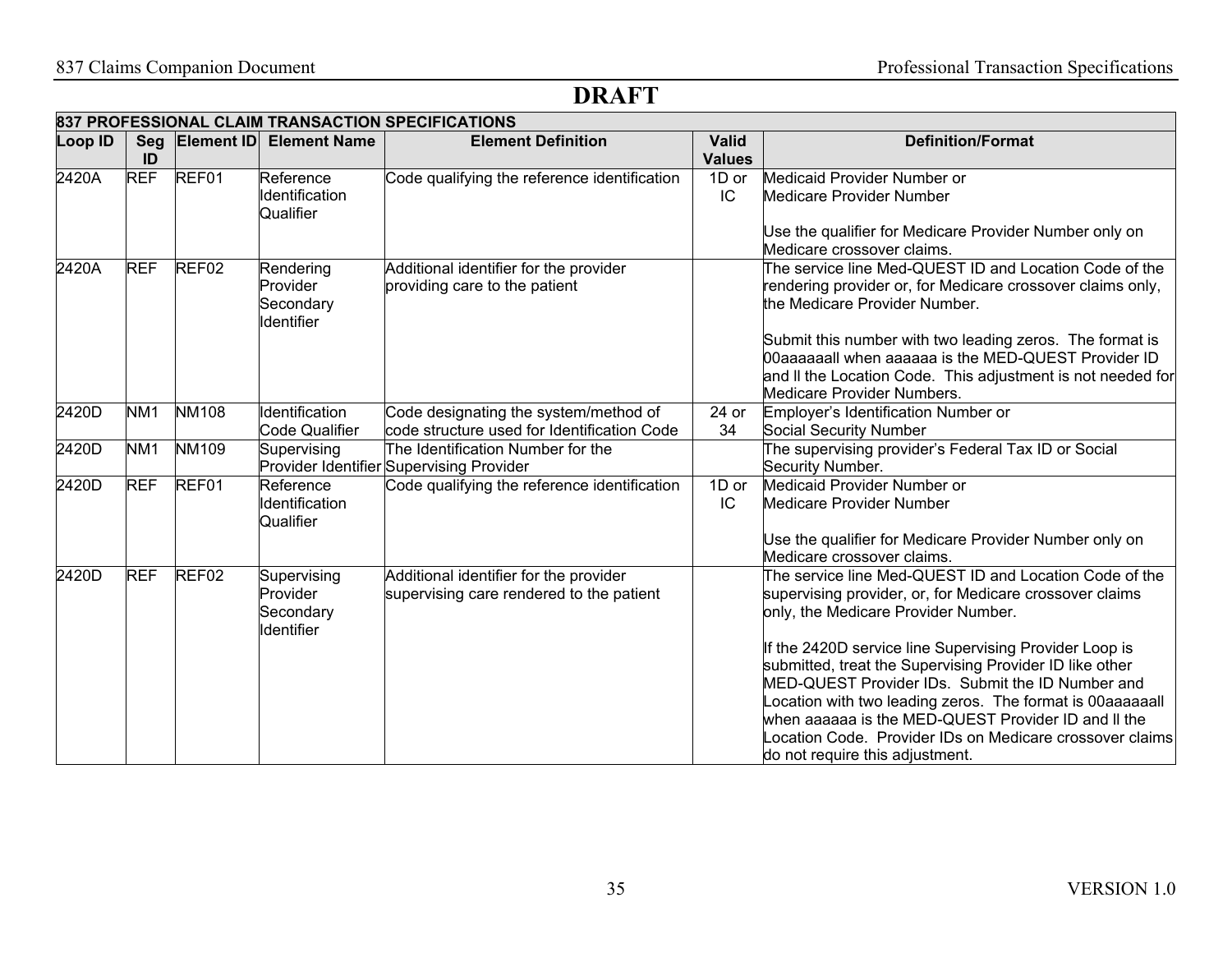# DRAFT

| 837 PROFESSIONAL CLAIM TRANSACTION SPECIFICATIONS | | | | | | |
|---|---|---|---|---|---|---|
| **Loop ID** | **Seg ID** | **Element ID** | **Element Name** | **Element Definition** | **Valid Values** | **Definition/Format** |
| 2420A | REF | REF01 | Reference Identification Qualifier | Code qualifying the reference identification | 1D or IC | Medicaid Provider Number or Medicare Provider Number<br><br>Use the qualifier for Medicare Provider Number only on Medicare crossover claims. |
| 2420A | REF | REF02 | Rendering Provider Secondary Identifier | Additional identifier for the provider providing care to the patient | | The service line Med-QUEST ID and Location Code of the rendering provider or, for Medicare crossover claims only, the Medicare Provider Number.<br><br>Submit this number with two leading zeros. The format is 00aaaaaall when aaaaaa is the MED-QUEST Provider ID and ll the Location Code. This adjustment is not needed for Medicare Provider Numbers. |
| 2420D | NM1 | NM108 | Identification Code Qualifier | Code designating the system/method of code structure used for Identification Code | 24 or 34 | Employer's Identification Number or Social Security Number |
| 2420D | NM1 | NM109 | Supervising Provider Identifier | The Identification Number for the Supervising Provider | | The supervising provider's Federal Tax ID or Social Security Number. |
| 2420D | REF | REF01 | Reference Identification Qualifier | Code qualifying the reference identification | 1D or IC | Medicaid Provider Number or Medicare Provider Number<br><br>Use the qualifier for Medicare Provider Number only on Medicare crossover claims. |
| 2420D | REF | REF02 | Supervising Provider Secondary Identifier | Additional identifier for the provider supervising care rendered to the patient | | The service line Med-QUEST ID and Location Code of the supervising provider, or, for Medicare crossover claims only, the Medicare Provider Number.<br><br>If the 2420D service line Supervising Provider Loop is submitted, treat the Supervising Provider ID like other MED-QUEST Provider IDs. Submit the ID Number and Location with two leading zeros. The format is 00aaaaaall when aaaaaa is the MED-QUEST Provider ID and ll the Location Code. Provider IDs on Medicare crossover claims do not require this adjustment. |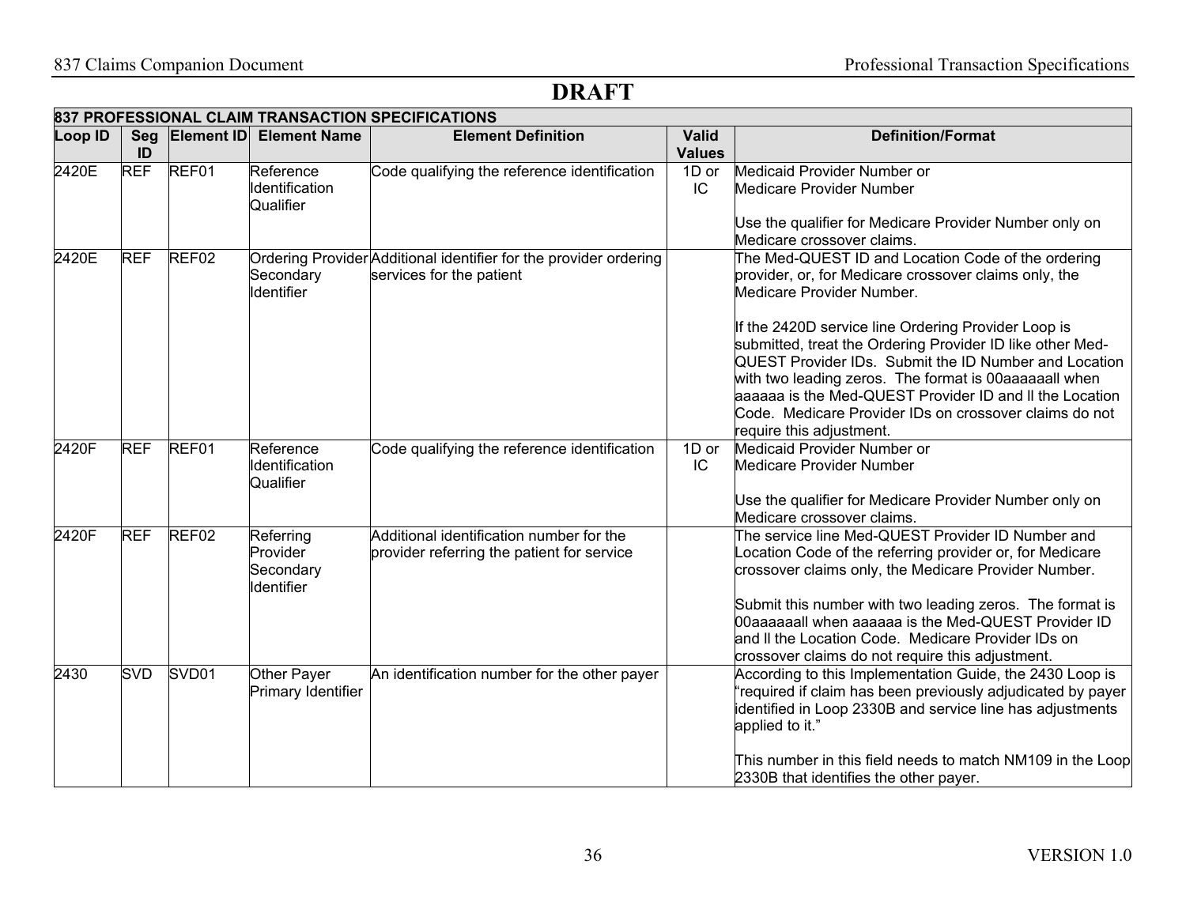# DRAFT

| 837 PROFESSIONAL CLAIM TRANSACTION SPECIFICATIONS | | | | | | |
|---|---|---|---|---|---|---|
| **Loop ID** | **Seg ID** | **Element ID** | **Element Name** | **Element Definition** | **Valid Values** | **Definition/Format** |
| 2420E | REF | REF01 | Reference Identification Qualifier | Code qualifying the reference identification | 1D or IC | Medicaid Provider Number or Medicare Provider Number<br><br>Use the qualifier for Medicare Provider Number only on Medicare crossover claims. |
| 2420E | REF | REF02 | Ordering Provider Secondary Identifier | Additional identifier for the provider ordering services for the patient | | The Med-QUEST ID and Location Code of the ordering provider, or, for Medicare crossover claims only, the Medicare Provider Number.<br><br>If the 2420D service line Ordering Provider Loop is submitted, treat the Ordering Provider ID like other Med-QUEST Provider IDs. Submit the ID Number and Location with two leading zeros. The format is 00aaaaaall when aaaaaa is the Med-QUEST Provider ID and ll the Location Code. Medicare Provider IDs on crossover claims do not require this adjustment. |
| 2420F | REF | REF01 | Reference Identification Qualifier | Code qualifying the reference identification | 1D or IC | Medicaid Provider Number or Medicare Provider Number<br><br>Use the qualifier for Medicare Provider Number only on Medicare crossover claims. |
| 2420F | REF | REF02 | Referring Provider Secondary Identifier | Additional identification number for the provider referring the patient for service | | The service line Med-QUEST Provider ID Number and Location Code of the referring provider or, for Medicare crossover claims only, the Medicare Provider Number.<br><br>Submit this number with two leading zeros. The format is 00aaaaaall when aaaaaa is the Med-QUEST Provider ID and ll the Location Code. Medicare Provider IDs on crossover claims do not require this adjustment. |
| 2430 | SVD | SVD01 | Other Payer Primary Identifier | An identification number for the other payer | | According to this Implementation Guide, the 2430 Loop is "required if claim has been previously adjudicated by payer identified in Loop 2330B and service line has adjustments applied to it."<br><br>This number in this field needs to match NM109 in the Loop 2330B that identifies the other payer. |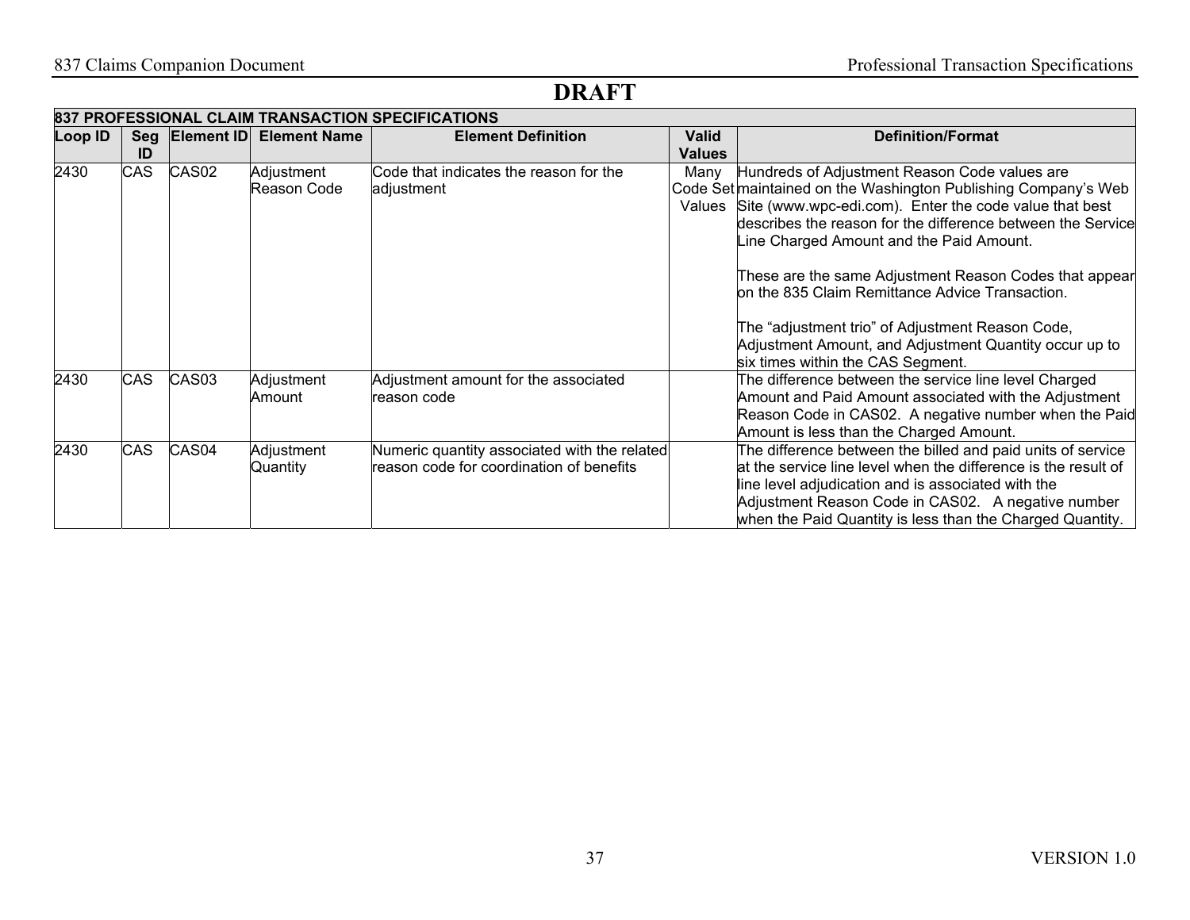# DRAFT

| 837 PROFESSIONAL CLAIM TRANSACTION SPECIFICATIONS | | | | | | |
|---|---|---|---|---|---|---|
| **Loop ID** | **Seg ID** | **Element ID** | **Element Name** | **Element Definition** | **Valid Values** | **Definition/Format** |
| 2430 | CAS | CAS02 | Adjustment Reason Code | Code that indicates the reason for the adjustment | Many Code Set Values | Hundreds of Adjustment Reason Code values are maintained on the Washington Publishing Company's Web Site (www.wpc-edi.com). Enter the code value that best describes the reason for the difference between the Service Line Charged Amount and the Paid Amount.<br><br>These are the same Adjustment Reason Codes that appear on the 835 Claim Remittance Advice Transaction.<br><br>The "adjustment trio" of Adjustment Reason Code, Adjustment Amount, and Adjustment Quantity occur up to six times within the CAS Segment. |
| 2430 | CAS | CAS03 | Adjustment Amount | Adjustment amount for the associated reason code | | The difference between the service line level Charged Amount and Paid Amount associated with the Adjustment Reason Code in CAS02. A negative number when the Paid Amount is less than the Charged Amount. |
| 2430 | CAS | CAS04 | Adjustment Quantity | Numeric quantity associated with the related reason code for coordination of benefits | | The difference between the billed and paid units of service at the service line level when the difference is the result of line level adjudication and is associated with the Adjustment Reason Code in CAS02. A negative number when the Paid Quantity is less than the Charged Quantity. |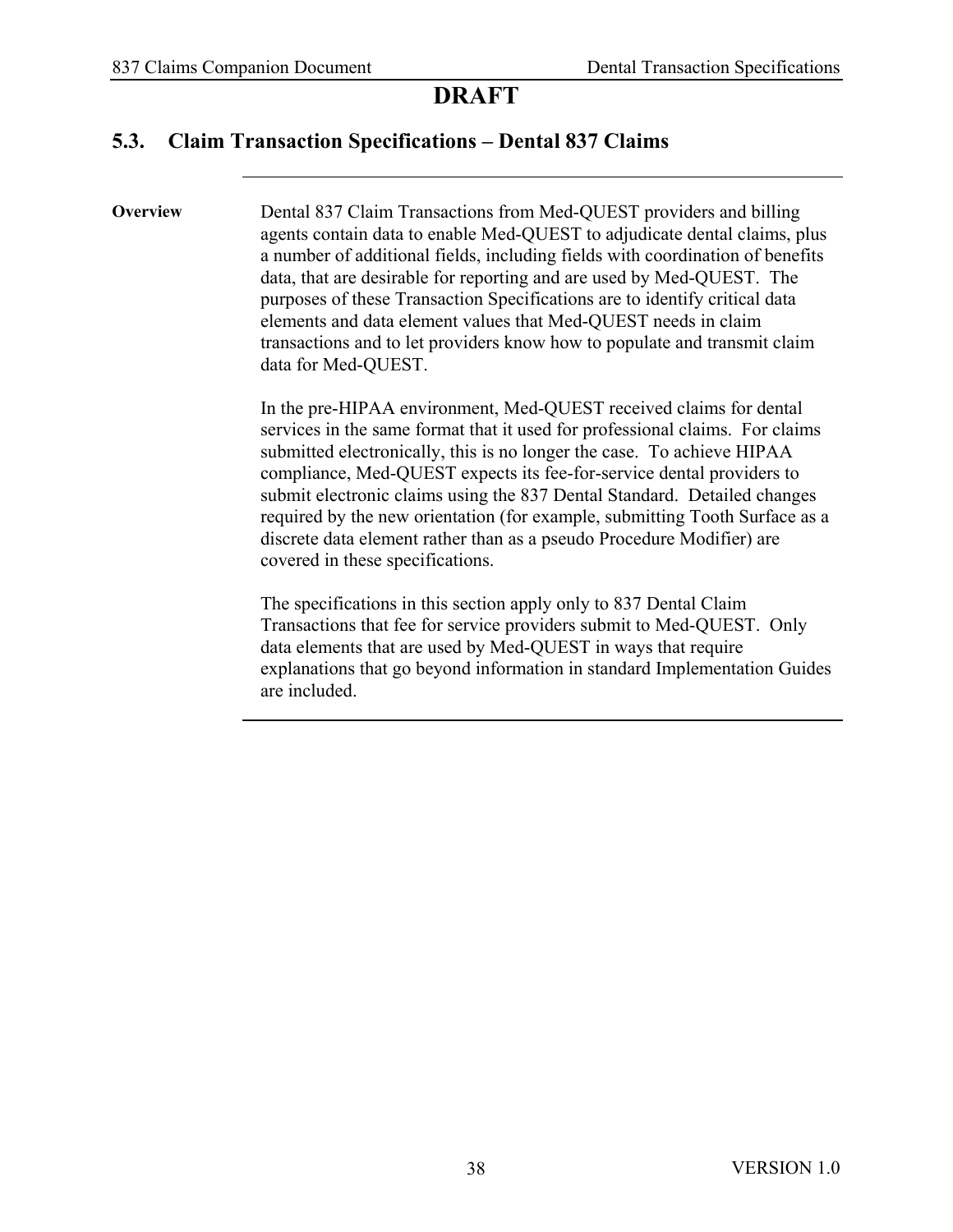**DRAFT**

## 5.3. Claim Transaction Specifications – Dental 837 Claims

**Overview**

Dental 837 Claim Transactions from Med-QUEST providers and billing agents contain data to enable Med-QUEST to adjudicate dental claims, plus a number of additional fields, including fields with coordination of benefits data, that are desirable for reporting and are used by Med-QUEST. The purposes of these Transaction Specifications are to identify critical data elements and data element values that Med-QUEST needs in claim transactions and to let providers know how to populate and transmit claim data for Med-QUEST.

In the pre-HIPAA environment, Med-QUEST received claims for dental services in the same format that it used for professional claims. For claims submitted electronically, this is no longer the case. To achieve HIPAA compliance, Med-QUEST expects its fee-for-service dental providers to submit electronic claims using the 837 Dental Standard. Detailed changes required by the new orientation (for example, submitting Tooth Surface as a discrete data element rather than as a pseudo Procedure Modifier) are covered in these specifications.

The specifications in this section apply only to 837 Dental Claim Transactions that fee for service providers submit to Med-QUEST. Only data elements that are used by Med-QUEST in ways that require explanations that go beyond information in standard Implementation Guides are included.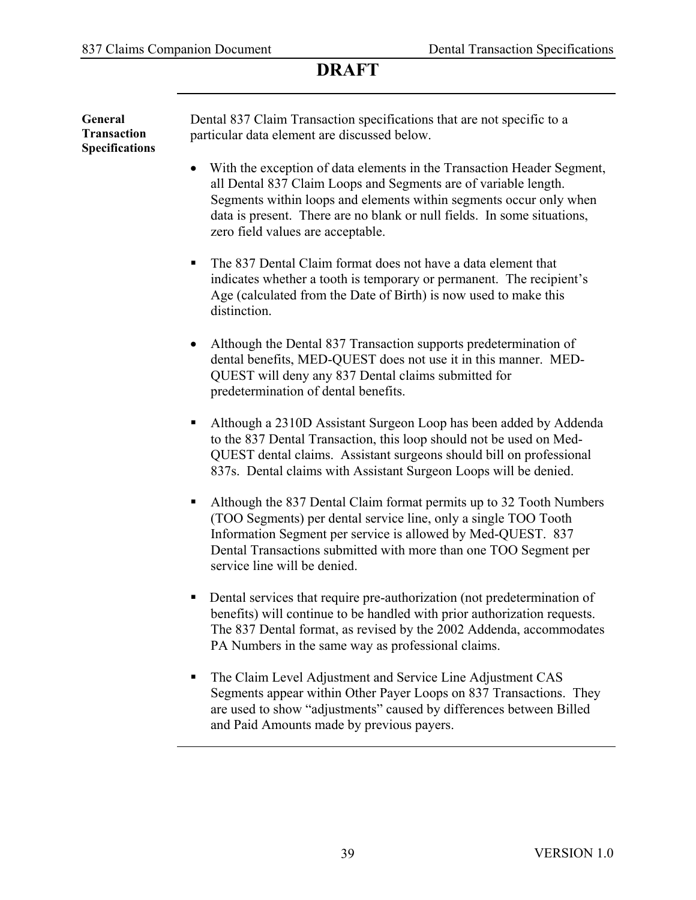# DRAFT

**General Transaction Specifications**

Dental 837 Claim Transaction specifications that are not specific to a particular data element are discussed below.

- With the exception of data elements in the Transaction Header Segment, all Dental 837 Claim Loops and Segments are of variable length. Segments within loops and elements within segments occur only when data is present. There are no blank or null fields. In some situations, zero field values are acceptable.

- The 837 Dental Claim format does not have a data element that indicates whether a tooth is temporary or permanent. The recipient's Age (calculated from the Date of Birth) is now used to make this distinction.

- Although the Dental 837 Transaction supports predetermination of dental benefits, MED-QUEST does not use it in this manner. MED-QUEST will deny any 837 Dental claims submitted for predetermination of dental benefits.

- Although a 2310D Assistant Surgeon Loop has been added by Addenda to the 837 Dental Transaction, this loop should not be used on Med-QUEST dental claims. Assistant surgeons should bill on professional 837s. Dental claims with Assistant Surgeon Loops will be denied.

- Although the 837 Dental Claim format permits up to 32 Tooth Numbers (TOO Segments) per dental service line, only a single TOO Tooth Information Segment per service is allowed by Med-QUEST. 837 Dental Transactions submitted with more than one TOO Segment per service line will be denied.

- Dental services that require pre-authorization (not predetermination of benefits) will continue to be handled with prior authorization requests. The 837 Dental format, as revised by the 2002 Addenda, accommodates PA Numbers in the same way as professional claims.

- The Claim Level Adjustment and Service Line Adjustment CAS Segments appear within Other Payer Loops on 837 Transactions. They are used to show "adjustments" caused by differences between Billed and Paid Amounts made by previous payers.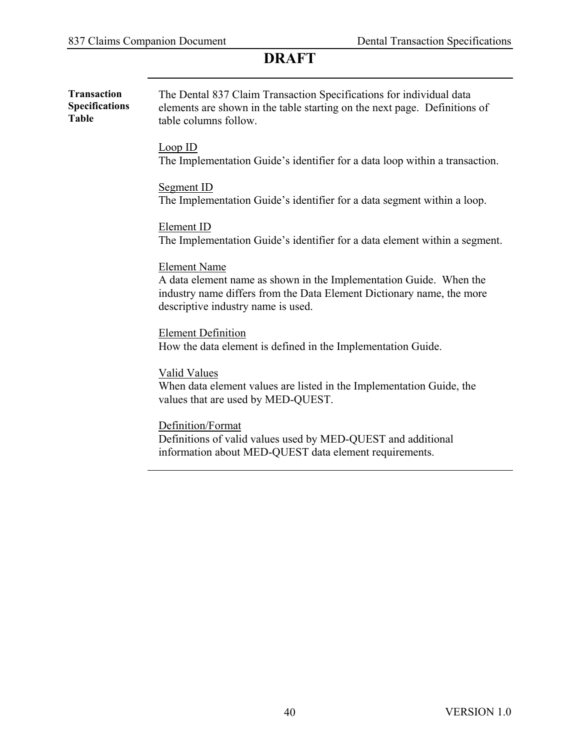# DRAFT

**Transaction Specifications Table**

The Dental 837 Claim Transaction Specifications for individual data elements are shown in the table starting on the next page. Definitions of table columns follow.

Loop ID
The Implementation Guide's identifier for a data loop within a transaction.

Segment ID
The Implementation Guide's identifier for a data segment within a loop.

Element ID
The Implementation Guide's identifier for a data element within a segment.

Element Name
A data element name as shown in the Implementation Guide. When the industry name differs from the Data Element Dictionary name, the more descriptive industry name is used.

Element Definition
How the data element is defined in the Implementation Guide.

Valid Values
When data element values are listed in the Implementation Guide, the values that are used by MED-QUEST.

Definition/Format
Definitions of valid values used by MED-QUEST and additional information about MED-QUEST data element requirements.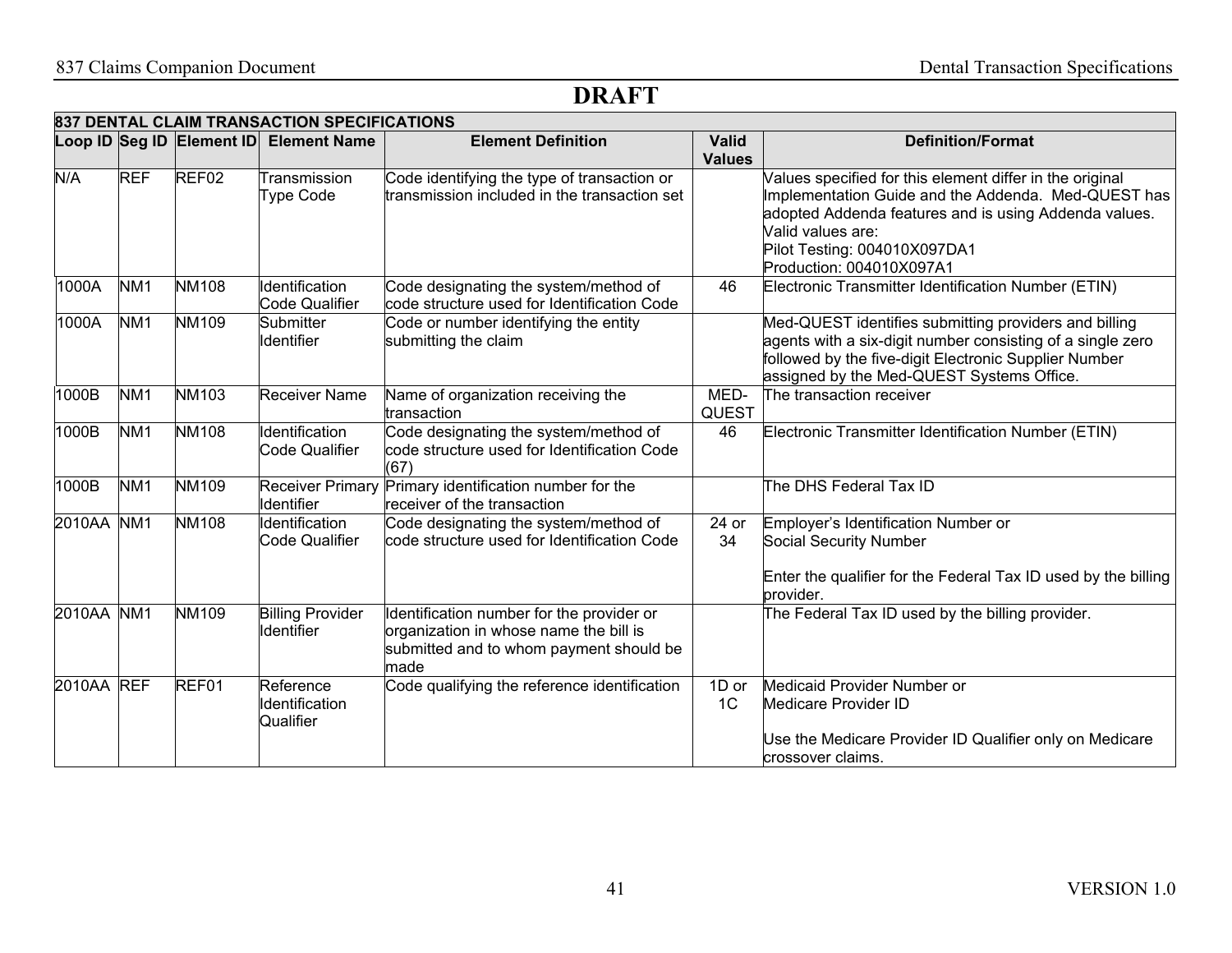# DRAFT

| 837 DENTAL CLAIM TRANSACTION SPECIFICATIONS | | | | | | |
|---|---|---|---|---|---|---|
| **Loop ID** | **Seg ID** | **Element ID** | **Element Name** | **Element Definition** | **Valid Values** | **Definition/Format** |
| N/A | REF | REF02 | Transmission Type Code | Code identifying the type of transaction or transmission included in the transaction set | | Values specified for this element differ in the original Implementation Guide and the Addenda. Med-QUEST has adopted Addenda features and is using Addenda values. Valid values are:<br>Pilot Testing: 004010X097DA1<br>Production: 004010X097A1 |
| 1000A | NM1 | NM108 | Identification Code Qualifier | Code designating the system/method of code structure used for Identification Code | 46 | Electronic Transmitter Identification Number (ETIN) |
| 1000A | NM1 | NM109 | Submitter Identifier | Code or number identifying the entity submitting the claim | | Med-QUEST identifies submitting providers and billing agents with a six-digit number consisting of a single zero followed by the five-digit Electronic Supplier Number assigned by the Med-QUEST Systems Office. |
| 1000B | NM1 | NM103 | Receiver Name | Name of organization receiving the transaction | MED-QUEST | The transaction receiver |
| 1000B | NM1 | NM108 | Identification Code Qualifier | Code designating the system/method of code structure used for Identification Code (67) | 46 | Electronic Transmitter Identification Number (ETIN) |
| 1000B | NM1 | NM109 | Receiver Primary Identifier | Primary identification number for the receiver of the transaction | | The DHS Federal Tax ID |
| 2010AA | NM1 | NM108 | Identification Code Qualifier | Code designating the system/method of code structure used for Identification Code | 24 or 34 | Employer's Identification Number or<br>Social Security Number<br><br>Enter the qualifier for the Federal Tax ID used by the billing provider. |
| 2010AA | NM1 | NM109 | Billing Provider Identifier | Identification number for the provider or organization in whose name the bill is submitted and to whom payment should be made | | The Federal Tax ID used by the billing provider. |
| 2010AA | REF | REF01 | Reference Identification Qualifier | Code qualifying the reference identification | 1D or 1C | Medicaid Provider Number or<br>Medicare Provider ID<br><br>Use the Medicare Provider ID Qualifier only on Medicare crossover claims. |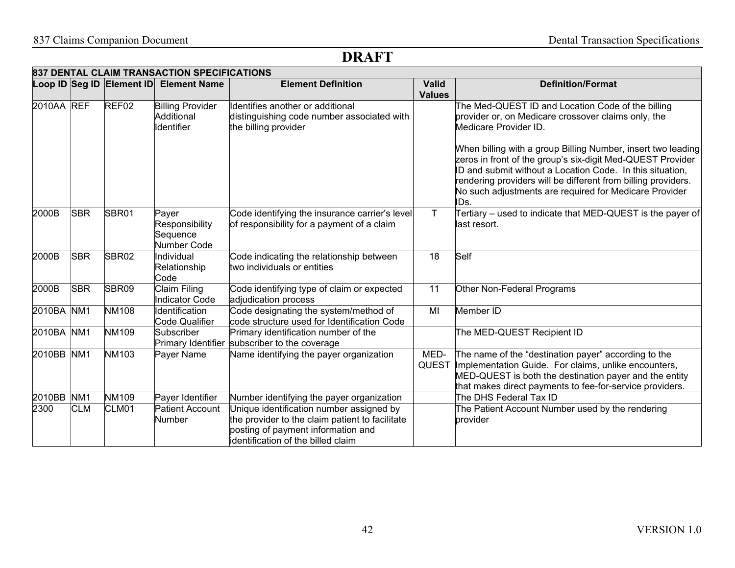# DRAFT

| 837 DENTAL CLAIM TRANSACTION SPECIFICATIONS | | | | | | |
|---|---|---|---|---|---|---|
| **Loop ID** | **Seg ID** | **Element ID** | **Element Name** | **Element Definition** | **Valid Values** | **Definition/Format** |
| 2010AA | REF | REF02 | Billing Provider Additional Identifier | Identifies another or additional distinguishing code number associated with the billing provider | | The Med-QUEST ID and Location Code of the billing provider or, on Medicare crossover claims only, the Medicare Provider ID.<br><br>When billing with a group Billing Number, insert two leading zeros in front of the group's six-digit Med-QUEST Provider ID and submit without a Location Code. In this situation, rendering providers will be different from billing providers. No such adjustments are required for Medicare Provider IDs. |
| 2000B | SBR | SBR01 | Payer Responsibility Sequence Number Code | Code identifying the insurance carrier's level of responsibility for a payment of a claim | T | Tertiary – used to indicate that MED-QUEST is the payer of last resort. |
| 2000B | SBR | SBR02 | Individual Relationship Code | Code indicating the relationship between two individuals or entities | 18 | Self |
| 2000B | SBR | SBR09 | Claim Filing Indicator Code | Code identifying type of claim or expected adjudication process | 11 | Other Non-Federal Programs |
| 2010BA | NM1 | NM108 | Identification Code Qualifier | Code designating the system/method of code structure used for Identification Code | MI | Member ID |
| 2010BA | NM1 | NM109 | Subscriber Primary Identifier | Primary identification number of the subscriber to the coverage | | The MED-QUEST Recipient ID |
| 2010BB | NM1 | NM103 | Payer Name | Name identifying the payer organization | MED-QUEST | The name of the "destination payer" according to the Implementation Guide. For claims, unlike encounters, MED-QUEST is both the destination payer and the entity that makes direct payments to fee-for-service providers. |
| 2010BB | NM1 | NM109 | Payer Identifier | Number identifying the payer organization | | The DHS Federal Tax ID |
| 2300 | CLM | CLM01 | Patient Account Number | Unique identification number assigned by the provider to the claim patient to facilitate posting of payment information and identification of the billed claim | | The Patient Account Number used by the rendering provider |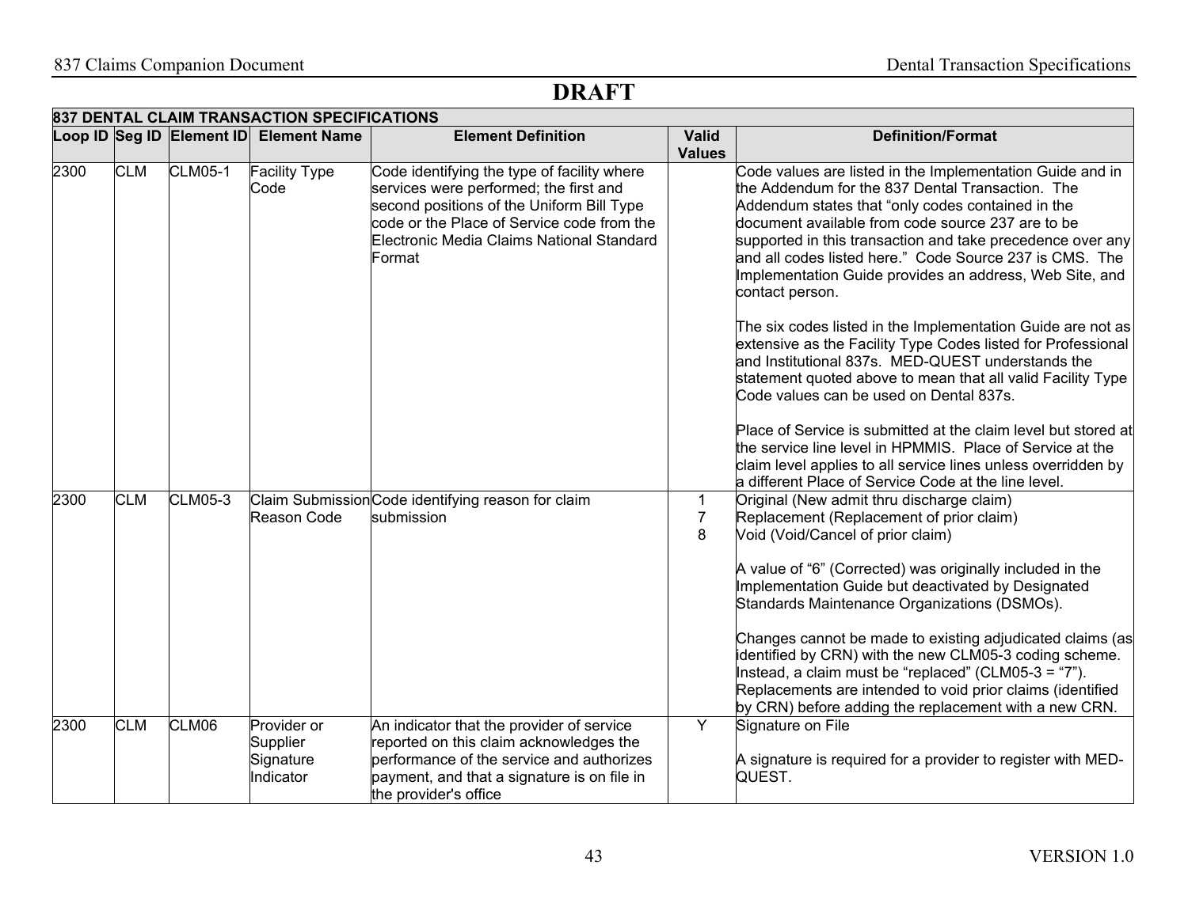# DRAFT

| 837 DENTAL CLAIM TRANSACTION SPECIFICATIONS | | | | | | |
|---|---|---|---|---|---|---|
| **Loop ID** | **Seg ID** | **Element ID** | **Element Name** | **Element Definition** | **Valid Values** | **Definition/Format** |
| 2300 | CLM | CLM05-1 | Facility Type Code | Code identifying the type of facility where services were performed; the first and second positions of the Uniform Bill Type code or the Place of Service code from the Electronic Media Claims National Standard Format | | Code values are listed in the Implementation Guide and in the Addendum for the 837 Dental Transaction. The Addendum states that "only codes contained in the document available from code source 237 are to be supported in this transaction and take precedence over any and all codes listed here." Code Source 237 is CMS. The Implementation Guide provides an address, Web Site, and contact person.<br><br>The six codes listed in the Implementation Guide are not as extensive as the Facility Type Codes listed for Professional and Institutional 837s. MED-QUEST understands the statement quoted above to mean that all valid Facility Type Code values can be used on Dental 837s.<br><br>Place of Service is submitted at the claim level but stored at the service line level in HPMMIS. Place of Service at the claim level applies to all service lines unless overridden by a different Place of Service Code at the line level. |
| 2300 | CLM | CLM05-3 | Claim Submission Reason Code | Code identifying reason for claim submission | 1<br>7<br>8 | Original (New admit thru discharge claim)<br>Replacement (Replacement of prior claim)<br>Void (Void/Cancel of prior claim)<br><br>A value of "6" (Corrected) was originally included in the Implementation Guide but deactivated by Designated Standards Maintenance Organizations (DSMOs).<br><br>Changes cannot be made to existing adjudicated claims (as identified by CRN) with the new CLM05-3 coding scheme. Instead, a claim must be "replaced" (CLM05-3 = "7"). Replacements are intended to void prior claims (identified by CRN) before adding the replacement with a new CRN. |
| 2300 | CLM | CLM06 | Provider or Supplier Signature Indicator | An indicator that the provider of service reported on this claim acknowledges the performance of the service and authorizes payment, and that a signature is on file in the provider's office | Y | Signature on File<br><br>A signature is required for a provider to register with MED-QUEST. |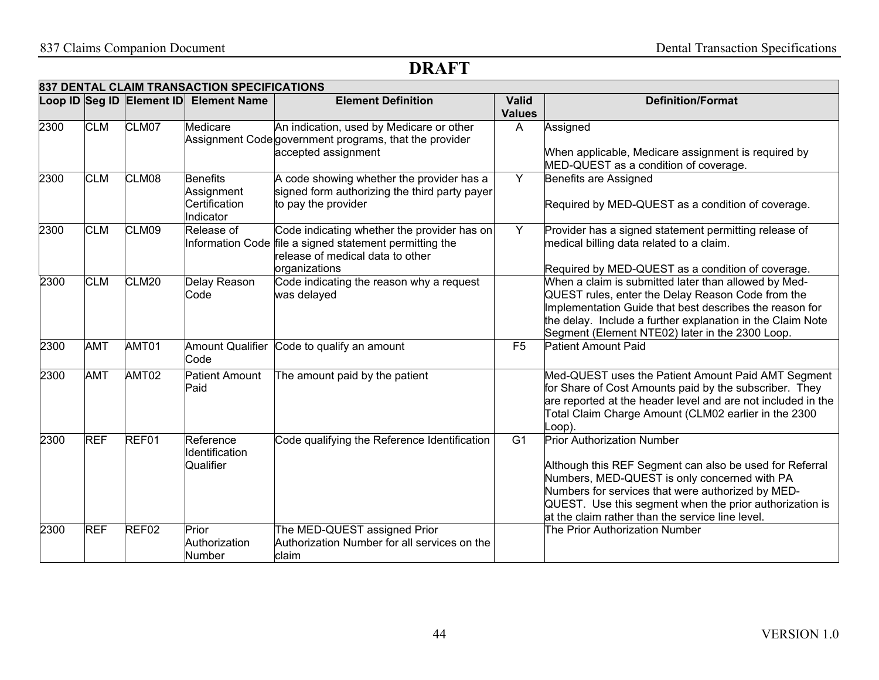# DRAFT

| 837 DENTAL CLAIM TRANSACTION SPECIFICATIONS | | | | | | |
|---|---|---|---|---|---|---|
| **Loop ID** | **Seg ID** | **Element ID** | **Element Name** | **Element Definition** | **Valid Values** | **Definition/Format** |
| 2300 | CLM | CLM07 | Medicare Assignment Code | An indication, used by Medicare or other government programs, that the provider accepted assignment | A | Assigned<br><br>When applicable, Medicare assignment is required by MED-QUEST as a condition of coverage. |
| 2300 | CLM | CLM08 | Benefits Assignment Certification Indicator | A code showing whether the provider has a signed form authorizing the third party payer to pay the provider | Y | Benefits are Assigned<br><br>Required by MED-QUEST as a condition of coverage. |
| 2300 | CLM | CLM09 | Release of Information Code | Code indicating whether the provider has on file a signed statement permitting the release of medical data to other organizations | Y | Provider has a signed statement permitting release of medical billing data related to a claim.<br><br>Required by MED-QUEST as a condition of coverage. |
| 2300 | CLM | CLM20 | Delay Reason Code | Code indicating the reason why a request was delayed | | When a claim is submitted later than allowed by Med-QUEST rules, enter the Delay Reason Code from the Implementation Guide that best describes the reason for the delay. Include a further explanation in the Claim Note Segment (Element NTE02) later in the 2300 Loop. |
| 2300 | AMT | AMT01 | Amount Qualifier Code | Code to qualify an amount | F5 | Patient Amount Paid |
| 2300 | AMT | AMT02 | Patient Amount Paid | The amount paid by the patient | | Med-QUEST uses the Patient Amount Paid AMT Segment for Share of Cost Amounts paid by the subscriber. They are reported at the header level and are not included in the Total Claim Charge Amount (CLM02 earlier in the 2300 Loop). |
| 2300 | REF | REF01 | Reference Identification Qualifier | Code qualifying the Reference Identification | G1 | Prior Authorization Number<br><br>Although this REF Segment can also be used for Referral Numbers, MED-QUEST is only concerned with PA Numbers for services that were authorized by MED-QUEST. Use this segment when the prior authorization is at the claim rather than the service line level. |
| 2300 | REF | REF02 | Prior Authorization Number | The MED-QUEST assigned Prior Authorization Number for all services on the claim | | The Prior Authorization Number |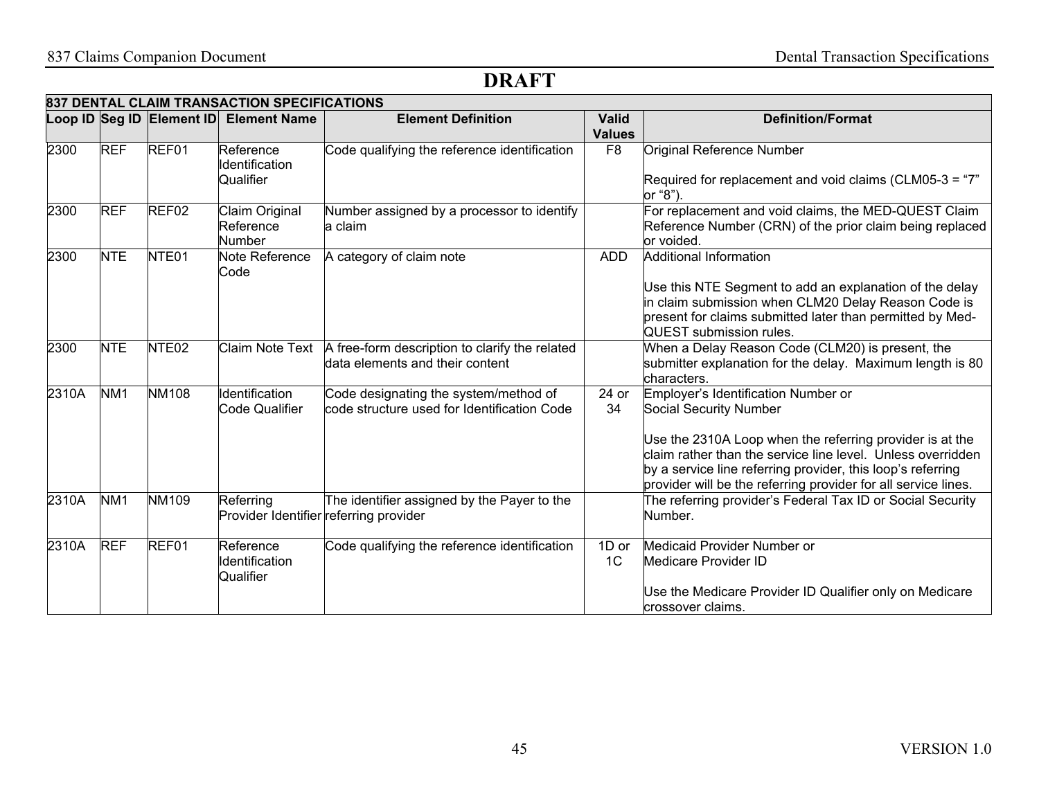# DRAFT

| 837 DENTAL CLAIM TRANSACTION SPECIFICATIONS | | | | | | |
|---|---|---|---|---|---|---|
| **Loop ID** | **Seg ID** | **Element ID** | **Element Name** | **Element Definition** | **Valid Values** | **Definition/Format** |
| 2300 | REF | REF01 | Reference Identification Qualifier | Code qualifying the reference identification | F8 | Original Reference Number<br><br>Required for replacement and void claims (CLM05-3 = "7" or "8"). |
| 2300 | REF | REF02 | Claim Original Reference Number | Number assigned by a processor to identify a claim | | For replacement and void claims, the MED-QUEST Claim Reference Number (CRN) of the prior claim being replaced or voided. |
| 2300 | NTE | NTE01 | Note Reference Code | A category of claim note | ADD | Additional Information<br><br>Use this NTE Segment to add an explanation of the delay in claim submission when CLM20 Delay Reason Code is present for claims submitted later than permitted by Med-QUEST submission rules. |
| 2300 | NTE | NTE02 | Claim Note Text | A free-form description to clarify the related data elements and their content | | When a Delay Reason Code (CLM20) is present, the submitter explanation for the delay. Maximum length is 80 characters. |
| 2310A | NM1 | NM108 | Identification Code Qualifier | Code designating the system/method of code structure used for Identification Code | 24 or 34 | Employer's Identification Number or<br>Social Security Number<br><br>Use the 2310A Loop when the referring provider is at the claim rather than the service line level. Unless overridden by a service line referring provider, this loop's referring provider will be the referring provider for all service lines. |
| 2310A | NM1 | NM109 | Referring Provider Identifier | The identifier assigned by the Payer to the referring provider | | The referring provider's Federal Tax ID or Social Security Number. |
| 2310A | REF | REF01 | Reference Identification Qualifier | Code qualifying the reference identification | 1D or 1C | Medicaid Provider Number or<br>Medicare Provider ID<br><br>Use the Medicare Provider ID Qualifier only on Medicare crossover claims. |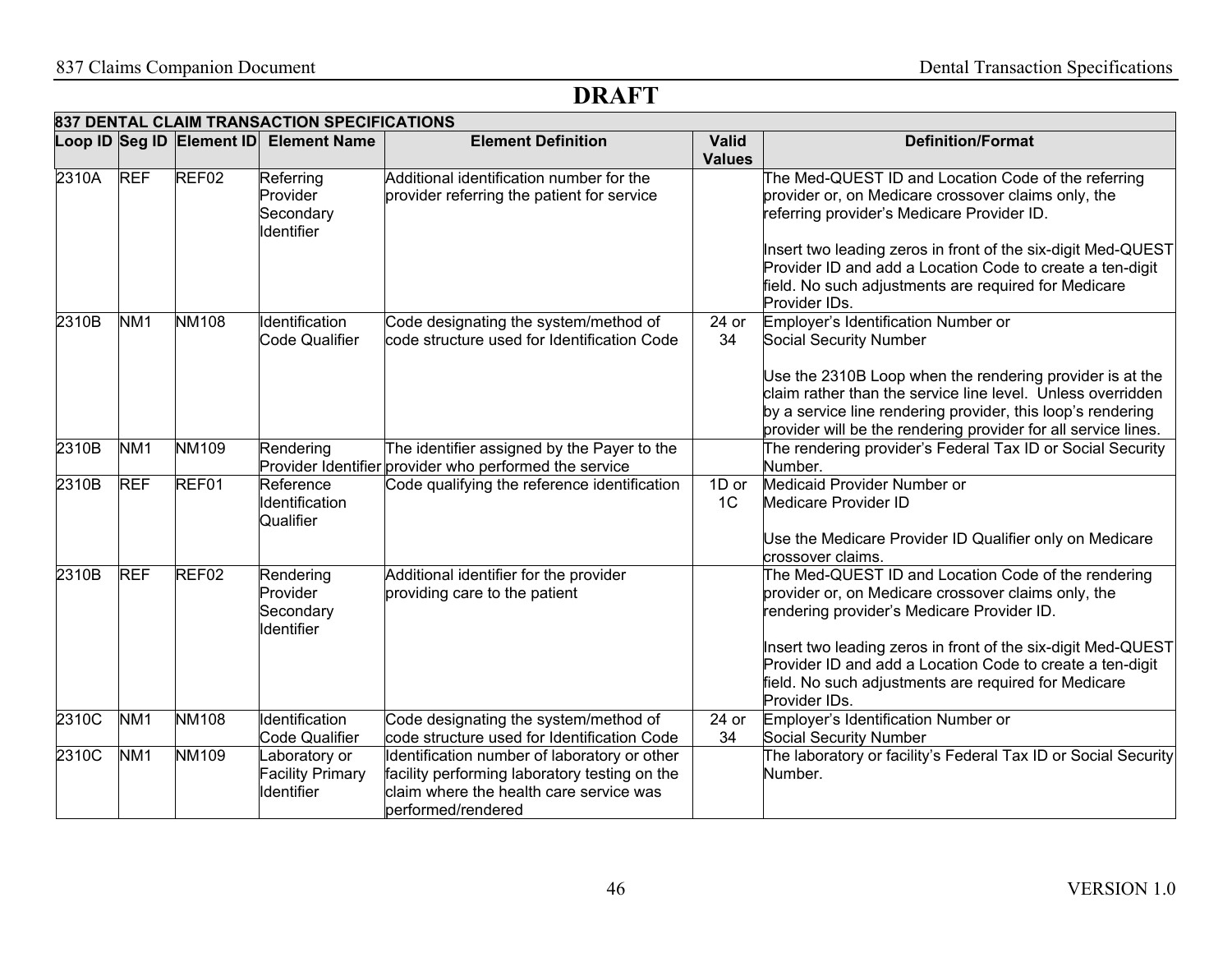# DRAFT

| 837 DENTAL CLAIM TRANSACTION SPECIFICATIONS | | | | | | |
|---|---|---|---|---|---|---|
| **Loop ID** | **Seg ID** | **Element ID** | **Element Name** | **Element Definition** | **Valid Values** | **Definition/Format** |
| 2310A | REF | REF02 | Referring Provider Secondary Identifier | Additional identification number for the provider referring the patient for service | | The Med-QUEST ID and Location Code of the referring provider or, on Medicare crossover claims only, the referring provider's Medicare Provider ID.<br><br>Insert two leading zeros in front of the six-digit Med-QUEST Provider ID and add a Location Code to create a ten-digit field. No such adjustments are required for Medicare Provider IDs. |
| 2310B | NM1 | NM108 | Identification Code Qualifier | Code designating the system/method of code structure used for Identification Code | 24 or 34 | Employer's Identification Number or Social Security Number<br><br>Use the 2310B Loop when the rendering provider is at the claim rather than the service line level. Unless overridden by a service line rendering provider, this loop's rendering provider will be the rendering provider for all service lines. |
| 2310B | NM1 | NM109 | Rendering Provider Identifier | The identifier assigned by the Payer to the provider who performed the service | | The rendering provider's Federal Tax ID or Social Security Number. |
| 2310B | REF | REF01 | Reference Identification Qualifier | Code qualifying the reference identification | 1D or 1C | Medicaid Provider Number or Medicare Provider ID<br><br>Use the Medicare Provider ID Qualifier only on Medicare crossover claims. |
| 2310B | REF | REF02 | Rendering Provider Secondary Identifier | Additional identifier for the provider providing care to the patient | | The Med-QUEST ID and Location Code of the rendering provider or, on Medicare crossover claims only, the rendering provider's Medicare Provider ID.<br><br>Insert two leading zeros in front of the six-digit Med-QUEST Provider ID and add a Location Code to create a ten-digit field. No such adjustments are required for Medicare Provider IDs. |
| 2310C | NM1 | NM108 | Identification Code Qualifier | Code designating the system/method of code structure used for Identification Code | 24 or 34 | Employer's Identification Number or Social Security Number |
| 2310C | NM1 | NM109 | Laboratory or Facility Primary Identifier | Identification number of laboratory or other facility performing laboratory testing on the claim where the health care service was performed/rendered | | The laboratory or facility's Federal Tax ID or Social Security Number. |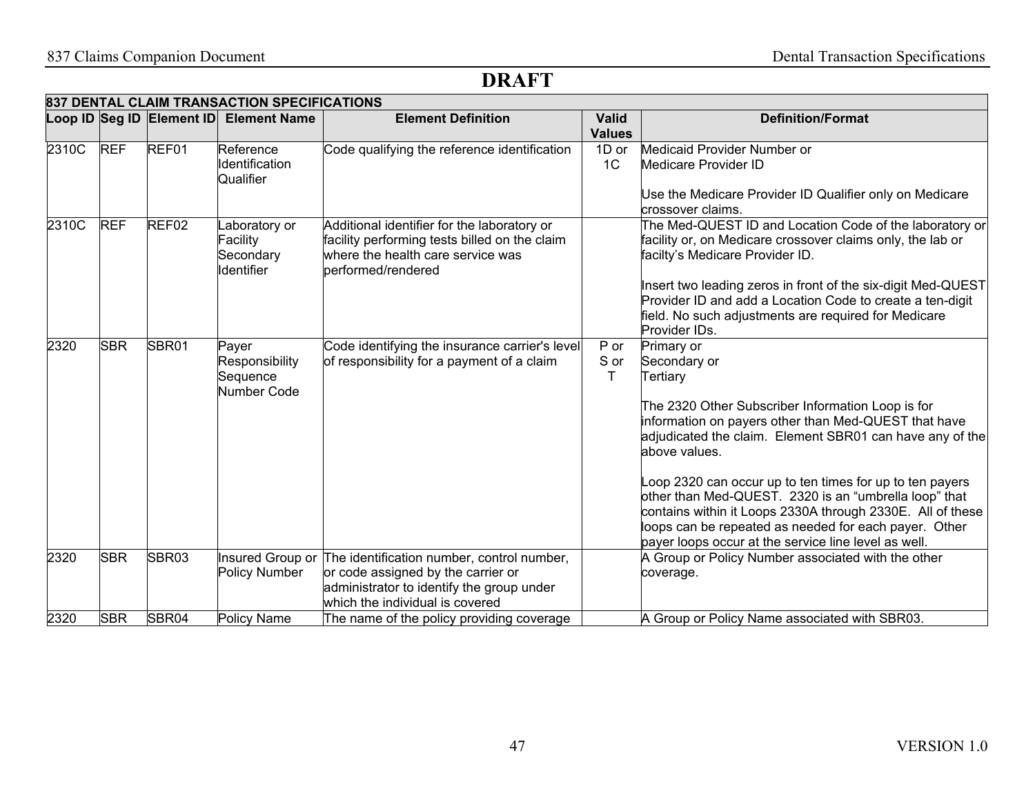# DRAFT

| 837 DENTAL CLAIM TRANSACTION SPECIFICATIONS | | | | | | |
|---|---|---|---|---|---|---|
| **Loop ID** | **Seg ID** | **Element ID** | **Element Name** | **Element Definition** | **Valid Values** | **Definition/Format** |
| 2310C | REF | REF01 | Reference Identification Qualifier | Code qualifying the reference identification | 1D or 1C | Medicaid Provider Number or Medicare Provider ID<br><br>Use the Medicare Provider ID Qualifier only on Medicare crossover claims. |
| 2310C | REF | REF02 | Laboratory or Facility Secondary Identifier | Additional identifier for the laboratory or facility performing tests billed on the claim where the health care service was performed/rendered | | The Med-QUEST ID and Location Code of the laboratory or facility or, on Medicare crossover claims only, the lab or facilty's Medicare Provider ID.<br><br>Insert two leading zeros in front of the six-digit Med-QUEST Provider ID and add a Location Code to create a ten-digit field. No such adjustments are required for Medicare Provider IDs. |
| 2320 | SBR | SBR01 | Payer Responsibility Sequence Number Code | Code identifying the insurance carrier's level of responsibility for a payment of a claim | P or S or T | Primary or Secondary or Tertiary<br><br>The 2320 Other Subscriber Information Loop is for information on payers other than Med-QUEST that have adjudicated the claim. Element SBR01 can have any of the above values.<br><br>Loop 2320 can occur up to ten times for up to ten payers other than Med-QUEST. 2320 is an "umbrella loop" that contains within it Loops 2330A through 2330E. All of these loops can be repeated as needed for each payer. Other payer loops occur at the service line level as well. |
| 2320 | SBR | SBR03 | Insured Group or Policy Number | The identification number, control number, or code assigned by the carrier or administrator to identify the group under which the individual is covered | | A Group or Policy Number associated with the other coverage. |
| 2320 | SBR | SBR04 | Policy Name | The name of the policy providing coverage | | A Group or Policy Name associated with SBR03. |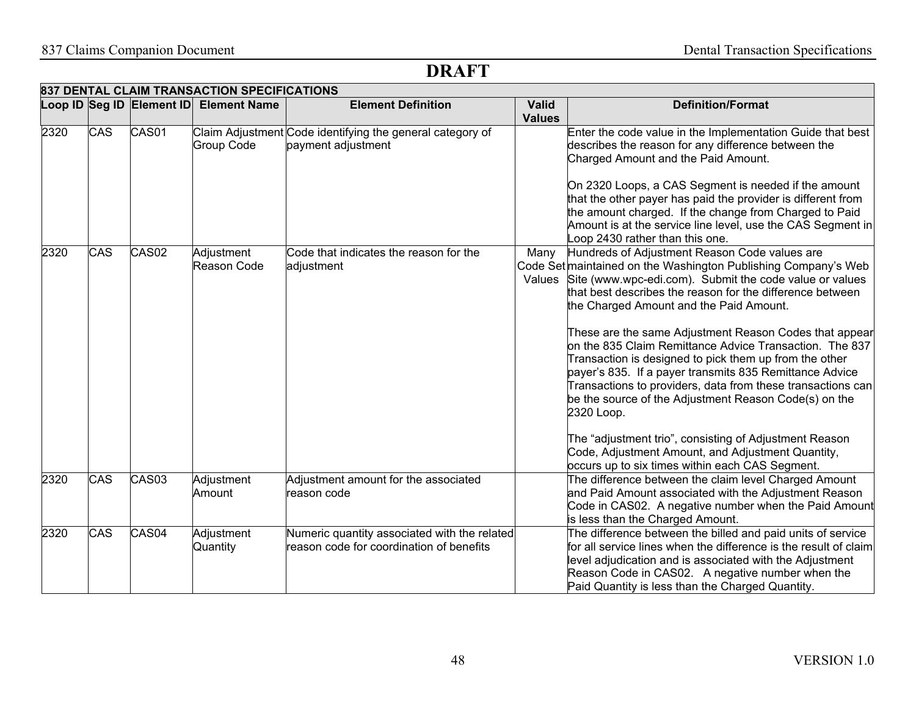# DRAFT

| 837 DENTAL CLAIM TRANSACTION SPECIFICATIONS | | | | | | |
|---|---|---|---|---|---|---|
| **Loop ID** | **Seg ID** | **Element ID** | **Element Name** | **Element Definition** | **Valid Values** | **Definition/Format** |
| 2320 | CAS | CAS01 | Claim Adjustment Group Code | Code identifying the general category of payment adjustment | | Enter the code value in the Implementation Guide that best describes the reason for any difference between the Charged Amount and the Paid Amount.<br><br>On 2320 Loops, a CAS Segment is needed if the amount that the other payer has paid the provider is different from the amount charged. If the change from Charged to Paid Amount is at the service line level, use the CAS Segment in Loop 2430 rather than this one. |
| 2320 | CAS | CAS02 | Adjustment Reason Code | Code that indicates the reason for the adjustment | Many Code Set Values | Hundreds of Adjustment Reason Code values are maintained on the Washington Publishing Company's Web Site (www.wpc-edi.com). Submit the code value or values that best describes the reason for the difference between the Charged Amount and the Paid Amount.<br><br>These are the same Adjustment Reason Codes that appear on the 835 Claim Remittance Advice Transaction. The 837 Transaction is designed to pick them up from the other payer's 835. If a payer transmits 835 Remittance Advice Transactions to providers, data from these transactions can be the source of the Adjustment Reason Code(s) on the 2320 Loop.<br><br>The "adjustment trio", consisting of Adjustment Reason Code, Adjustment Amount, and Adjustment Quantity, occurs up to six times within each CAS Segment. |
| 2320 | CAS | CAS03 | Adjustment Amount | Adjustment amount for the associated reason code | | The difference between the claim level Charged Amount and Paid Amount associated with the Adjustment Reason Code in CAS02. A negative number when the Paid Amount is less than the Charged Amount. |
| 2320 | CAS | CAS04 | Adjustment Quantity | Numeric quantity associated with the related reason code for coordination of benefits | | The difference between the billed and paid units of service for all service lines when the difference is the result of claim level adjudication and is associated with the Adjustment Reason Code in CAS02. A negative number when the Paid Quantity is less than the Charged Quantity. |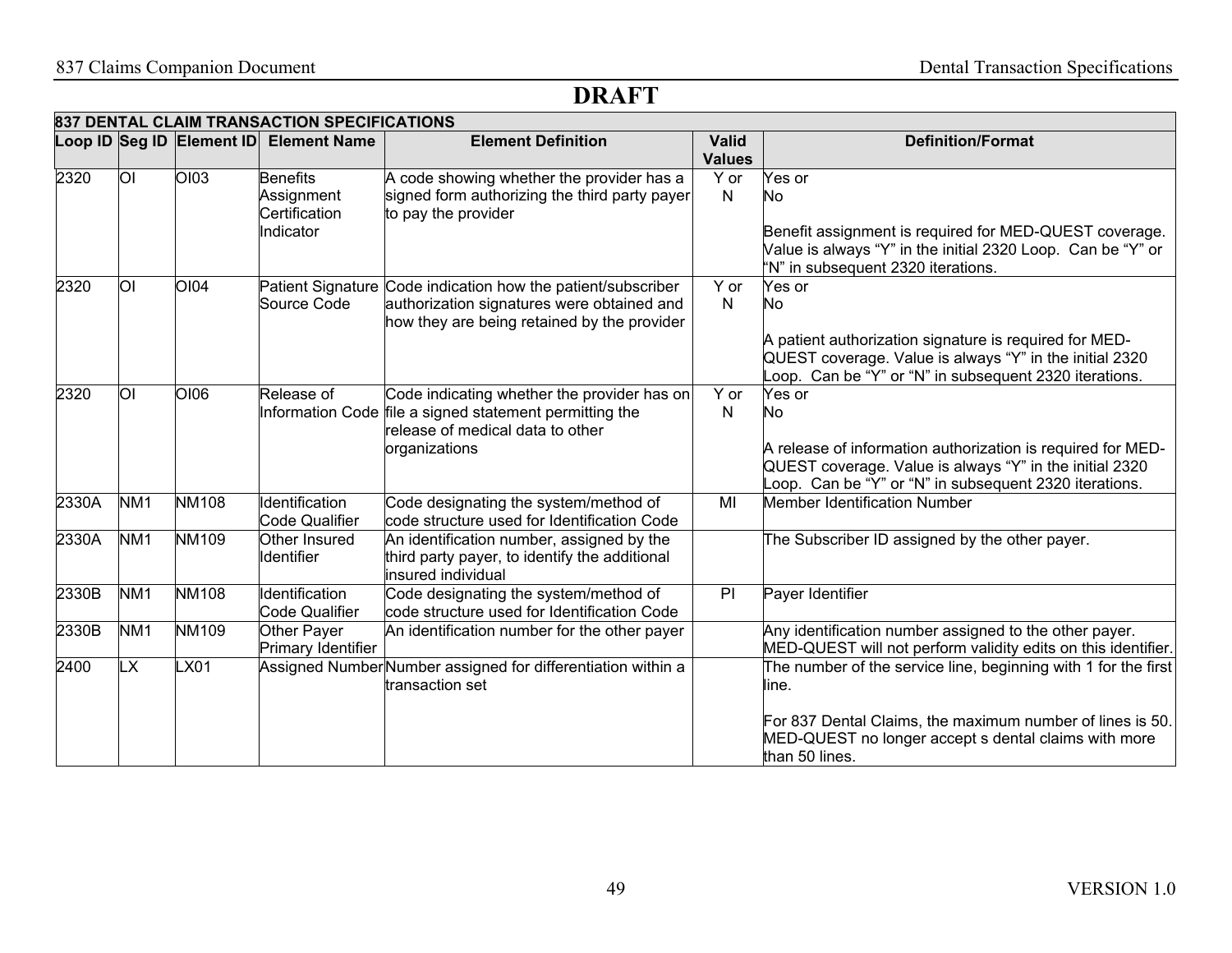# DRAFT

| 837 DENTAL CLAIM TRANSACTION SPECIFICATIONS | | | | | | |
|---|---|---|---|---|---|---|
| **Loop ID** | **Seg ID** | **Element ID** | **Element Name** | **Element Definition** | **Valid Values** | **Definition/Format** |
| 2320 | OI | OI03 | Benefits Assignment Certification Indicator | A code showing whether the provider has a signed form authorizing the third party payer to pay the provider | Y or N | Yes or No<br><br>Benefit assignment is required for MED-QUEST coverage. Value is always "Y" in the initial 2320 Loop. Can be "Y" or "N" in subsequent 2320 iterations. |
| 2320 | OI | OI04 | Patient Signature Source Code | Code indication how the patient/subscriber authorization signatures were obtained and how they are being retained by the provider | Y or N | Yes or No<br><br>A patient authorization signature is required for MED-QUEST coverage. Value is always "Y" in the initial 2320 Loop. Can be "Y" or "N" in subsequent 2320 iterations. |
| 2320 | OI | OI06 | Release of Information Code | Code indicating whether the provider has on file a signed statement permitting the release of medical data to other organizations | Y or N | Yes or No<br><br>A release of information authorization is required for MED-QUEST coverage. Value is always "Y" in the initial 2320 Loop. Can be "Y" or "N" in subsequent 2320 iterations. |
| 2330A | NM1 | NM108 | Identification Code Qualifier | Code designating the system/method of code structure used for Identification Code | MI | Member Identification Number |
| 2330A | NM1 | NM109 | Other Insured Identifier | An identification number, assigned by the third party payer, to identify the additional insured individual | | The Subscriber ID assigned by the other payer. |
| 2330B | NM1 | NM108 | Identification Code Qualifier | Code designating the system/method of code structure used for Identification Code | PI | Payer Identifier |
| 2330B | NM1 | NM109 | Other Payer Primary Identifier | An identification number for the other payer | | Any identification number assigned to the other payer. MED-QUEST will not perform validity edits on this identifier. |
| 2400 | LX | LX01 | Assigned Number | Number assigned for differentiation within a transaction set | | The number of the service line, beginning with 1 for the first line.<br><br>For 837 Dental Claims, the maximum number of lines is 50. MED-QUEST no longer accept s dental claims with more than 50 lines. |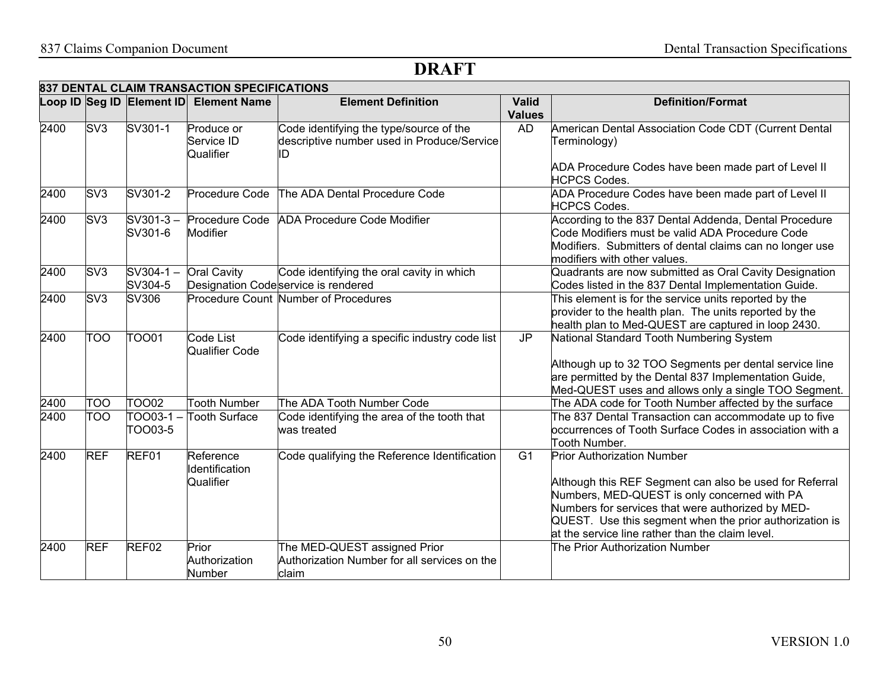**DRAFT**

| 837 DENTAL CLAIM TRANSACTION SPECIFICATIONS | | | | | | |
|---|---|---|---|---|---|---|
| **Loop ID** | **Seg ID** | **Element ID** | **Element Name** | **Element Definition** | **Valid Values** | **Definition/Format** |
| 2400 | SV3 | SV301-1 | Produce or Service ID Qualifier | Code identifying the type/source of the descriptive number used in Produce/Service ID | AD | American Dental Association Code CDT (Current Dental Terminology)<br><br>ADA Procedure Codes have been made part of Level II HCPCS Codes. |
| 2400 | SV3 | SV301-2 | Procedure Code | The ADA Dental Procedure Code | | ADA Procedure Codes have been made part of Level II HCPCS Codes. |
| 2400 | SV3 | SV301-3 – SV301-6 | Procedure Code Modifier | ADA Procedure Code Modifier | | According to the 837 Dental Addenda, Dental Procedure Code Modifiers must be valid ADA Procedure Code Modifiers. Submitters of dental claims can no longer use modifiers with other values. |
| 2400 | SV3 | SV304-1 – SV304-5 | Oral Cavity Designation Code | Code identifying the oral cavity in which service is rendered | | Quadrants are now submitted as Oral Cavity Designation Codes listed in the 837 Dental Implementation Guide. |
| 2400 | SV3 | SV306 | Procedure Count | Number of Procedures | | This element is for the service units reported by the provider to the health plan. The units reported by the health plan to Med-QUEST are captured in loop 2430. |
| 2400 | TOO | TOO01 | Code List Qualifier Code | Code identifying a specific industry code list | JP | National Standard Tooth Numbering System<br><br>Although up to 32 TOO Segments per dental service line are permitted by the Dental 837 Implementation Guide, Med-QUEST uses and allows only a single TOO Segment. |
| 2400 | TOO | TOO02 | Tooth Number | The ADA Tooth Number Code | | The ADA code for Tooth Number affected by the surface |
| 2400 | TOO | TOO03-1 – TOO03-5 | Tooth Surface | Code identifying the area of the tooth that was treated | | The 837 Dental Transaction can accommodate up to five occurrences of Tooth Surface Codes in association with a Tooth Number. |
| 2400 | REF | REF01 | Reference Identification Qualifier | Code qualifying the Reference Identification | G1 | Prior Authorization Number<br><br>Although this REF Segment can also be used for Referral Numbers, MED-QUEST is only concerned with PA Numbers for services that were authorized by MED-QUEST. Use this segment when the prior authorization is at the service line rather than the claim level. |
| 2400 | REF | REF02 | Prior Authorization Number | The MED-QUEST assigned Prior Authorization Number for all services on the claim | | The Prior Authorization Number |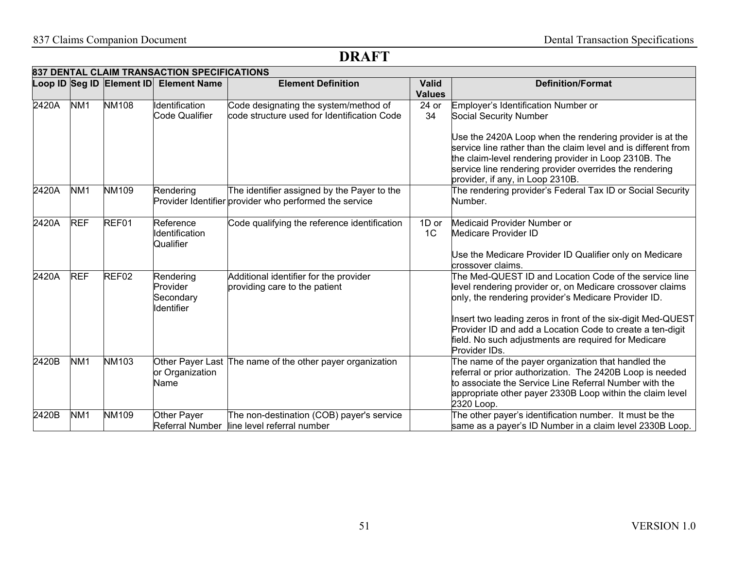# DRAFT

| 837 DENTAL CLAIM TRANSACTION SPECIFICATIONS | | | | | | |
|---|---|---|---|---|---|---|
| **Loop ID** | **Seg ID** | **Element ID** | **Element Name** | **Element Definition** | **Valid Values** | **Definition/Format** |
| 2420A | NM1 | NM108 | Identification Code Qualifier | Code designating the system/method of code structure used for Identification Code | 24 or 34 | Employer's Identification Number or Social Security Number<br><br>Use the 2420A Loop when the rendering provider is at the service line rather than the claim level and is different from the claim-level rendering provider in Loop 2310B. The service line rendering provider overrides the rendering provider, if any, in Loop 2310B. |
| 2420A | NM1 | NM109 | Rendering Provider Identifier | The identifier assigned by the Payer to the provider who performed the service | | The rendering provider's Federal Tax ID or Social Security Number. |
| 2420A | REF | REF01 | Reference Identification Qualifier | Code qualifying the reference identification | 1D or 1C | Medicaid Provider Number or Medicare Provider ID<br><br>Use the Medicare Provider ID Qualifier only on Medicare crossover claims. |
| 2420A | REF | REF02 | Rendering Provider Secondary Identifier | Additional identifier for the provider providing care to the patient | | The Med-QUEST ID and Location Code of the service line level rendering provider or, on Medicare crossover claims only, the rendering provider's Medicare Provider ID.<br><br>Insert two leading zeros in front of the six-digit Med-QUEST Provider ID and add a Location Code to create a ten-digit field. No such adjustments are required for Medicare Provider IDs. |
| 2420B | NM1 | NM103 | Other Payer Last or Organization Name | The name of the other payer organization | | The name of the payer organization that handled the referral or prior authorization. The 2420B Loop is needed to associate the Service Line Referral Number with the appropriate other payer 2330B Loop within the claim level 2320 Loop. |
| 2420B | NM1 | NM109 | Other Payer Referral Number | The non-destination (COB) payer's service line level referral number | | The other payer's identification number. It must be the same as a payer's ID Number in a claim level 2330B Loop. |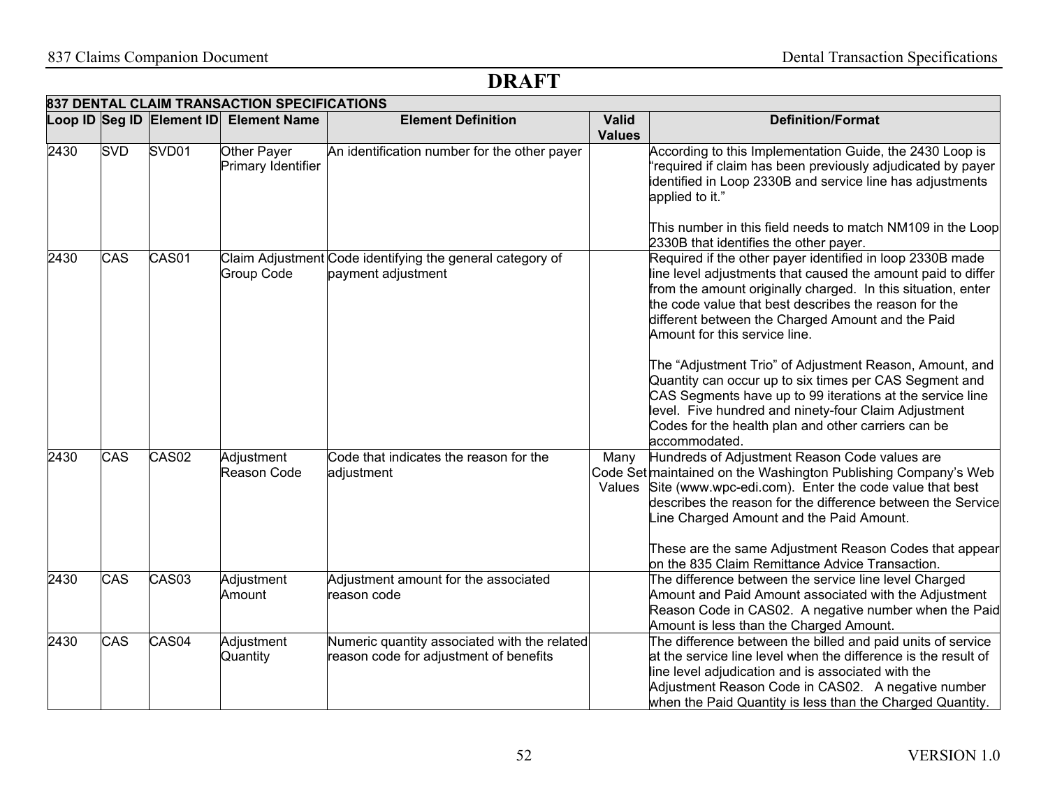# DRAFT

| 837 DENTAL CLAIM TRANSACTION SPECIFICATIONS | | | | | | |
|---|---|---|---|---|---|---|
| **Loop ID** | **Seg ID** | **Element ID** | **Element Name** | **Element Definition** | **Valid Values** | **Definition/Format** |
| 2430 | SVD | SVD01 | Other Payer Primary Identifier | An identification number for the other payer | | According to this Implementation Guide, the 2430 Loop is "required if claim has been previously adjudicated by payer identified in Loop 2330B and service line has adjustments applied to it."<br><br>This number in this field needs to match NM109 in the Loop 2330B that identifies the other payer. |
| 2430 | CAS | CAS01 | Claim Adjustment Group Code | Code identifying the general category of payment adjustment | | Required if the other payer identified in loop 2330B made line level adjustments that caused the amount paid to differ from the amount originally charged. In this situation, enter the code value that best describes the reason for the different between the Charged Amount and the Paid Amount for this service line.<br><br>The "Adjustment Trio" of Adjustment Reason, Amount, and Quantity can occur up to six times per CAS Segment and CAS Segments have up to 99 iterations at the service line level. Five hundred and ninety-four Claim Adjustment Codes for the health plan and other carriers can be accommodated. |
| 2430 | CAS | CAS02 | Adjustment Reason Code | Code that indicates the reason for the adjustment | Many Code Set Values | Hundreds of Adjustment Reason Code values are maintained on the Washington Publishing Company's Web Site (www.wpc-edi.com). Enter the code value that best describes the reason for the difference between the Service Line Charged Amount and the Paid Amount.<br><br>These are the same Adjustment Reason Codes that appear on the 835 Claim Remittance Advice Transaction. |
| 2430 | CAS | CAS03 | Adjustment Amount | Adjustment amount for the associated reason code | | The difference between the service line level Charged Amount and Paid Amount associated with the Adjustment Reason Code in CAS02. A negative number when the Paid Amount is less than the Charged Amount. |
| 2430 | CAS | CAS04 | Adjustment Quantity | Numeric quantity associated with the related reason code for adjustment of benefits | | The difference between the billed and paid units of service at the service line level when the difference is the result of line level adjudication and is associated with the Adjustment Reason Code in CAS02. A negative number when the Paid Quantity is less than the Charged Quantity. |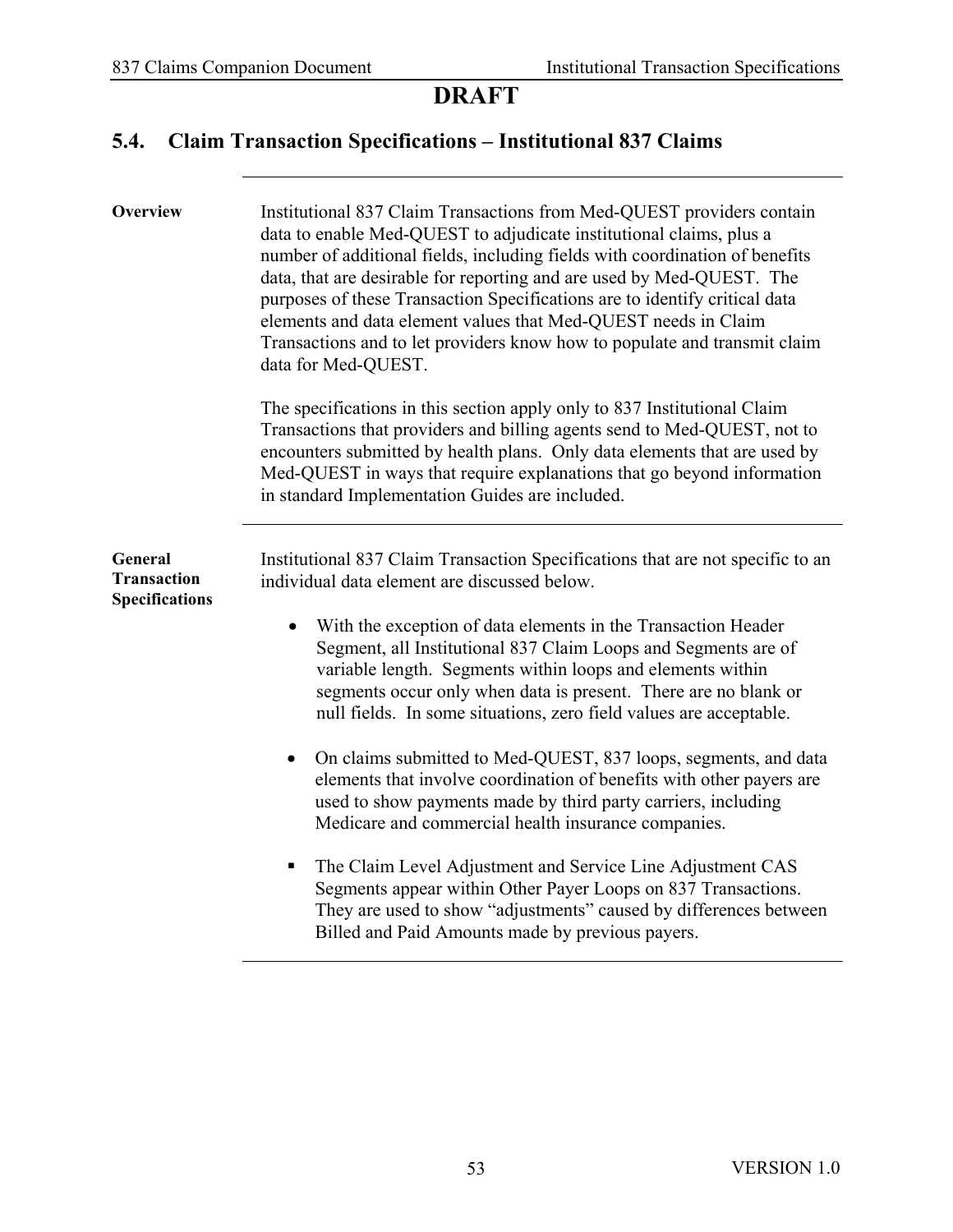**DRAFT**

## 5.4. Claim Transaction Specifications – Institutional 837 Claims

**Overview**

Institutional 837 Claim Transactions from Med-QUEST providers contain data to enable Med-QUEST to adjudicate institutional claims, plus a number of additional fields, including fields with coordination of benefits data, that are desirable for reporting and are used by Med-QUEST. The purposes of these Transaction Specifications are to identify critical data elements and data element values that Med-QUEST needs in Claim Transactions and to let providers know how to populate and transmit claim data for Med-QUEST.

The specifications in this section apply only to 837 Institutional Claim Transactions that providers and billing agents send to Med-QUEST, not to encounters submitted by health plans. Only data elements that are used by Med-QUEST in ways that require explanations that go beyond information in standard Implementation Guides are included.

**General Transaction Specifications**

Institutional 837 Claim Transaction Specifications that are not specific to an individual data element are discussed below.

- With the exception of data elements in the Transaction Header Segment, all Institutional 837 Claim Loops and Segments are of variable length. Segments within loops and elements within segments occur only when data is present. There are no blank or null fields. In some situations, zero field values are acceptable.

- On claims submitted to Med-QUEST, 837 loops, segments, and data elements that involve coordination of benefits with other payers are used to show payments made by third party carriers, including Medicare and commercial health insurance companies.

- The Claim Level Adjustment and Service Line Adjustment CAS Segments appear within Other Payer Loops on 837 Transactions. They are used to show "adjustments" caused by differences between Billed and Paid Amounts made by previous payers.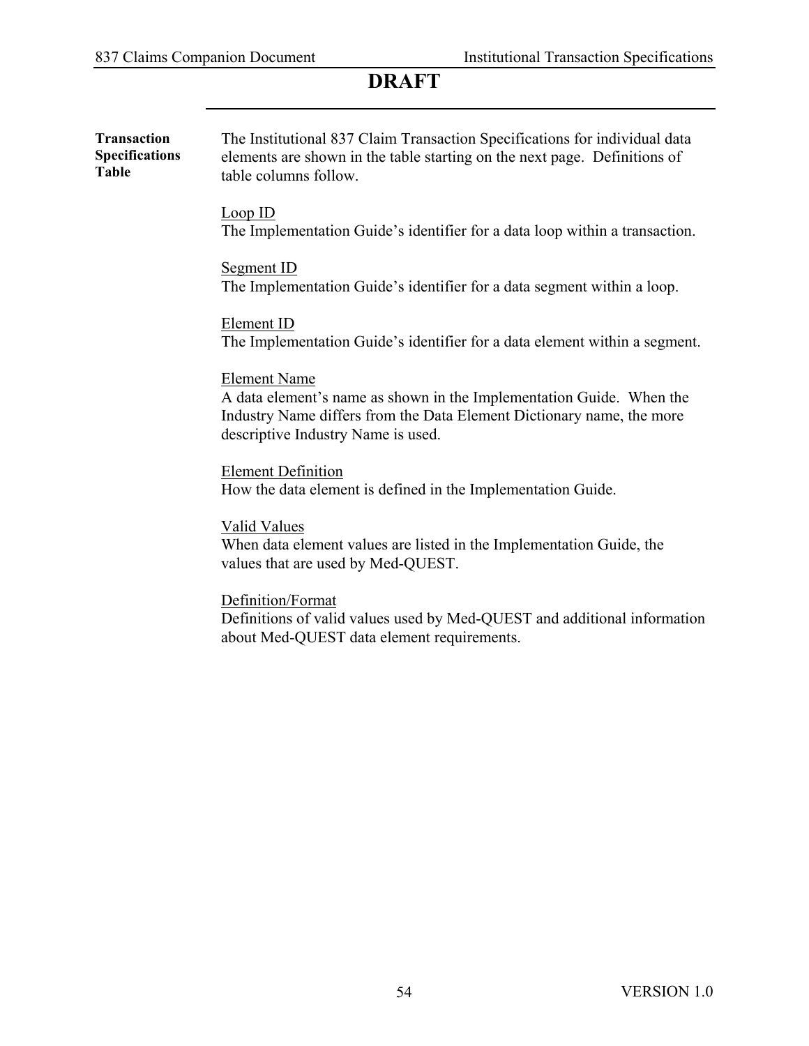# DRAFT

**Transaction Specifications Table**

The Institutional 837 Claim Transaction Specifications for individual data elements are shown in the table starting on the next page. Definitions of table columns follow.

Loop ID
The Implementation Guide's identifier for a data loop within a transaction.

Segment ID
The Implementation Guide's identifier for a data segment within a loop.

Element ID
The Implementation Guide's identifier for a data element within a segment.

Element Name
A data element's name as shown in the Implementation Guide. When the Industry Name differs from the Data Element Dictionary name, the more descriptive Industry Name is used.

Element Definition
How the data element is defined in the Implementation Guide.

Valid Values
When data element values are listed in the Implementation Guide, the values that are used by Med-QUEST.

Definition/Format
Definitions of valid values used by Med-QUEST and additional information about Med-QUEST data element requirements.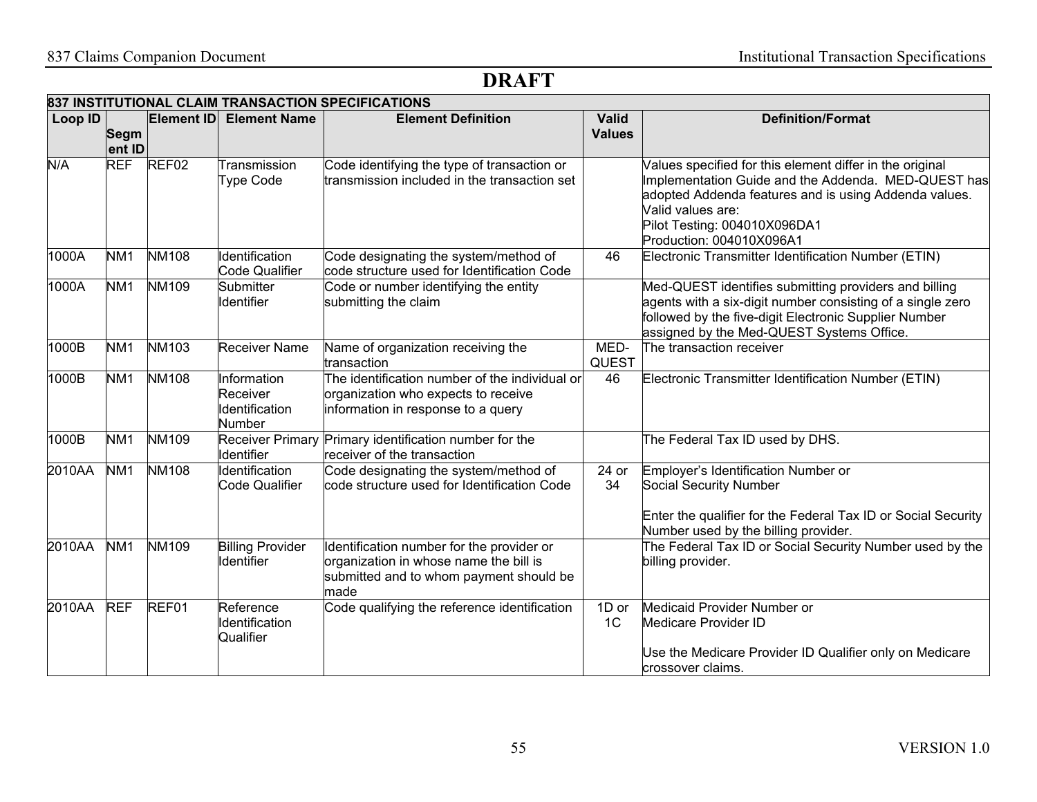# DRAFT

| 837 INSTITUTIONAL CLAIM TRANSACTION SPECIFICATIONS | | | | | | |
|---|---|---|---|---|---|---|
| **Loop ID** | **Segment ID** | **Element ID** | **Element Name** | **Element Definition** | **Valid Values** | **Definition/Format** |
| N/A | REF | REF02 | Transmission Type Code | Code identifying the type of transaction or transmission included in the transaction set | | Values specified for this element differ in the original Implementation Guide and the Addenda. MED-QUEST has adopted Addenda features and is using Addenda values. Valid values are:<br>Pilot Testing: 004010X096DA1<br>Production: 004010X096A1 |
| 1000A | NM1 | NM108 | Identification Code Qualifier | Code designating the system/method of code structure used for Identification Code | 46 | Electronic Transmitter Identification Number (ETIN) |
| 1000A | NM1 | NM109 | Submitter Identifier | Code or number identifying the entity submitting the claim | | Med-QUEST identifies submitting providers and billing agents with a six-digit number consisting of a single zero followed by the five-digit Electronic Supplier Number assigned by the Med-QUEST Systems Office. |
| 1000B | NM1 | NM103 | Receiver Name | Name of organization receiving the transaction | MED-QUEST | The transaction receiver |
| 1000B | NM1 | NM108 | Information Receiver Identification Number | The identification number of the individual or organization who expects to receive information in response to a query | 46 | Electronic Transmitter Identification Number (ETIN) |
| 1000B | NM1 | NM109 | Receiver Primary Identifier | Primary identification number for the receiver of the transaction | | The Federal Tax ID used by DHS. |
| 2010AA | NM1 | NM108 | Identification Code Qualifier | Code designating the system/method of code structure used for Identification Code | 24 or 34 | Employer's Identification Number or<br>Social Security Number<br><br>Enter the qualifier for the Federal Tax ID or Social Security Number used by the billing provider. |
| 2010AA | NM1 | NM109 | Billing Provider Identifier | Identification number for the provider or organization in whose name the bill is submitted and to whom payment should be made | | The Federal Tax ID or Social Security Number used by the billing provider. |
| 2010AA | REF | REF01 | Reference Identification Qualifier | Code qualifying the reference identification | 1D or 1C | Medicaid Provider Number or<br>Medicare Provider ID<br><br>Use the Medicare Provider ID Qualifier only on Medicare crossover claims. |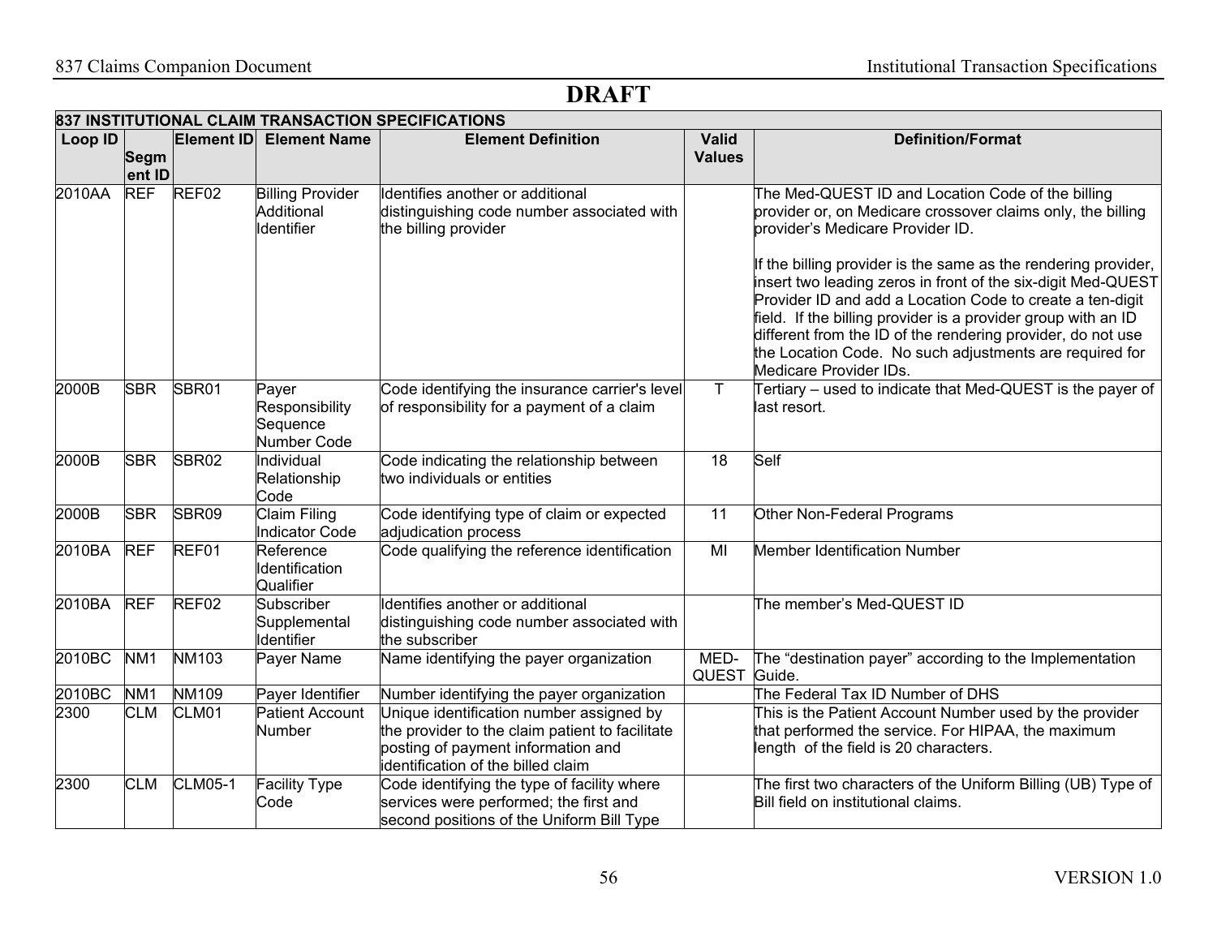# DRAFT

| 837 INSTITUTIONAL CLAIM TRANSACTION SPECIFICATIONS | | | | | | |
|---|---|---|---|---|---|---|
| Loop ID | Segment ID | Element ID | Element Name | Element Definition | Valid Values | Definition/Format |
| 2010AA | REF | REF02 | Billing Provider Additional Identifier | Identifies another or additional distinguishing code number associated with the billing provider | | The Med-QUEST ID and Location Code of the billing provider or, on Medicare crossover claims only, the billing provider's Medicare Provider ID.<br><br>If the billing provider is the same as the rendering provider, insert two leading zeros in front of the six-digit Med-QUEST Provider ID and add a Location Code to create a ten-digit field. If the billing provider is a provider group with an ID different from the ID of the rendering provider, do not use the Location Code. No such adjustments are required for Medicare Provider IDs. |
| 2000B | SBR | SBR01 | Payer Responsibility Sequence Number Code | Code identifying the insurance carrier's level of responsibility for a payment of a claim | T | Tertiary – used to indicate that Med-QUEST is the payer of last resort. |
| 2000B | SBR | SBR02 | Individual Relationship Code | Code indicating the relationship between two individuals or entities | 18 | Self |
| 2000B | SBR | SBR09 | Claim Filing Indicator Code | Code identifying type of claim or expected adjudication process | 11 | Other Non-Federal Programs |
| 2010BA | REF | REF01 | Reference Identification Qualifier | Code qualifying the reference identification | MI | Member Identification Number |
| 2010BA | REF | REF02 | Subscriber Supplemental Identifier | Identifies another or additional distinguishing code number associated with the subscriber | | The member's Med-QUEST ID |
| 2010BC | NM1 | NM103 | Payer Name | Name identifying the payer organization | MED-QUEST | The "destination payer" according to the Implementation Guide. |
| 2010BC | NM1 | NM109 | Payer Identifier | Number identifying the payer organization | | The Federal Tax ID Number of DHS |
| 2300 | CLM | CLM01 | Patient Account Number | Unique identification number assigned by the provider to the claim patient to facilitate posting of payment information and identification of the billed claim | | This is the Patient Account Number used by the provider that performed the service. For HIPAA, the maximum length of the field is 20 characters. |
| 2300 | CLM | CLM05-1 | Facility Type Code | Code identifying the type of facility where services were performed; the first and second positions of the Uniform Bill Type | | The first two characters of the Uniform Billing (UB) Type of Bill field on institutional claims. |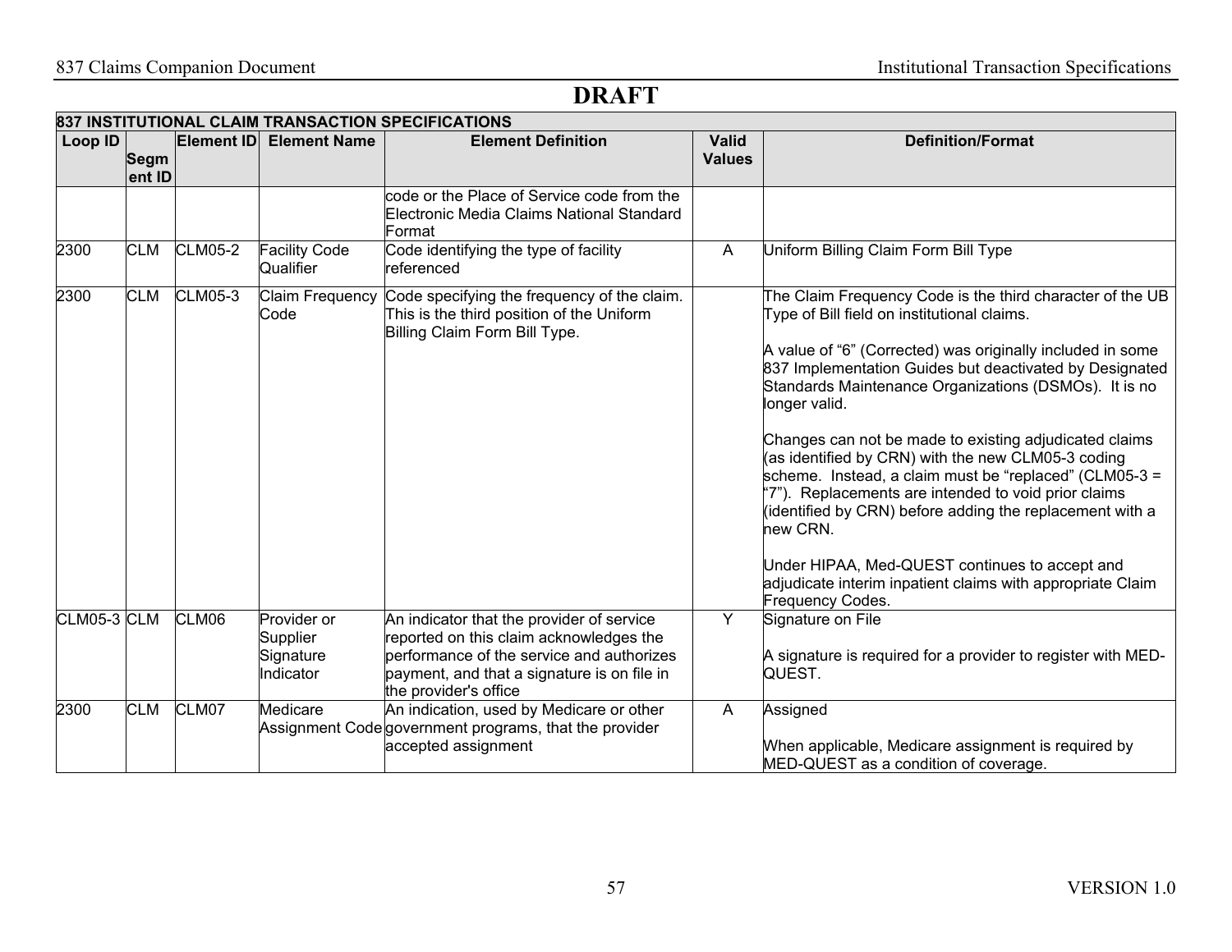# DRAFT

| 837 INSTITUTIONAL CLAIM TRANSACTION SPECIFICATIONS | | | | | | |
|---|---|---|---|---|---|---|
| **Loop ID** | **Segment ID** | **Element ID** | **Element Name** | **Element Definition** | **Valid Values** | **Definition/Format** |
| | | | | code or the Place of Service code from the Electronic Media Claims National Standard Format | | |
| 2300 | CLM | CLM05-2 | Facility Code Qualifier | Code identifying the type of facility referenced | A | Uniform Billing Claim Form Bill Type |
| 2300 | CLM | CLM05-3 | Claim Frequency Code | Code specifying the frequency of the claim. This is the third position of the Uniform Billing Claim Form Bill Type. | | The Claim Frequency Code is the third character of the UB Type of Bill field on institutional claims.<br><br>A value of "6" (Corrected) was originally included in some 837 Implementation Guides but deactivated by Designated Standards Maintenance Organizations (DSMOs). It is no longer valid.<br><br>Changes can not be made to existing adjudicated claims (as identified by CRN) with the new CLM05-3 coding scheme. Instead, a claim must be "replaced" (CLM05-3 = "7"). Replacements are intended to void prior claims (identified by CRN) before adding the replacement with a new CRN.<br><br>Under HIPAA, Med-QUEST continues to accept and adjudicate interim inpatient claims with appropriate Claim Frequency Codes. |
| CLM05-3 | CLM | CLM06 | Provider or Supplier Signature Indicator | An indicator that the provider of service reported on this claim acknowledges the performance of the service and authorizes payment, and that a signature is on file in the provider's office | Y | Signature on File<br><br>A signature is required for a provider to register with MED-QUEST. |
| 2300 | CLM | CLM07 | Medicare Assignment Code | An indication, used by Medicare or other government programs, that the provider accepted assignment | A | Assigned<br><br>When applicable, Medicare assignment is required by MED-QUEST as a condition of coverage. |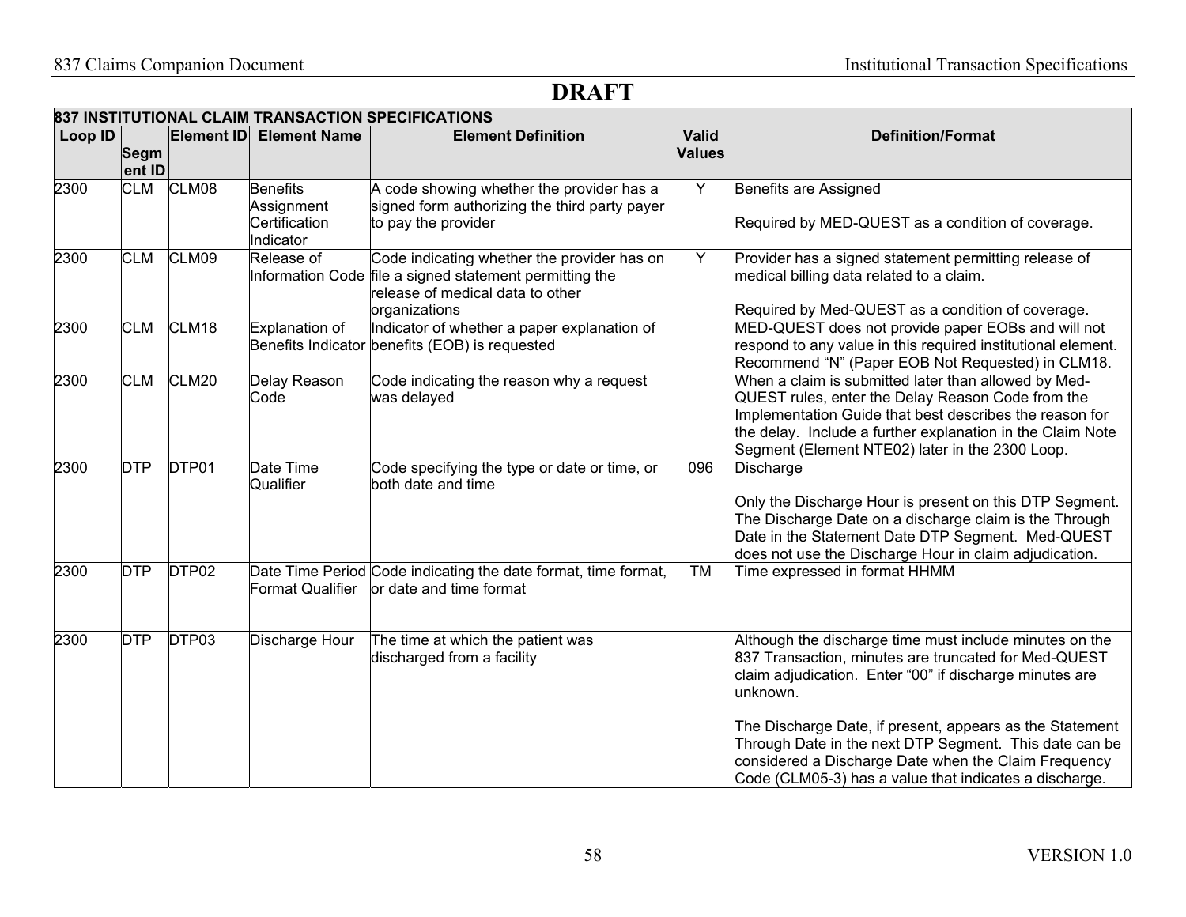# DRAFT

| 837 INSTITUTIONAL CLAIM TRANSACTION SPECIFICATIONS | | | | | | |
|---|---|---|---|---|---|---|
| **Loop ID** | **Segment ID** | **Element ID** | **Element Name** | **Element Definition** | **Valid Values** | **Definition/Format** |
| 2300 | CLM | CLM08 | Benefits Assignment Certification Indicator | A code showing whether the provider has a signed form authorizing the third party payer to pay the provider | Y | Benefits are Assigned<br><br>Required by MED-QUEST as a condition of coverage. |
| 2300 | CLM | CLM09 | Release of Information Code | Code indicating whether the provider has on file a signed statement permitting the release of medical data to other organizations | Y | Provider has a signed statement permitting release of medical billing data related to a claim.<br><br>Required by Med-QUEST as a condition of coverage. |
| 2300 | CLM | CLM18 | Explanation of Benefits Indicator | Indicator of whether a paper explanation of benefits (EOB) is requested | | MED-QUEST does not provide paper EOBs and will not respond to any value in this required institutional element. Recommend "N" (Paper EOB Not Requested) in CLM18. |
| 2300 | CLM | CLM20 | Delay Reason Code | Code indicating the reason why a request was delayed | | When a claim is submitted later than allowed by Med-QUEST rules, enter the Delay Reason Code from the Implementation Guide that best describes the reason for the delay. Include a further explanation in the Claim Note Segment (Element NTE02) later in the 2300 Loop. |
| 2300 | DTP | DTP01 | Date Time Qualifier | Code specifying the type or date or time, or both date and time | 096 | Discharge<br><br>Only the Discharge Hour is present on this DTP Segment. The Discharge Date on a discharge claim is the Through Date in the Statement Date DTP Segment. Med-QUEST does not use the Discharge Hour in claim adjudication. |
| 2300 | DTP | DTP02 | Date Time Period Format Qualifier | Code indicating the date format, time format, or date and time format | TM | Time expressed in format HHMM |
| 2300 | DTP | DTP03 | Discharge Hour | The time at which the patient was discharged from a facility | | Although the discharge time must include minutes on the 837 Transaction, minutes are truncated for Med-QUEST claim adjudication. Enter "00" if discharge minutes are unknown.<br><br>The Discharge Date, if present, appears as the Statement Through Date in the next DTP Segment. This date can be considered a Discharge Date when the Claim Frequency Code (CLM05-3) has a value that indicates a discharge. |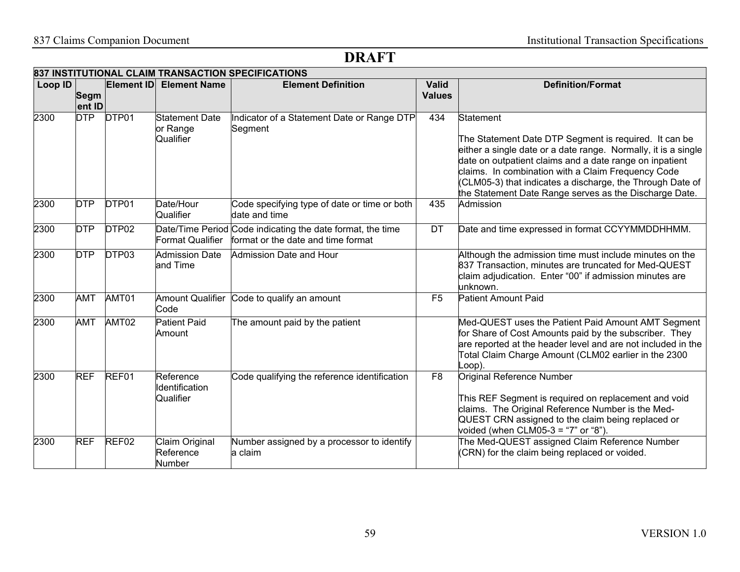**DRAFT**

| 837 INSTITUTIONAL CLAIM TRANSACTION SPECIFICATIONS | | | | | | |
|---|---|---|---|---|---|---|
| **Loop ID** | **Segment ID** | **Element ID** | **Element Name** | **Element Definition** | **Valid Values** | **Definition/Format** |
| 2300 | DTP | DTP01 | Statement Date or Range Qualifier | Indicator of a Statement Date or Range DTP Segment | 434 | Statement<br><br>The Statement Date DTP Segment is required. It can be either a single date or a date range. Normally, it is a single date on outpatient claims and a date range on inpatient claims. In combination with a Claim Frequency Code (CLM05-3) that indicates a discharge, the Through Date of the Statement Date Range serves as the Discharge Date. |
| 2300 | DTP | DTP01 | Date/Hour Qualifier | Code specifying type of date or time or both date and time | 435 | Admission |
| 2300 | DTP | DTP02 | Date/Time Period Format Qualifier | Code indicating the date format, the time format or the date and time format | DT | Date and time expressed in format CCYYMMDDHHMM. |
| 2300 | DTP | DTP03 | Admission Date and Time | Admission Date and Hour | | Although the admission time must include minutes on the 837 Transaction, minutes are truncated for Med-QUEST claim adjudication. Enter "00" if admission minutes are unknown. |
| 2300 | AMT | AMT01 | Amount Qualifier Code | Code to qualify an amount | F5 | Patient Amount Paid |
| 2300 | AMT | AMT02 | Patient Paid Amount | The amount paid by the patient | | Med-QUEST uses the Patient Paid Amount AMT Segment for Share of Cost Amounts paid by the subscriber. They are reported at the header level and are not included in the Total Claim Charge Amount (CLM02 earlier in the 2300 Loop). |
| 2300 | REF | REF01 | Reference Identification Qualifier | Code qualifying the reference identification | F8 | Original Reference Number<br><br>This REF Segment is required on replacement and void claims. The Original Reference Number is the Med-QUEST CRN assigned to the claim being replaced or voided (when CLM05-3 = "7" or "8"). |
| 2300 | REF | REF02 | Claim Original Reference Number | Number assigned by a processor to identify a claim | | The Med-QUEST assigned Claim Reference Number (CRN) for the claim being replaced or voided. |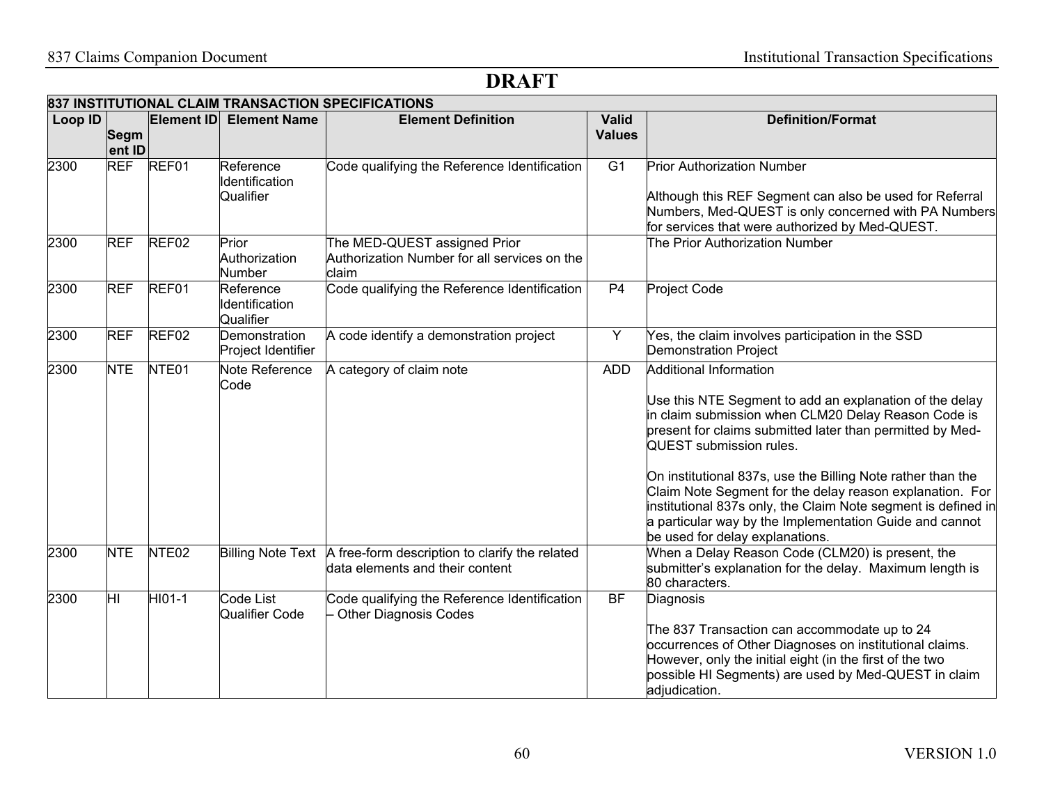**DRAFT**

| 837 INSTITUTIONAL CLAIM TRANSACTION SPECIFICATIONS | | | | | | |
|---|---|---|---|---|---|---|
| **Loop ID** | **Segment ID** | **Element ID** | **Element Name** | **Element Definition** | **Valid Values** | **Definition/Format** |
| 2300 | REF | REF01 | Reference Identification Qualifier | Code qualifying the Reference Identification | G1 | Prior Authorization Number<br><br>Although this REF Segment can also be used for Referral Numbers, Med-QUEST is only concerned with PA Numbers for services that were authorized by Med-QUEST. |
| 2300 | REF | REF02 | Prior Authorization Number | The MED-QUEST assigned Prior Authorization Number for all services on the claim | | The Prior Authorization Number |
| 2300 | REF | REF01 | Reference Identification Qualifier | Code qualifying the Reference Identification | P4 | Project Code |
| 2300 | REF | REF02 | Demonstration Project Identifier | A code identify a demonstration project | Y | Yes, the claim involves participation in the SSD Demonstration Project |
| 2300 | NTE | NTE01 | Note Reference Code | A category of claim note | ADD | Additional Information<br><br>Use this NTE Segment to add an explanation of the delay in claim submission when CLM20 Delay Reason Code is present for claims submitted later than permitted by Med-QUEST submission rules.<br><br>On institutional 837s, use the Billing Note rather than the Claim Note Segment for the delay reason explanation. For institutional 837s only, the Claim Note segment is defined in a particular way by the Implementation Guide and cannot be used for delay explanations. |
| 2300 | NTE | NTE02 | Billing Note Text | A free-form description to clarify the related data elements and their content | | When a Delay Reason Code (CLM20) is present, the submitter's explanation for the delay. Maximum length is 80 characters. |
| 2300 | HI | HI01-1 | Code List Qualifier Code | Code qualifying the Reference Identification – Other Diagnosis Codes | BF | Diagnosis<br><br>The 837 Transaction can accommodate up to 24 occurrences of Other Diagnoses on institutional claims. However, only the initial eight (in the first of the two possible HI Segments) are used by Med-QUEST in claim adjudication. |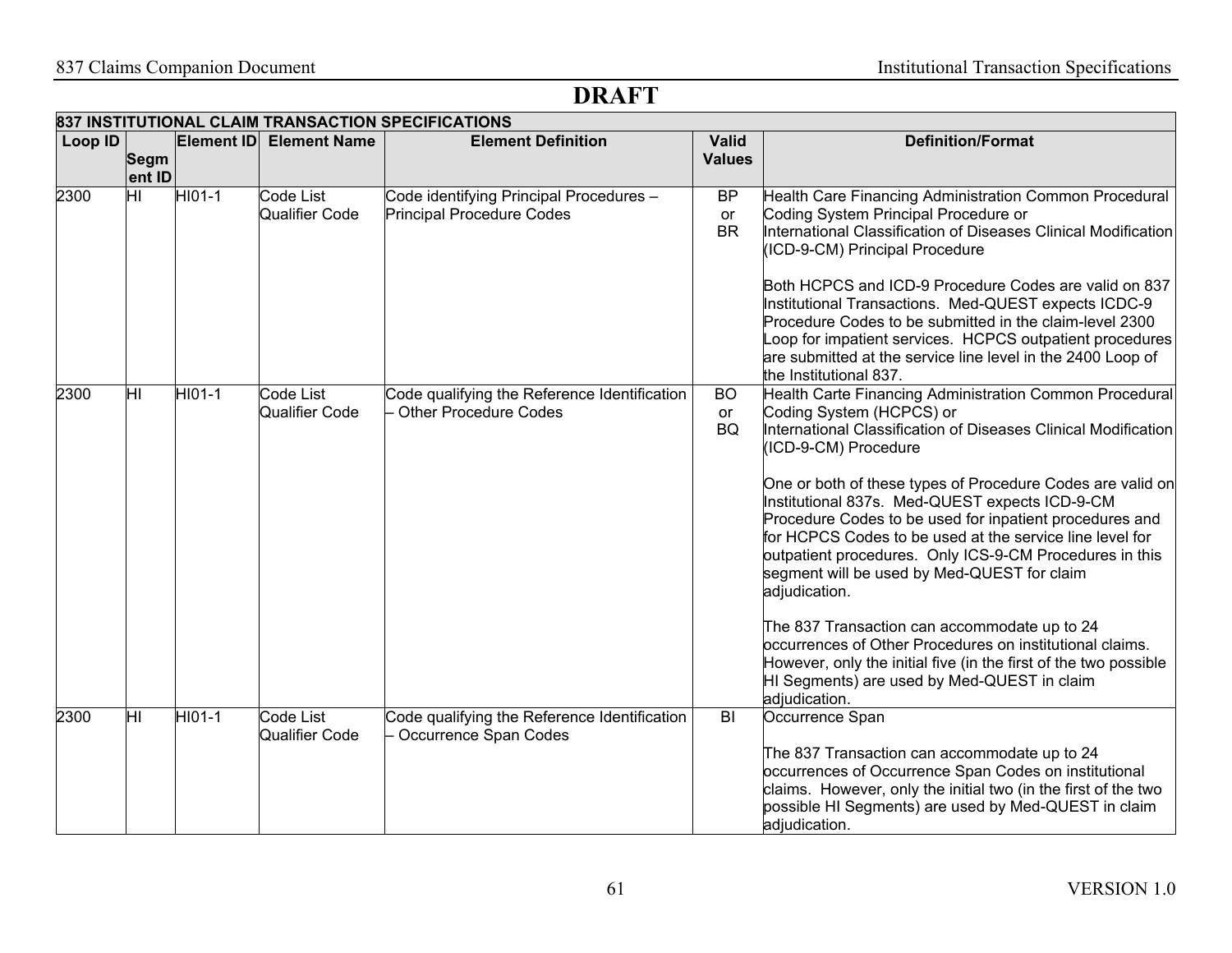# DRAFT

| 837 INSTITUTIONAL CLAIM TRANSACTION SPECIFICATIONS | | | | | | |
|---|---|---|---|---|---|---|
| **Loop ID** | **Segment ID** | **Element ID** | **Element Name** | **Element Definition** | **Valid Values** | **Definition/Format** |
| 2300 | HI | HI01-1 | Code List Qualifier Code | Code identifying Principal Procedures – Principal Procedure Codes | BP or BR | Health Care Financing Administration Common Procedural Coding System Principal Procedure or International Classification of Diseases Clinical Modification (ICD-9-CM) Principal Procedure<br><br>Both HCPCS and ICD-9 Procedure Codes are valid on 837 Institutional Transactions. Med-QUEST expects ICDC-9 Procedure Codes to be submitted in the claim-level 2300 Loop for impatient services. HCPCS outpatient procedures are submitted at the service line level in the 2400 Loop of the Institutional 837. |
| 2300 | HI | HI01-1 | Code List Qualifier Code | Code qualifying the Reference Identification – Other Procedure Codes | BO or BQ | Health Carte Financing Administration Common Procedural Coding System (HCPCS) or International Classification of Diseases Clinical Modification (ICD-9-CM) Procedure<br><br>One or both of these types of Procedure Codes are valid on Institutional 837s. Med-QUEST expects ICD-9-CM Procedure Codes to be used for inpatient procedures and for HCPCS Codes to be used at the service line level for outpatient procedures. Only ICS-9-CM Procedures in this segment will be used by Med-QUEST for claim adjudication.<br><br>The 837 Transaction can accommodate up to 24 occurrences of Other Procedures on institutional claims. However, only the initial five (in the first of the two possible HI Segments) are used by Med-QUEST in claim adjudication. |
| 2300 | HI | HI01-1 | Code List Qualifier Code | Code qualifying the Reference Identification – Occurrence Span Codes | BI | Occurrence Span<br><br>The 837 Transaction can accommodate up to 24 occurrences of Occurrence Span Codes on institutional claims. However, only the initial two (in the first of the two possible HI Segments) are used by Med-QUEST in claim adjudication. |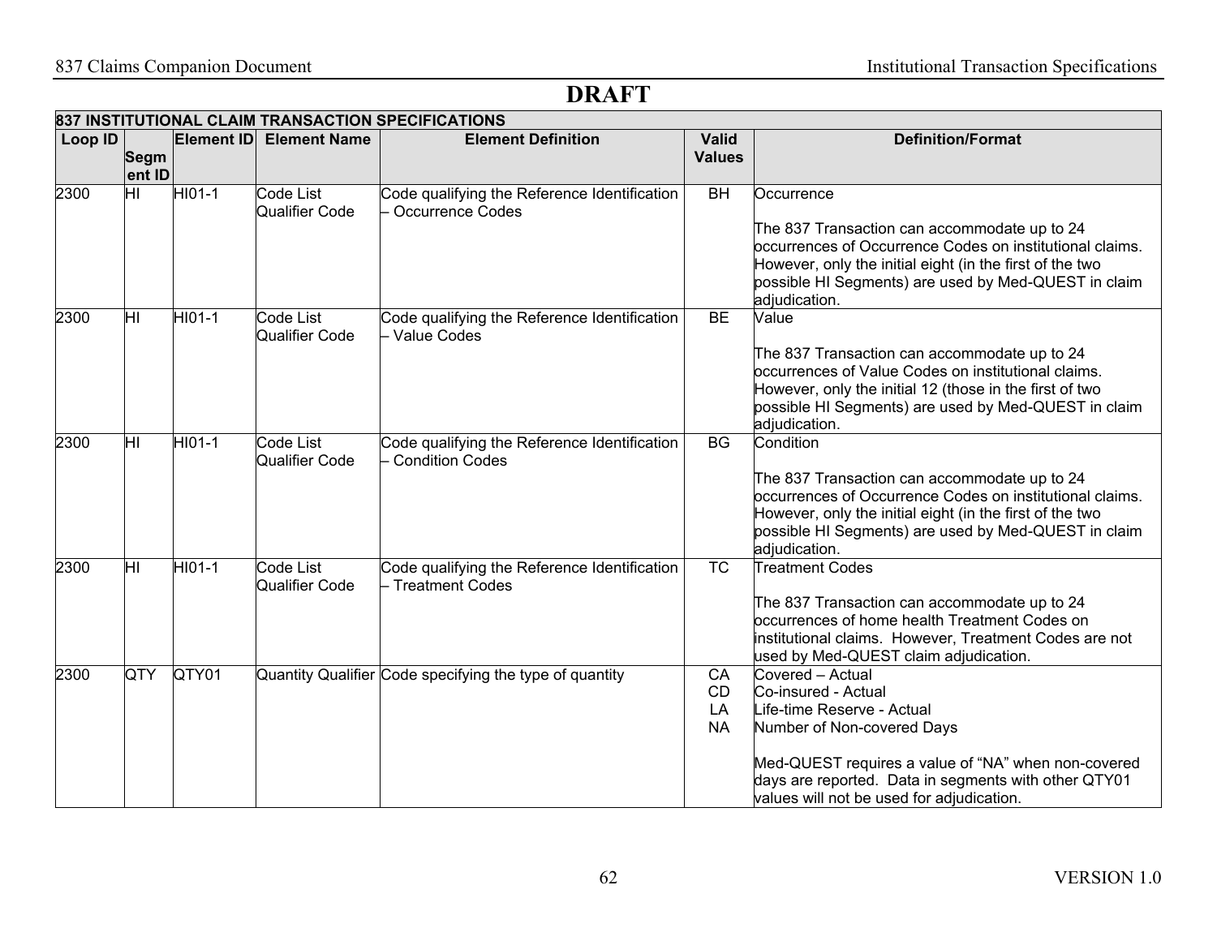# DRAFT

| 837 INSTITUTIONAL CLAIM TRANSACTION SPECIFICATIONS | | | | | | |
|---|---|---|---|---|---|---|
| **Loop ID** | **Segment ID** | **Element ID** | **Element Name** | **Element Definition** | **Valid Values** | **Definition/Format** |
| 2300 | HI | HI01-1 | Code List Qualifier Code | Code qualifying the Reference Identification – Occurrence Codes | BH | Occurrence<br><br>The 837 Transaction can accommodate up to 24 occurrences of Occurrence Codes on institutional claims. However, only the initial eight (in the first of the two possible HI Segments) are used by Med-QUEST in claim adjudication. |
| 2300 | HI | HI01-1 | Code List Qualifier Code | Code qualifying the Reference Identification – Value Codes | BE | Value<br><br>The 837 Transaction can accommodate up to 24 occurrences of Value Codes on institutional claims. However, only the initial 12 (those in the first of two possible HI Segments) are used by Med-QUEST in claim adjudication. |
| 2300 | HI | HI01-1 | Code List Qualifier Code | Code qualifying the Reference Identification – Condition Codes | BG | Condition<br><br>The 837 Transaction can accommodate up to 24 occurrences of Occurrence Codes on institutional claims. However, only the initial eight (in the first of the two possible HI Segments) are used by Med-QUEST in claim adjudication. |
| 2300 | HI | HI01-1 | Code List Qualifier Code | Code qualifying the Reference Identification – Treatment Codes | TC | Treatment Codes<br><br>The 837 Transaction can accommodate up to 24 occurrences of home health Treatment Codes on institutional claims. However, Treatment Codes are not used by Med-QUEST claim adjudication. |
| 2300 | QTY | QTY01 | Quantity Qualifier | Code specifying the type of quantity | CA<br>CD<br>LA<br>NA | Covered – Actual<br>Co-insured - Actual<br>Life-time Reserve - Actual<br>Number of Non-covered Days<br><br>Med-QUEST requires a value of "NA" when non-covered days are reported. Data in segments with other QTY01 values will not be used for adjudication. |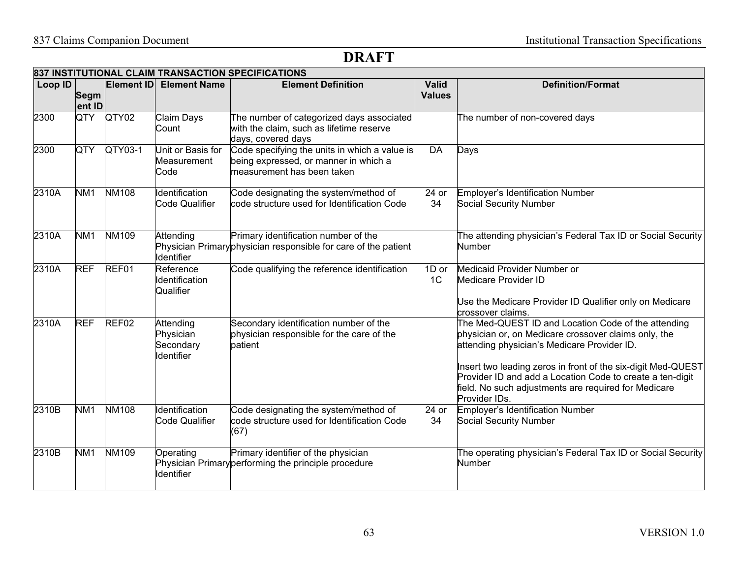**DRAFT**

| 837 INSTITUTIONAL CLAIM TRANSACTION SPECIFICATIONS | | | | | | |
|---|---|---|---|---|---|---|
| **Loop ID** | **Segment ID** | **Element ID** | **Element Name** | **Element Definition** | **Valid Values** | **Definition/Format** |
| 2300 | QTY | QTY02 | Claim Days Count | The number of categorized days associated with the claim, such as lifetime reserve days, covered days | | The number of non-covered days |
| 2300 | QTY | QTY03-1 | Unit or Basis for Measurement Code | Code specifying the units in which a value is being expressed, or manner in which a measurement has been taken | DA | Days |
| 2310A | NM1 | NM108 | Identification Code Qualifier | Code designating the system/method of code structure used for Identification Code | 24 or 34 | Employer's Identification Number<br>Social Security Number |
| 2310A | NM1 | NM109 | Attending Physician Primary Identifier | Primary identification number of the physician responsible for care of the patient | | The attending physician's Federal Tax ID or Social Security Number |
| 2310A | REF | REF01 | Reference Identification Qualifier | Code qualifying the reference identification | 1D or 1C | Medicaid Provider Number or<br>Medicare Provider ID<br><br>Use the Medicare Provider ID Qualifier only on Medicare crossover claims. |
| 2310A | REF | REF02 | Attending Physician Secondary Identifier | Secondary identification number of the physician responsible for the care of the patient | | The Med-QUEST ID and Location Code of the attending physician or, on Medicare crossover claims only, the attending physician's Medicare Provider ID.<br><br>Insert two leading zeros in front of the six-digit Med-QUEST Provider ID and add a Location Code to create a ten-digit field. No such adjustments are required for Medicare Provider IDs. |
| 2310B | NM1 | NM108 | Identification Code Qualifier | Code designating the system/method of code structure used for Identification Code (67) | 24 or 34 | Employer's Identification Number<br>Social Security Number |
| 2310B | NM1 | NM109 | Operating Physician Primary Identifier | Primary identifier of the physician performing the principle procedure | | The operating physician's Federal Tax ID or Social Security Number |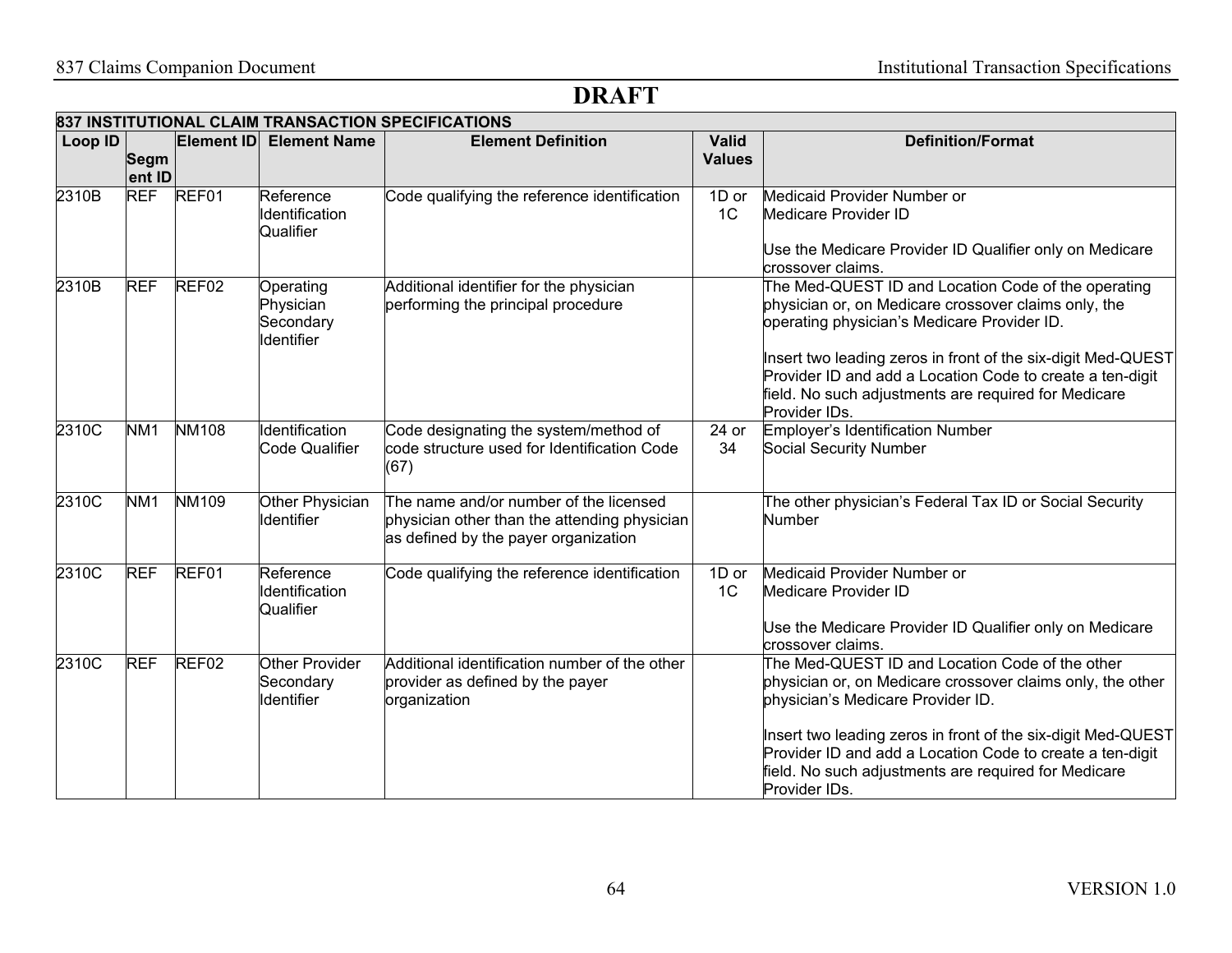# DRAFT

| 837 INSTITUTIONAL CLAIM TRANSACTION SPECIFICATIONS | | | | | | |
|---|---|---|---|---|---|---|
| **Loop ID** | **Segment ID** | **Element ID** | **Element Name** | **Element Definition** | **Valid Values** | **Definition/Format** |
| 2310B | REF | REF01 | Reference Identification Qualifier | Code qualifying the reference identification | 1D or 1C | Medicaid Provider Number or Medicare Provider ID<br><br>Use the Medicare Provider ID Qualifier only on Medicare crossover claims. |
| 2310B | REF | REF02 | Operating Physician Secondary Identifier | Additional identifier for the physician performing the principal procedure | | The Med-QUEST ID and Location Code of the operating physician or, on Medicare crossover claims only, the operating physician's Medicare Provider ID.<br><br>Insert two leading zeros in front of the six-digit Med-QUEST Provider ID and add a Location Code to create a ten-digit field. No such adjustments are required for Medicare Provider IDs. |
| 2310C | NM1 | NM108 | Identification Code Qualifier | Code designating the system/method of code structure used for Identification Code (67) | 24 or 34 | Employer's Identification Number<br>Social Security Number |
| 2310C | NM1 | NM109 | Other Physician Identifier | The name and/or number of the licensed physician other than the attending physician as defined by the payer organization | | The other physician's Federal Tax ID or Social Security Number |
| 2310C | REF | REF01 | Reference Identification Qualifier | Code qualifying the reference identification | 1D or 1C | Medicaid Provider Number or Medicare Provider ID<br><br>Use the Medicare Provider ID Qualifier only on Medicare crossover claims. |
| 2310C | REF | REF02 | Other Provider Secondary Identifier | Additional identification number of the other provider as defined by the payer organization | | The Med-QUEST ID and Location Code of the other physician or, on Medicare crossover claims only, the other physician's Medicare Provider ID.<br><br>Insert two leading zeros in front of the six-digit Med-QUEST Provider ID and add a Location Code to create a ten-digit field. No such adjustments are required for Medicare Provider IDs. |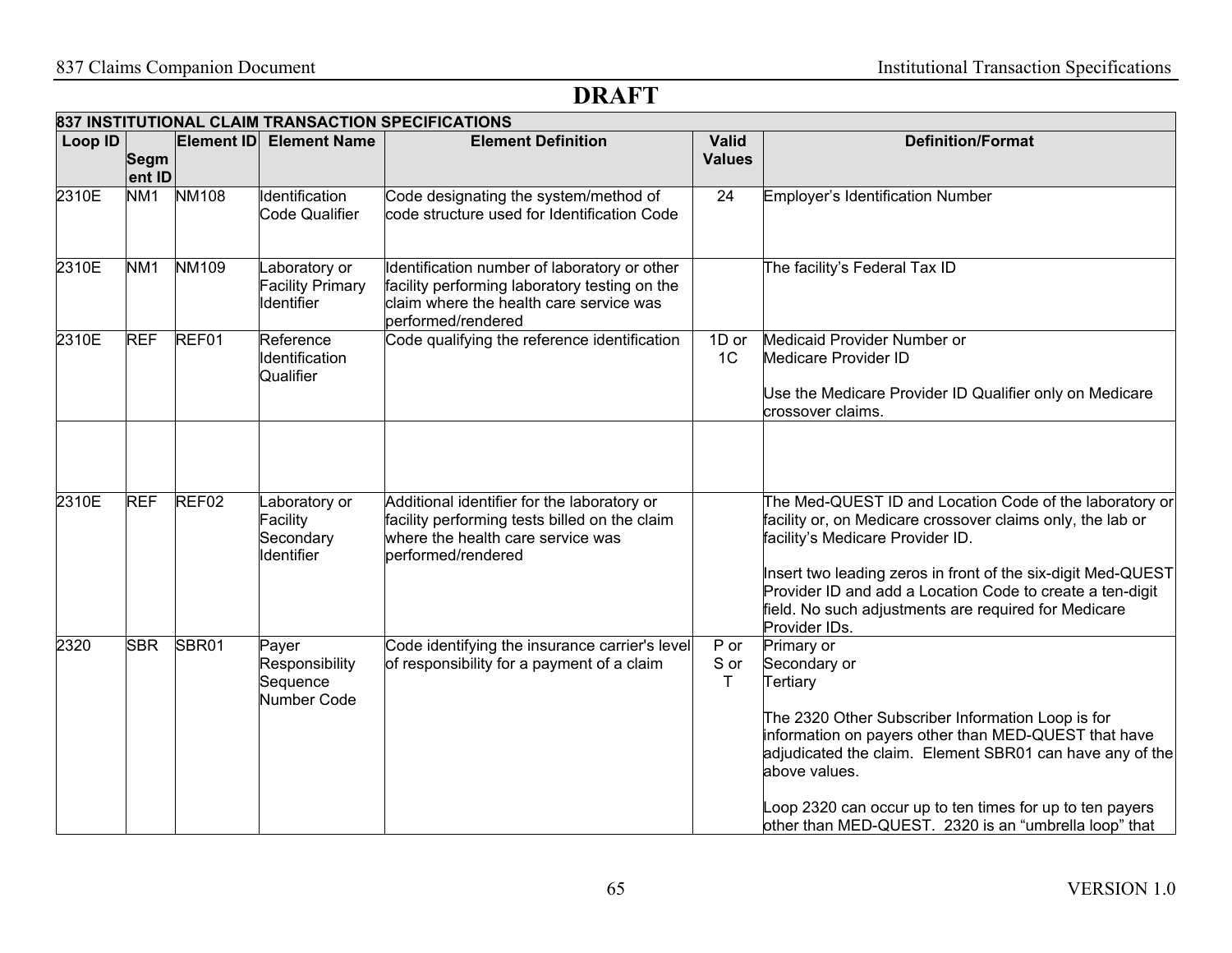**DRAFT**

| 837 INSTITUTIONAL CLAIM TRANSACTION SPECIFICATIONS | | | | | | |
|---|---|---|---|---|---|---|
| Loop ID | Segment ID | Element ID | Element Name | Element Definition | Valid Values | Definition/Format |
| 2310E | NM1 | NM108 | Identification Code Qualifier | Code designating the system/method of code structure used for Identification Code | 24 | Employer's Identification Number |
| 2310E | NM1 | NM109 | Laboratory or Facility Primary Identifier | Identification number of laboratory or other facility performing laboratory testing on the claim where the health care service was performed/rendered | | The facility's Federal Tax ID |
| 2310E | REF | REF01 | Reference Identification Qualifier | Code qualifying the reference identification | 1D or 1C | Medicaid Provider Number or Medicare Provider ID<br><br>Use the Medicare Provider ID Qualifier only on Medicare crossover claims. |
| | | | | | | |
| 2310E | REF | REF02 | Laboratory or Facility Secondary Identifier | Additional identifier for the laboratory or facility performing tests billed on the claim where the health care service was performed/rendered | | The Med-QUEST ID and Location Code of the laboratory or facility or, on Medicare crossover claims only, the lab or facility's Medicare Provider ID.<br><br>Insert two leading zeros in front of the six-digit Med-QUEST Provider ID and add a Location Code to create a ten-digit field. No such adjustments are required for Medicare Provider IDs. |
| 2320 | SBR | SBR01 | Payer Responsibility Sequence Number Code | Code identifying the insurance carrier's level of responsibility for a payment of a claim | P or S or T | Primary or Secondary or Tertiary<br><br>The 2320 Other Subscriber Information Loop is for information on payers other than MED-QUEST that have adjudicated the claim. Element SBR01 can have any of the above values.<br><br>Loop 2320 can occur up to ten times for up to ten payers other than MED-QUEST. 2320 is an "umbrella loop" that |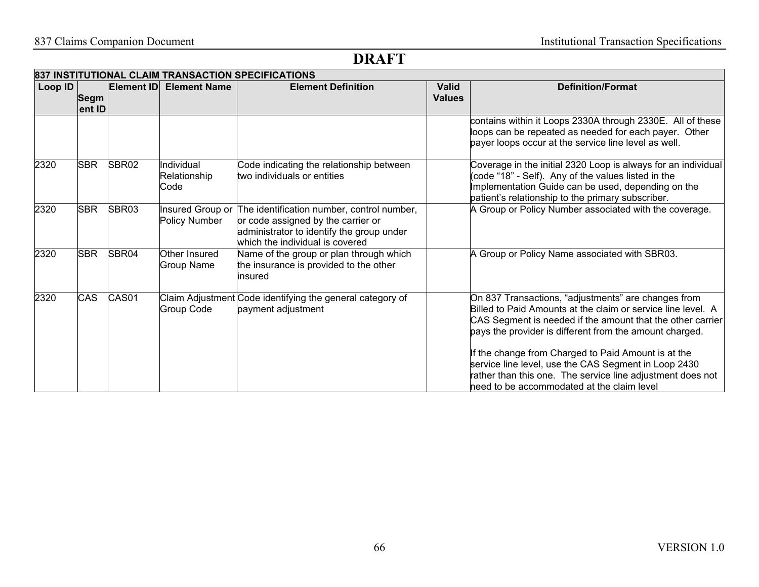# DRAFT

| 837 INSTITUTIONAL CLAIM TRANSACTION SPECIFICATIONS | | | | | | |
|---|---|---|---|---|---|---|
| **Loop ID** | **Segment ID** | **Element ID** | **Element Name** | **Element Definition** | **Valid Values** | **Definition/Format** |
| | | | | | | contains within it Loops 2330A through 2330E. All of these loops can be repeated as needed for each payer. Other payer loops occur at the service line level as well. |
| 2320 | SBR | SBR02 | Individual Relationship Code | Code indicating the relationship between two individuals or entities | | Coverage in the initial 2320 Loop is always for an individual (code "18" - Self). Any of the values listed in the Implementation Guide can be used, depending on the patient's relationship to the primary subscriber. |
| 2320 | SBR | SBR03 | Insured Group or Policy Number | The identification number, control number, or code assigned by the carrier or administrator to identify the group under which the individual is covered | | A Group or Policy Number associated with the coverage. |
| 2320 | SBR | SBR04 | Other Insured Group Name | Name of the group or plan through which the insurance is provided to the other insured | | A Group or Policy Name associated with SBR03. |
| 2320 | CAS | CAS01 | Claim Adjustment Group Code | Code identifying the general category of payment adjustment | | On 837 Transactions, "adjustments" are changes from Billed to Paid Amounts at the claim or service line level. A CAS Segment is needed if the amount that the other carrier pays the provider is different from the amount charged.<br><br>If the change from Charged to Paid Amount is at the service line level, use the CAS Segment in Loop 2430 rather than this one. The service line adjustment does not need to be accommodated at the claim level |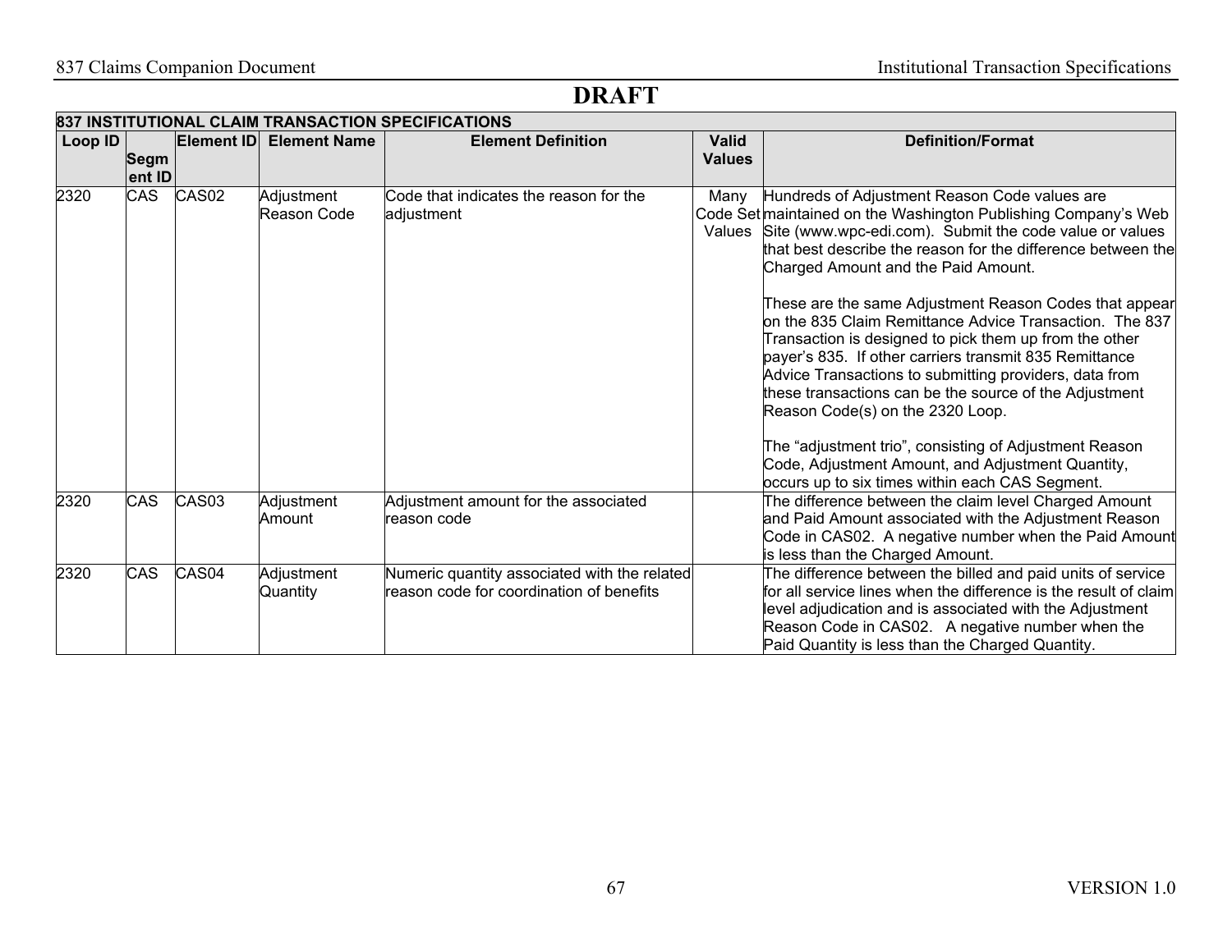# DRAFT

| 837 INSTITUTIONAL CLAIM TRANSACTION SPECIFICATIONS | | | | | | |
|---|---|---|---|---|---|---|
| **Loop ID** | **Segment ID** | **Element ID** | **Element Name** | **Element Definition** | **Valid Values** | **Definition/Format** |
| 2320 | CAS | CAS02 | Adjustment Reason Code | Code that indicates the reason for the adjustment | Many Code Set Values | Hundreds of Adjustment Reason Code values are maintained on the Washington Publishing Company's Web Site (www.wpc-edi.com). Submit the code value or values that best describe the reason for the difference between the Charged Amount and the Paid Amount.<br><br>These are the same Adjustment Reason Codes that appear on the 835 Claim Remittance Advice Transaction. The 837 Transaction is designed to pick them up from the other payer's 835. If other carriers transmit 835 Remittance Advice Transactions to submitting providers, data from these transactions can be the source of the Adjustment Reason Code(s) on the 2320 Loop.<br><br>The "adjustment trio", consisting of Adjustment Reason Code, Adjustment Amount, and Adjustment Quantity, occurs up to six times within each CAS Segment. |
| 2320 | CAS | CAS03 | Adjustment Amount | Adjustment amount for the associated reason code | | The difference between the claim level Charged Amount and Paid Amount associated with the Adjustment Reason Code in CAS02. A negative number when the Paid Amount is less than the Charged Amount. |
| 2320 | CAS | CAS04 | Adjustment Quantity | Numeric quantity associated with the related reason code for coordination of benefits | | The difference between the billed and paid units of service for all service lines when the difference is the result of claim level adjudication and is associated with the Adjustment Reason Code in CAS02. A negative number when the Paid Quantity is less than the Charged Quantity. |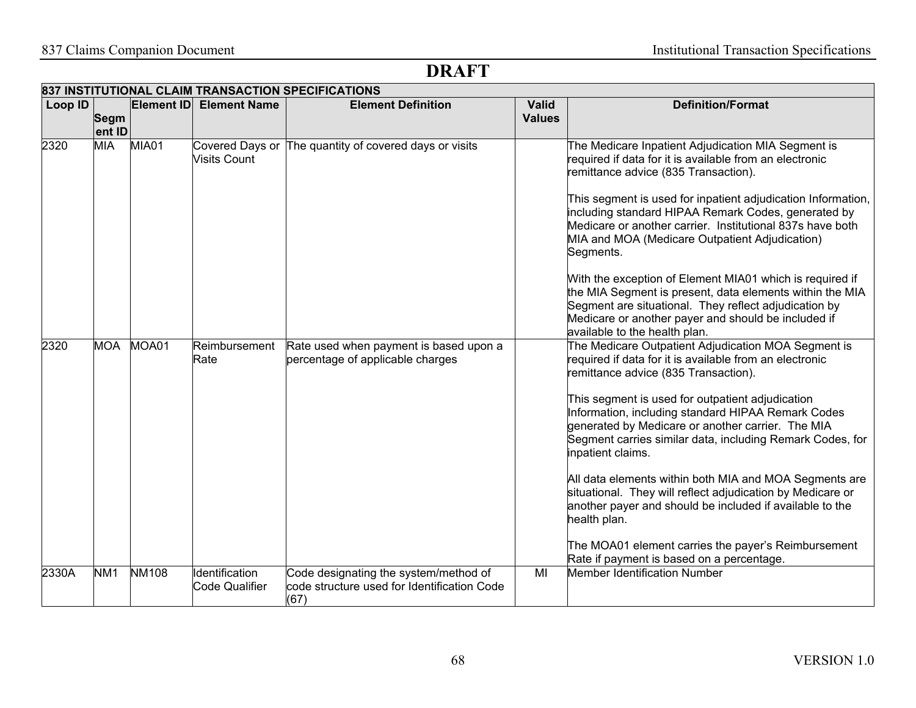# DRAFT

| 837 INSTITUTIONAL CLAIM TRANSACTION SPECIFICATIONS | | | | | | |
|---|---|---|---|---|---|---|
| **Loop ID** | **Segment ID** | **Element ID** | **Element Name** | **Element Definition** | **Valid Values** | **Definition/Format** |
| 2320 | MIA | MIA01 | Covered Days or Visits Count | The quantity of covered days or visits | | The Medicare Inpatient Adjudication MIA Segment is required if data for it is available from an electronic remittance advice (835 Transaction).<br><br>This segment is used for inpatient adjudication Information, including standard HIPAA Remark Codes, generated by Medicare or another carrier. Institutional 837s have both MIA and MOA (Medicare Outpatient Adjudication) Segments.<br><br>With the exception of Element MIA01 which is required if the MIA Segment is present, data elements within the MIA Segment are situational. They reflect adjudication by Medicare or another payer and should be included if available to the health plan. |
| 2320 | MOA | MOA01 | Reimbursement Rate | Rate used when payment is based upon a percentage of applicable charges | | The Medicare Outpatient Adjudication MOA Segment is required if data for it is available from an electronic remittance advice (835 Transaction).<br><br>This segment is used for outpatient adjudication Information, including standard HIPAA Remark Codes generated by Medicare or another carrier. The MIA Segment carries similar data, including Remark Codes, for inpatient claims.<br><br>All data elements within both MIA and MOA Segments are situational. They will reflect adjudication by Medicare or another payer and should be included if available to the health plan.<br><br>The MOA01 element carries the payer's Reimbursement Rate if payment is based on a percentage. |
| 2330A | NM1 | NM108 | Identification Code Qualifier | Code designating the system/method of code structure used for Identification Code (67) | MI | Member Identification Number |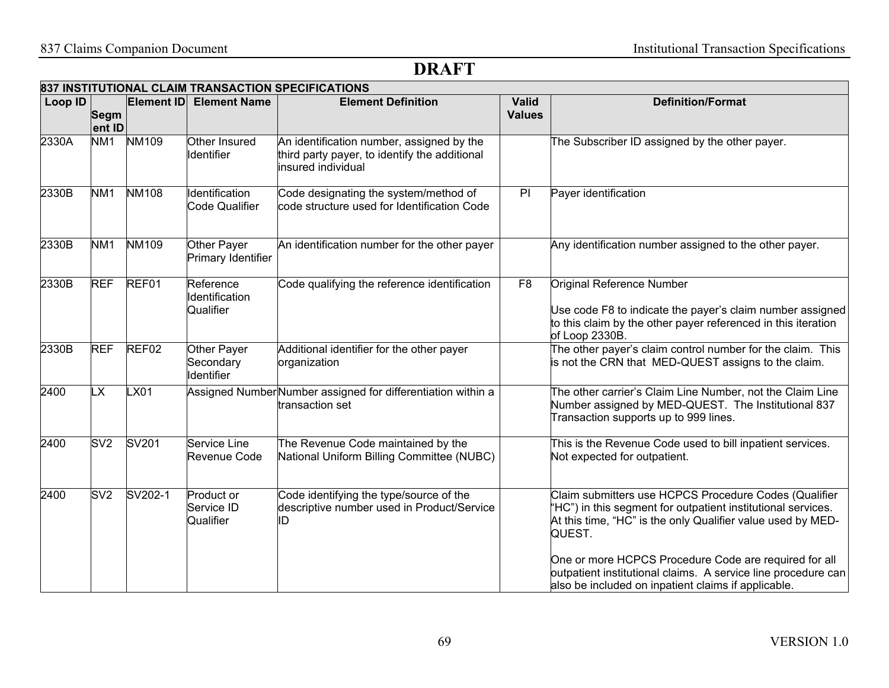**DRAFT**

| 837 INSTITUTIONAL CLAIM TRANSACTION SPECIFICATIONS | | | | | | |
|---|---|---|---|---|---|---|
| **Loop ID** | **Segment ID** | **Element ID** | **Element Name** | **Element Definition** | **Valid Values** | **Definition/Format** |
| 2330A | NM1 | NM109 | Other Insured Identifier | An identification number, assigned by the third party payer, to identify the additional insured individual | | The Subscriber ID assigned by the other payer. |
| 2330B | NM1 | NM108 | Identification Code Qualifier | Code designating the system/method of code structure used for Identification Code | PI | Payer identification |
| 2330B | NM1 | NM109 | Other Payer Primary Identifier | An identification number for the other payer | | Any identification number assigned to the other payer. |
| 2330B | REF | REF01 | Reference Identification Qualifier | Code qualifying the reference identification | F8 | Original Reference Number<br><br>Use code F8 to indicate the payer's claim number assigned to this claim by the other payer referenced in this iteration of Loop 2330B. |
| 2330B | REF | REF02 | Other Payer Secondary Identifier | Additional identifier for the other payer organization | | The other payer's claim control number for the claim. This is not the CRN that MED-QUEST assigns to the claim. |
| 2400 | LX | LX01 | Assigned Number | Number assigned for differentiation within a transaction set | | The other carrier's Claim Line Number, not the Claim Line Number assigned by MED-QUEST. The Institutional 837 Transaction supports up to 999 lines. |
| 2400 | SV2 | SV201 | Service Line Revenue Code | The Revenue Code maintained by the National Uniform Billing Committee (NUBC) | | This is the Revenue Code used to bill inpatient services. Not expected for outpatient. |
| 2400 | SV2 | SV202-1 | Product or Service ID Qualifier | Code identifying the type/source of the descriptive number used in Product/Service ID | | Claim submitters use HCPCS Procedure Codes (Qualifier "HC") in this segment for outpatient institutional services. At this time, "HC" is the only Qualifier value used by MED-QUEST.<br><br>One or more HCPCS Procedure Code are required for all outpatient institutional claims. A service line procedure can also be included on inpatient claims if applicable. |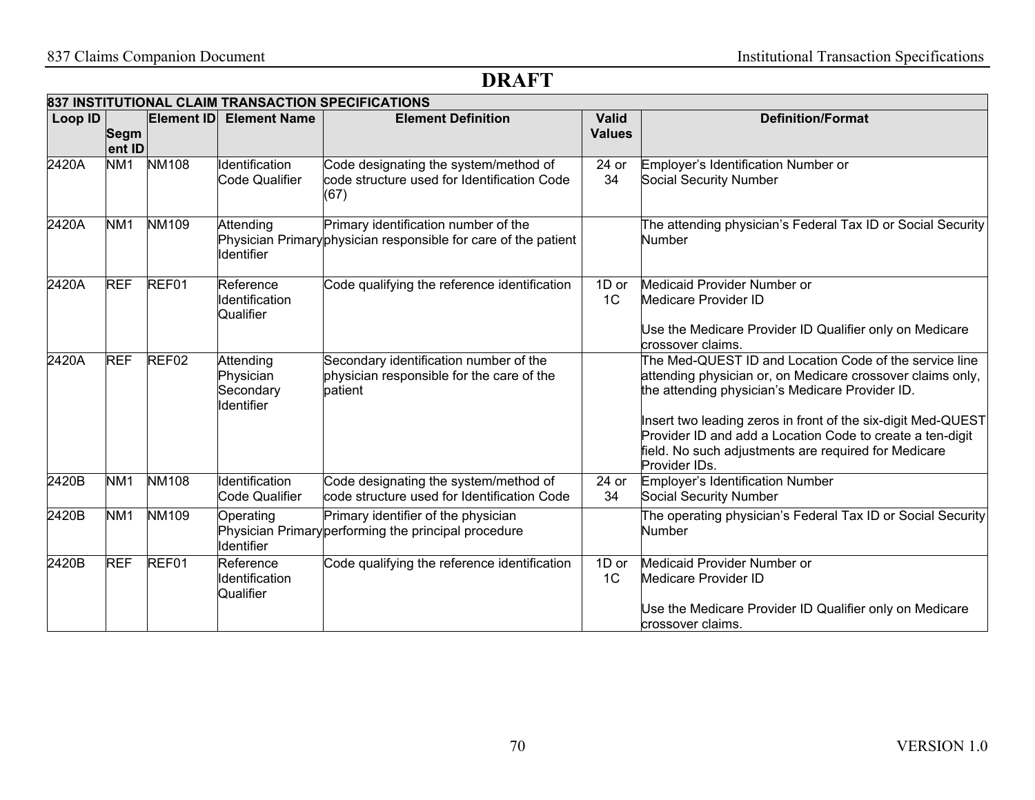**DRAFT**

| 837 INSTITUTIONAL CLAIM TRANSACTION SPECIFICATIONS | | | | | | |
|---|---|---|---|---|---|---|
| **Loop ID** | **Segment ID** | **Element ID** | **Element Name** | **Element Definition** | **Valid Values** | **Definition/Format** |
| 2420A | NM1 | NM108 | Identification Code Qualifier | Code designating the system/method of code structure used for Identification Code (67) | 24 or 34 | Employer's Identification Number or Social Security Number |
| 2420A | NM1 | NM109 | Attending Physician Primary Identifier | Primary identification number of the physician responsible for care of the patient | | The attending physician's Federal Tax ID or Social Security Number |
| 2420A | REF | REF01 | Reference Identification Qualifier | Code qualifying the reference identification | 1D or 1C | Medicaid Provider Number or Medicare Provider ID<br><br>Use the Medicare Provider ID Qualifier only on Medicare crossover claims. |
| 2420A | REF | REF02 | Attending Physician Secondary Identifier | Secondary identification number of the physician responsible for the care of the patient | | The Med-QUEST ID and Location Code of the service line attending physician or, on Medicare crossover claims only, the attending physician's Medicare Provider ID.<br><br>Insert two leading zeros in front of the six-digit Med-QUEST Provider ID and add a Location Code to create a ten-digit field. No such adjustments are required for Medicare Provider IDs. |
| 2420B | NM1 | NM108 | Identification Code Qualifier | Code designating the system/method of code structure used for Identification Code | 24 or 34 | Employer's Identification Number Social Security Number |
| 2420B | NM1 | NM109 | Operating Physician Primary Identifier | Primary identifier of the physician performing the principal procedure | | The operating physician's Federal Tax ID or Social Security Number |
| 2420B | REF | REF01 | Reference Identification Qualifier | Code qualifying the reference identification | 1D or 1C | Medicaid Provider Number or Medicare Provider ID<br><br>Use the Medicare Provider ID Qualifier only on Medicare crossover claims. |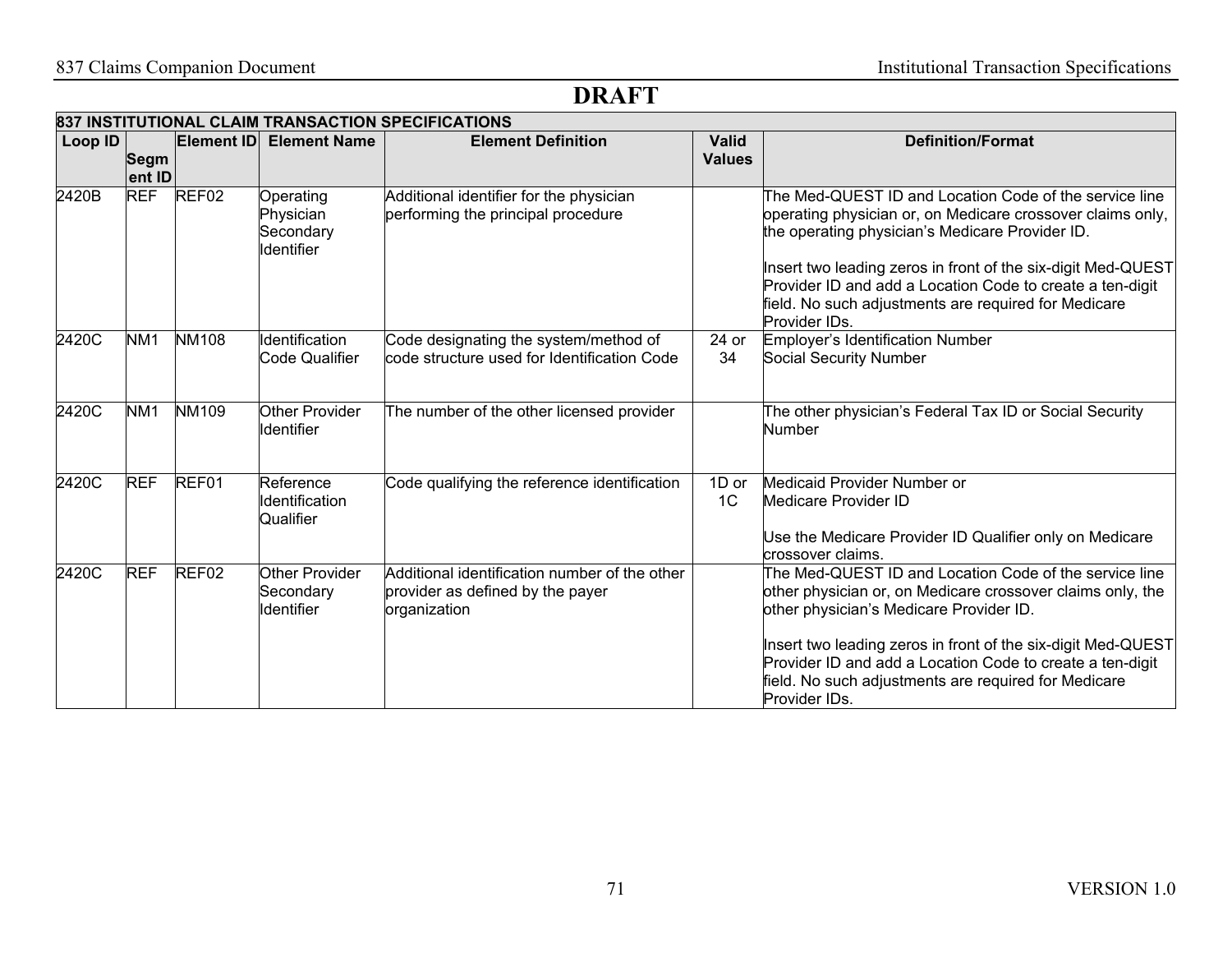# DRAFT

| 837 INSTITUTIONAL CLAIM TRANSACTION SPECIFICATIONS | | | | | | |
|---|---|---|---|---|---|---|
| **Loop ID** | **Segment ID** | **Element ID** | **Element Name** | **Element Definition** | **Valid Values** | **Definition/Format** |
| 2420B | REF | REF02 | Operating Physician Secondary Identifier | Additional identifier for the physician performing the principal procedure | | The Med-QUEST ID and Location Code of the service line operating physician or, on Medicare crossover claims only, the operating physician's Medicare Provider ID.<br><br>Insert two leading zeros in front of the six-digit Med-QUEST Provider ID and add a Location Code to create a ten-digit field. No such adjustments are required for Medicare Provider IDs. |
| 2420C | NM1 | NM108 | Identification Code Qualifier | Code designating the system/method of code structure used for Identification Code | 24 or 34 | Employer's Identification Number<br>Social Security Number |
| 2420C | NM1 | NM109 | Other Provider Identifier | The number of the other licensed provider | | The other physician's Federal Tax ID or Social Security Number |
| 2420C | REF | REF01 | Reference Identification Qualifier | Code qualifying the reference identification | 1D or 1C | Medicaid Provider Number or<br>Medicare Provider ID<br><br>Use the Medicare Provider ID Qualifier only on Medicare crossover claims. |
| 2420C | REF | REF02 | Other Provider Secondary Identifier | Additional identification number of the other provider as defined by the payer organization | | The Med-QUEST ID and Location Code of the service line other physician or, on Medicare crossover claims only, the other physician's Medicare Provider ID.<br><br>Insert two leading zeros in front of the six-digit Med-QUEST Provider ID and add a Location Code to create a ten-digit field. No such adjustments are required for Medicare Provider IDs. |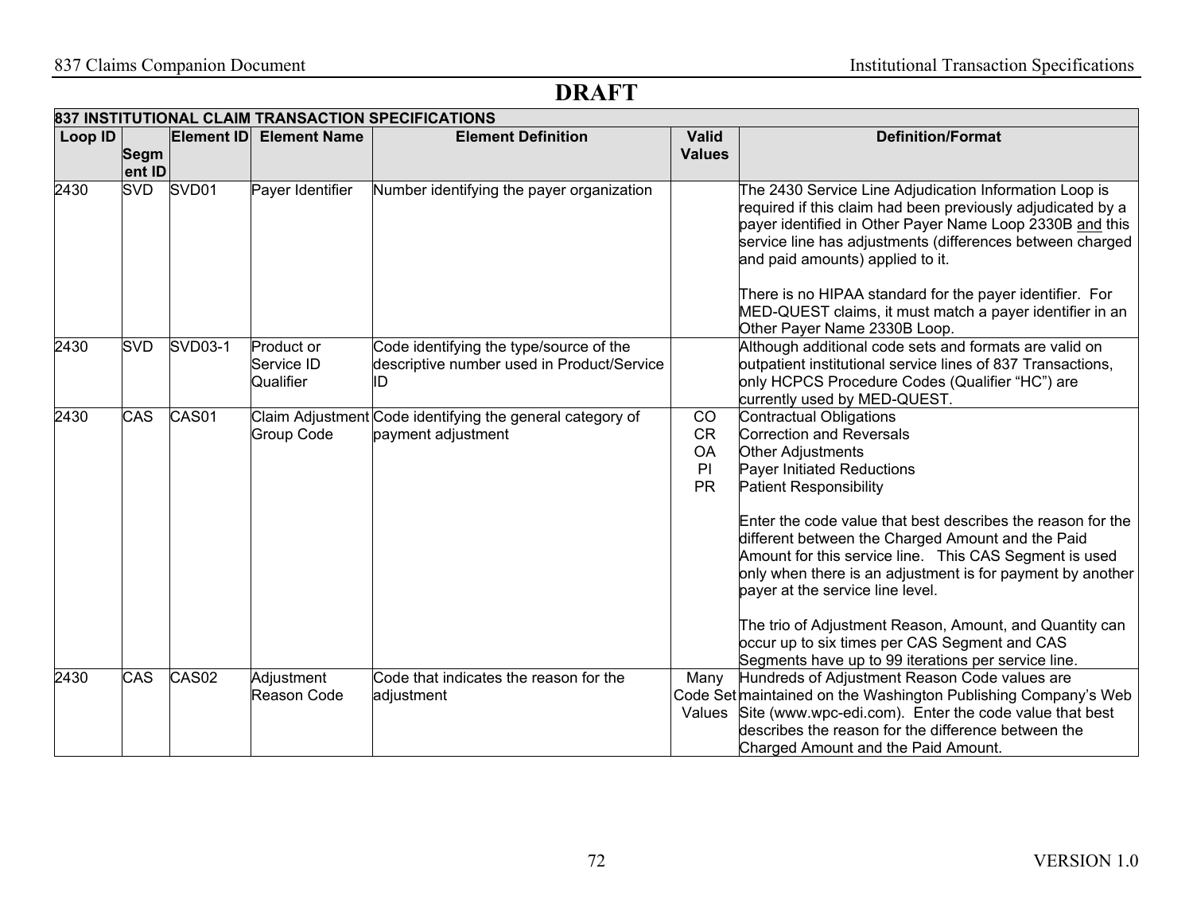# DRAFT

| 837 INSTITUTIONAL CLAIM TRANSACTION SPECIFICATIONS | | | | | | |
|---|---|---|---|---|---|---|
| **Loop ID** | **Segment ID** | **Element ID** | **Element Name** | **Element Definition** | **Valid Values** | **Definition/Format** |
| 2430 | SVD | SVD01 | Payer Identifier | Number identifying the payer organization | | The 2430 Service Line Adjudication Information Loop is required if this claim had been previously adjudicated by a payer identified in Other Payer Name Loop 2330B and this service line has adjustments (differences between charged and paid amounts) applied to it.<br><br>There is no HIPAA standard for the payer identifier. For MED-QUEST claims, it must match a payer identifier in an Other Payer Name 2330B Loop. |
| 2430 | SVD | SVD03-1 | Product or Service ID Qualifier | Code identifying the type/source of the descriptive number used in Product/Service ID | | Although additional code sets and formats are valid on outpatient institutional service lines of 837 Transactions, only HCPCS Procedure Codes (Qualifier "HC") are currently used by MED-QUEST. |
| 2430 | CAS | CAS01 | Claim Adjustment Group Code | Code identifying the general category of payment adjustment | CO<br>CR<br>OA<br>PI<br>PR | Contractual Obligations<br>Correction and Reversals<br>Other Adjustments<br>Payer Initiated Reductions<br>Patient Responsibility<br><br>Enter the code value that best describes the reason for the different between the Charged Amount and the Paid Amount for this service line. This CAS Segment is used only when there is an adjustment is for payment by another payer at the service line level.<br><br>The trio of Adjustment Reason, Amount, and Quantity can occur up to six times per CAS Segment and CAS Segments have up to 99 iterations per service line. |
| 2430 | CAS | CAS02 | Adjustment Reason Code | Code that indicates the reason for the adjustment | Many Code Set Values | Hundreds of Adjustment Reason Code values are maintained on the Washington Publishing Company's Web Site (www.wpc-edi.com). Enter the code value that best describes the reason for the difference between the Charged Amount and the Paid Amount. |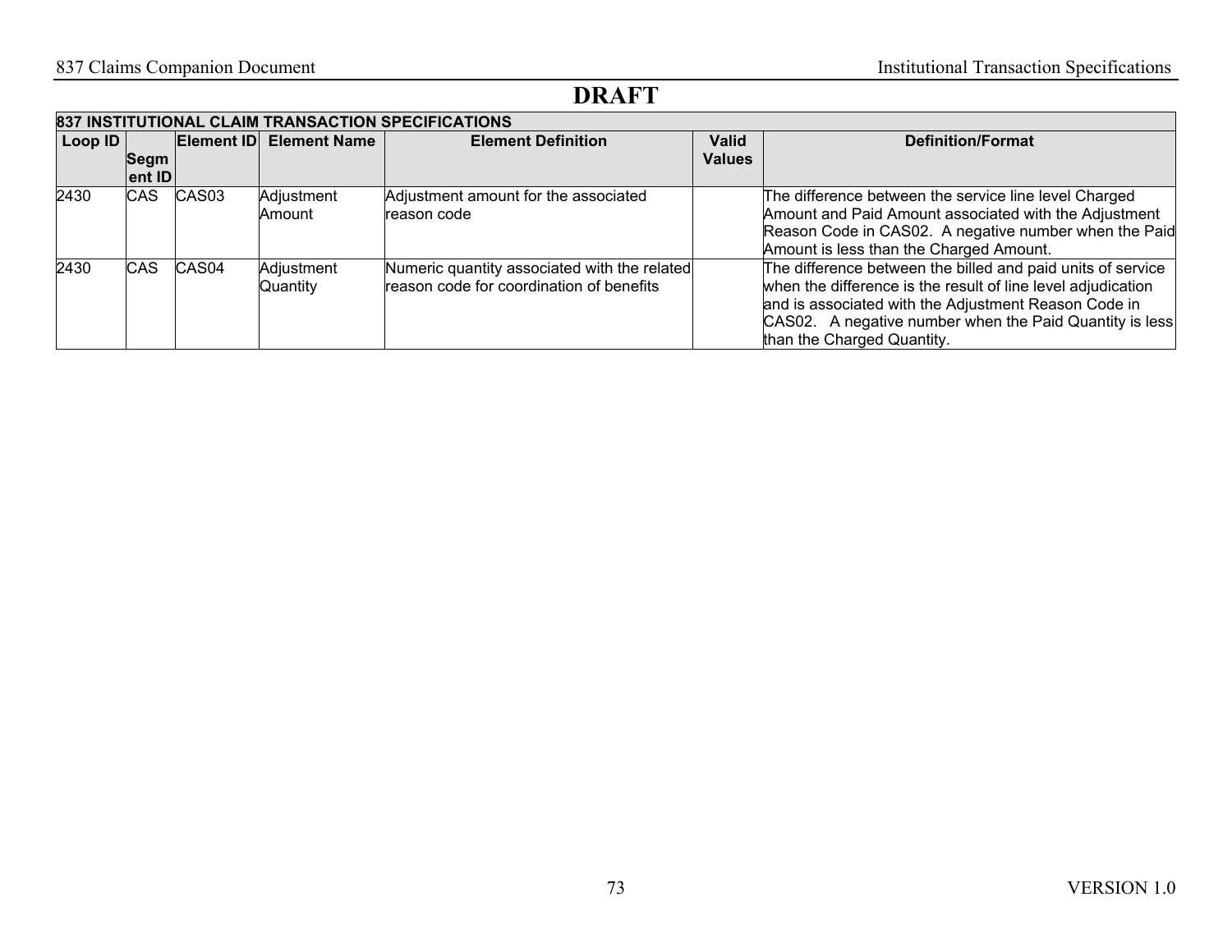# DRAFT

| 837 INSTITUTIONAL CLAIM TRANSACTION SPECIFICATIONS | | | | | | |
|---|---|---|---|---|---|---|
| Loop ID | Segment ID | Element ID | Element Name | Element Definition | Valid Values | Definition/Format |
| 2430 | CAS | CAS03 | Adjustment Amount | Adjustment amount for the associated reason code | | The difference between the service line level Charged Amount and Paid Amount associated with the Adjustment Reason Code in CAS02. A negative number when the Paid Amount is less than the Charged Amount. |
| 2430 | CAS | CAS04 | Adjustment Quantity | Numeric quantity associated with the related reason code for coordination of benefits | | The difference between the billed and paid units of service when the difference is the result of line level adjudication and is associated with the Adjustment Reason Code in CAS02. A negative number when the Paid Quantity is less than the Charged Quantity. |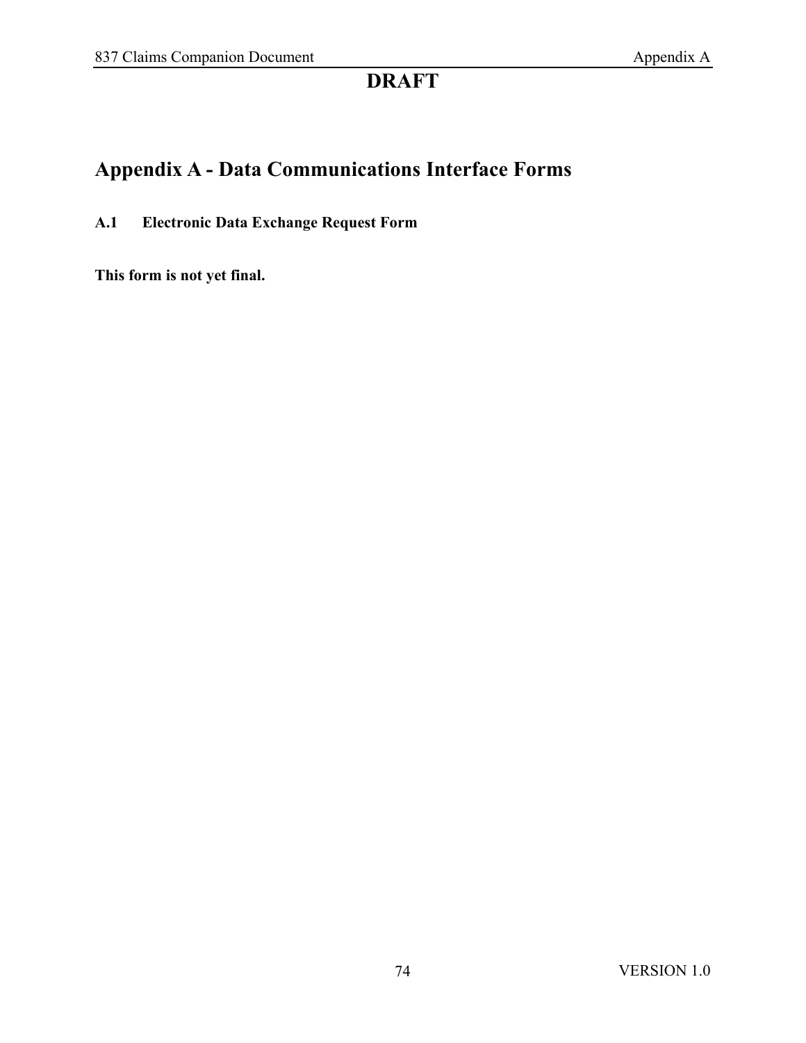**DRAFT**

# Appendix A - Data Communications Interface Forms

### A.1 Electronic Data Exchange Request Form

**This form is not yet final.**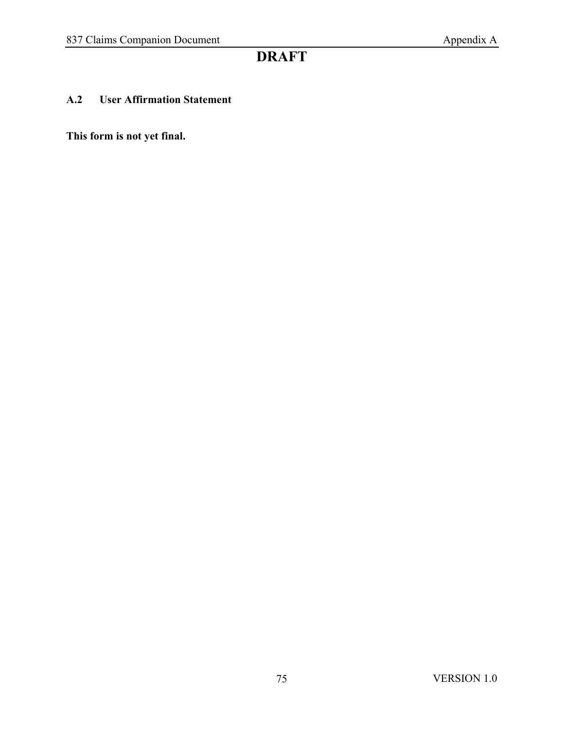# DRAFT

## A.2 User Affirmation Statement

**This form is not yet final.**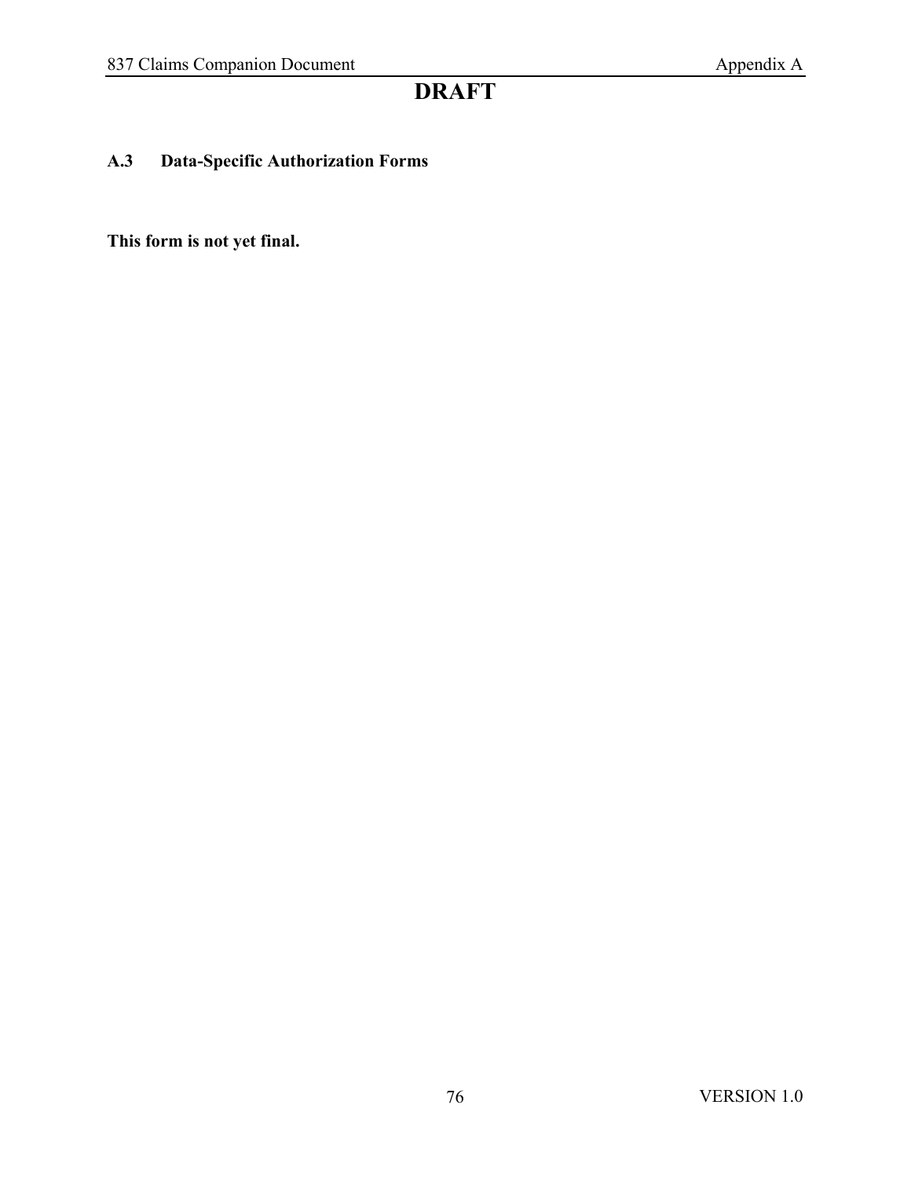# DRAFT

## A.3 Data-Specific Authorization Forms

**This form is not yet final.**